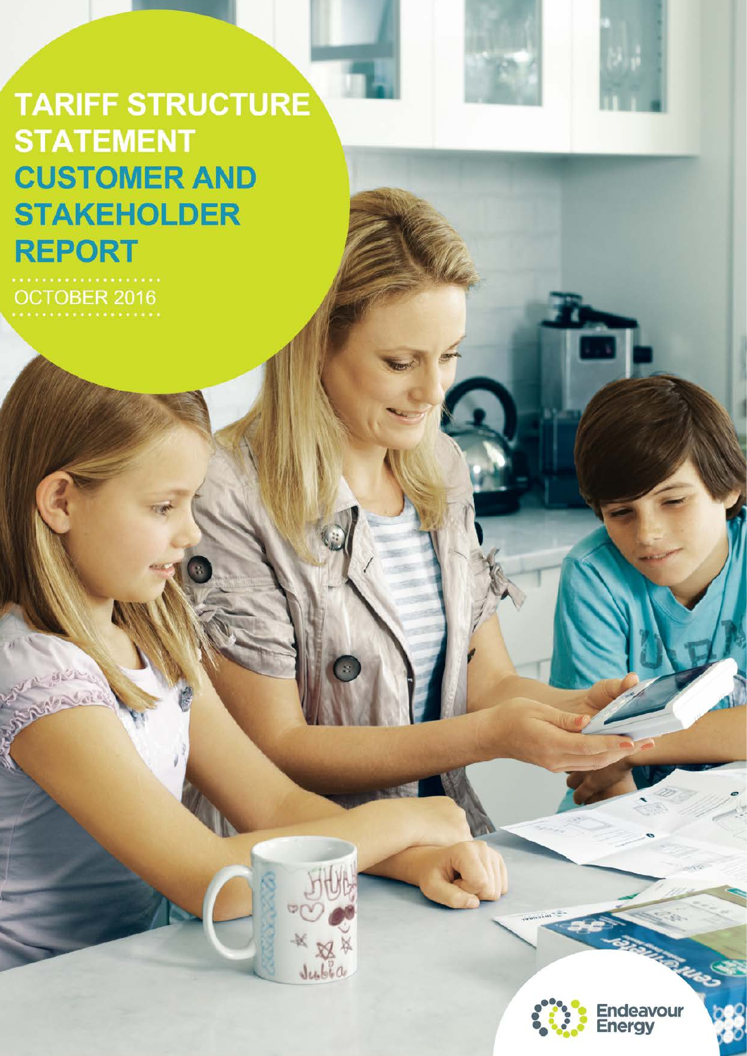# TARIFF STRUCTURE STATEMENT

## CUSTOMER AND STAKEHOLDER REPORT

OCTOBER 2016

Endeavour Energy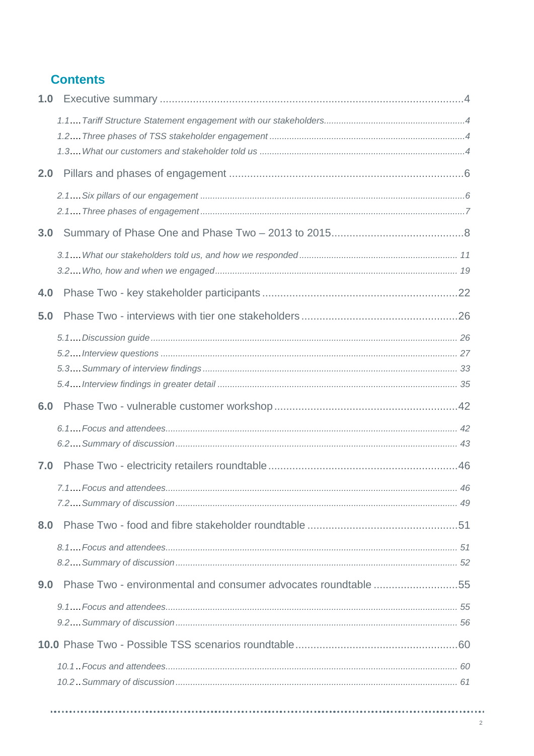## Contents

**1.0** Executive summary ....................................................................................................4

*1.1 Tariff Structure Statement engagement with our stakeholders........................................................4*

*1.2 Three phases of TSS stakeholder engagement ..............................................................................4*

*1.3 What our customers and stakeholder told us ..................................................................................4*

**2.0** Pillars and phases of engagement ..............................................................................6

*2.1 Six pillars of our engagement .........................................................................................................6*

*2.1 Three phases of engagement.........................................................................................................7*

**3.0** Summary of Phase One and Phase Two – 2013 to 2015............................................8

*3.1 What our stakeholders told us, and how we responded............................................................... 11*

*3.2 Who, how and when we engaged................................................................................................ 19*

**4.0** Phase Two - key stakeholder participants ................................................................22

**5.0** Phase Two - interviews with tier one stakeholders ....................................................26

*5.1 Discussion guide ......................................................................................................................... 26*

*5.2 Interview questions ..................................................................................................................... 27*

*5.3 Summary of interview findings ..................................................................................................... 33*

*5.4 Interview findings in greater detail ............................................................................................... 35*

**6.0** Phase Two - vulnerable customer workshop .............................................................42

*6.1 Focus and attendees.................................................................................................................... 42*

*6.2 Summary of discussion................................................................................................................ 43*

**7.0** Phase Two - electricity retailers roundtable ...............................................................46

*7.1 Focus and attendees.................................................................................................................... 46*

*7.2 Summary of discussion................................................................................................................ 49*

**8.0** Phase Two - food and fibre stakeholder roundtable ..................................................51

*8.1 Focus and attendees.................................................................................................................... 51*

*8.2 Summary of discussion................................................................................................................ 52*

**9.0** Phase Two - environmental and consumer advocates roundtable ............................55

*9.1 Focus and attendees.................................................................................................................... 55*

*9.2 Summary of discussion................................................................................................................ 56*

**10.0** Phase Two - Possible TSS scenarios roundtable......................................................60

*10.1 Focus and attendees.................................................................................................................... 60*

*10.2 Summary of discussion................................................................................................................ 61*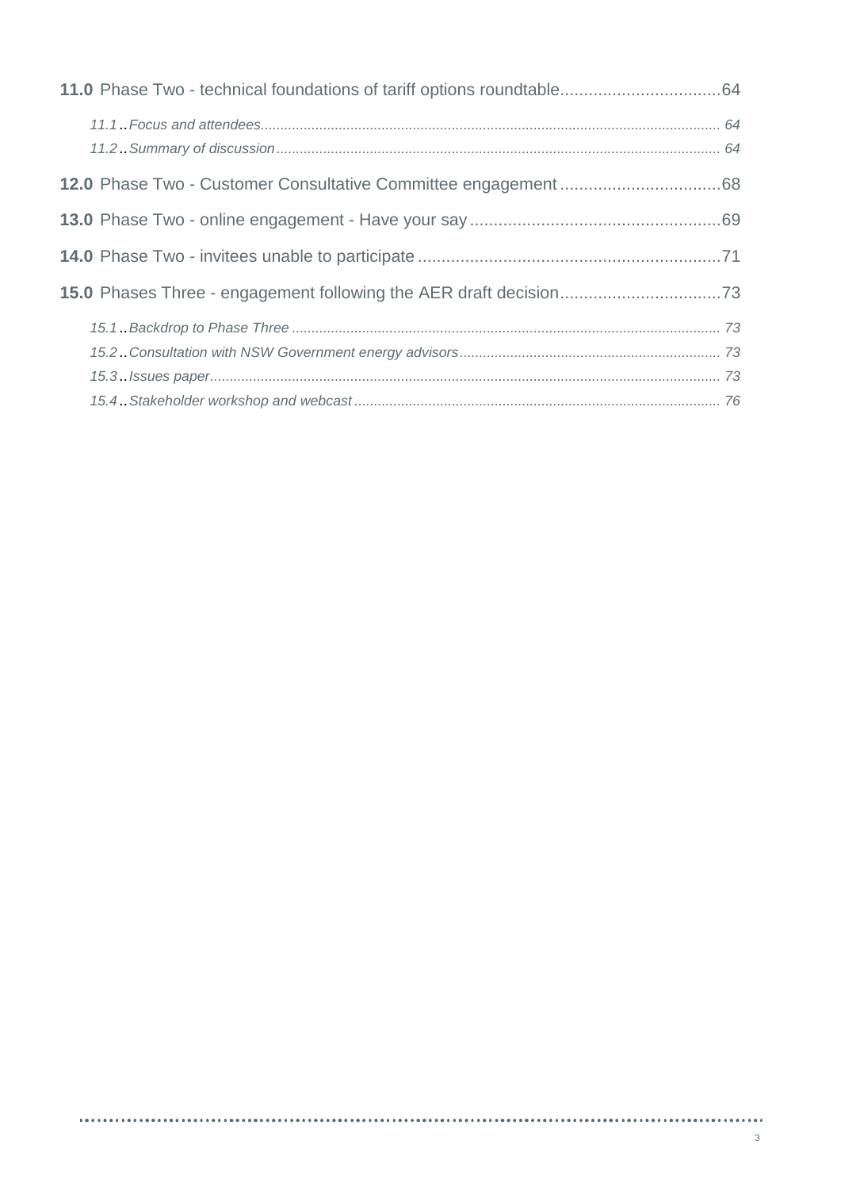**11.0** Phase Two - technical foundations of tariff options roundtable..................................64

*11.1 .. Focus and attendees................................................................................................................ 64*

*11.2 .. Summary of discussion............................................................................................................ 64*

**12.0** Phase Two - Customer Consultative Committee engagement ..................................68

**13.0** Phase Two - online engagement - Have your say .....................................................69

**14.0** Phase Two - invitees unable to participate ................................................................71

**15.0** Phases Three - engagement following the AER draft decision..................................73

*15.1 .. Backdrop to Phase Three ........................................................................................................ 73*

*15.2 .. Consultation with NSW Government energy advisors.................................................................. 73*

*15.3 .. Issues paper............................................................................................................................ 73*

*15.4 .. Stakeholder workshop and webcast .......................................................................................... 76*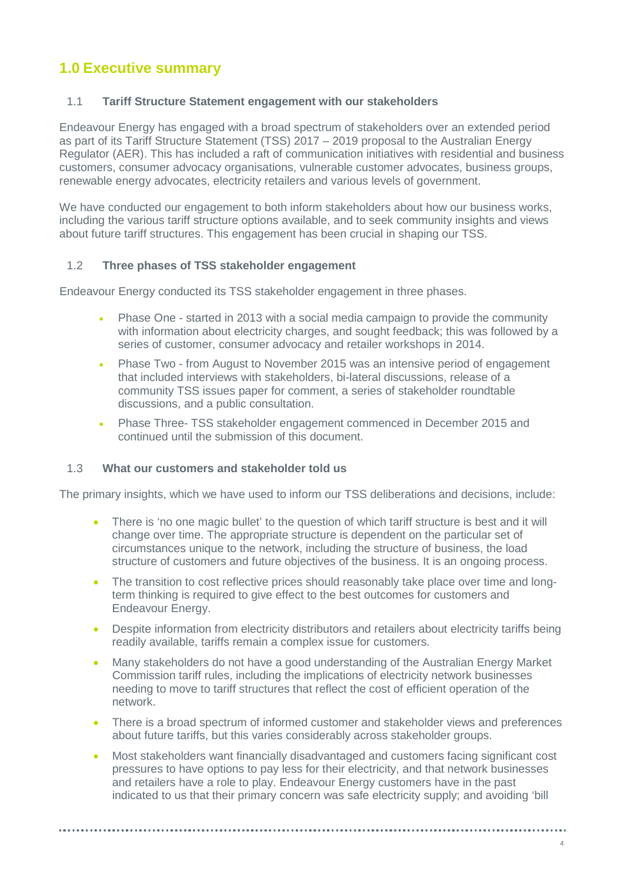# 1.0 Executive summary

## 1.1 Tariff Structure Statement engagement with our stakeholders

Endeavour Energy has engaged with a broad spectrum of stakeholders over an extended period as part of its Tariff Structure Statement (TSS) 2017 – 2019 proposal to the Australian Energy Regulator (AER). This has included a raft of communication initiatives with residential and business customers, consumer advocacy organisations, vulnerable customer advocates, business groups, renewable energy advocates, electricity retailers and various levels of government.

We have conducted our engagement to both inform stakeholders about how our business works, including the various tariff structure options available, and to seek community insights and views about future tariff structures. This engagement has been crucial in shaping our TSS.

## 1.2 Three phases of TSS stakeholder engagement

Endeavour Energy conducted its TSS stakeholder engagement in three phases.

- Phase One - started in 2013 with a social media campaign to provide the community with information about electricity charges, and sought feedback; this was followed by a series of customer, consumer advocacy and retailer workshops in 2014.
- Phase Two - from August to November 2015 was an intensive period of engagement that included interviews with stakeholders, bi-lateral discussions, release of a community TSS issues paper for comment, a series of stakeholder roundtable discussions, and a public consultation.
- Phase Three- TSS stakeholder engagement commenced in December 2015 and continued until the submission of this document.

## 1.3 What our customers and stakeholder told us

The primary insights, which we have used to inform our TSS deliberations and decisions, include:

- There is 'no one magic bullet' to the question of which tariff structure is best and it will change over time. The appropriate structure is dependent on the particular set of circumstances unique to the network, including the structure of business, the load structure of customers and future objectives of the business. It is an ongoing process.
- The transition to cost reflective prices should reasonably take place over time and long-term thinking is required to give effect to the best outcomes for customers and Endeavour Energy.
- Despite information from electricity distributors and retailers about electricity tariffs being readily available, tariffs remain a complex issue for customers.
- Many stakeholders do not have a good understanding of the Australian Energy Market Commission tariff rules, including the implications of electricity network businesses needing to move to tariff structures that reflect the cost of efficient operation of the network.
- There is a broad spectrum of informed customer and stakeholder views and preferences about future tariffs, but this varies considerably across stakeholder groups.
- Most stakeholders want financially disadvantaged and customers facing significant cost pressures to have options to pay less for their electricity, and that network businesses and retailers have a role to play. Endeavour Energy customers have in the past indicated to us that their primary concern was safe electricity supply; and avoiding 'bill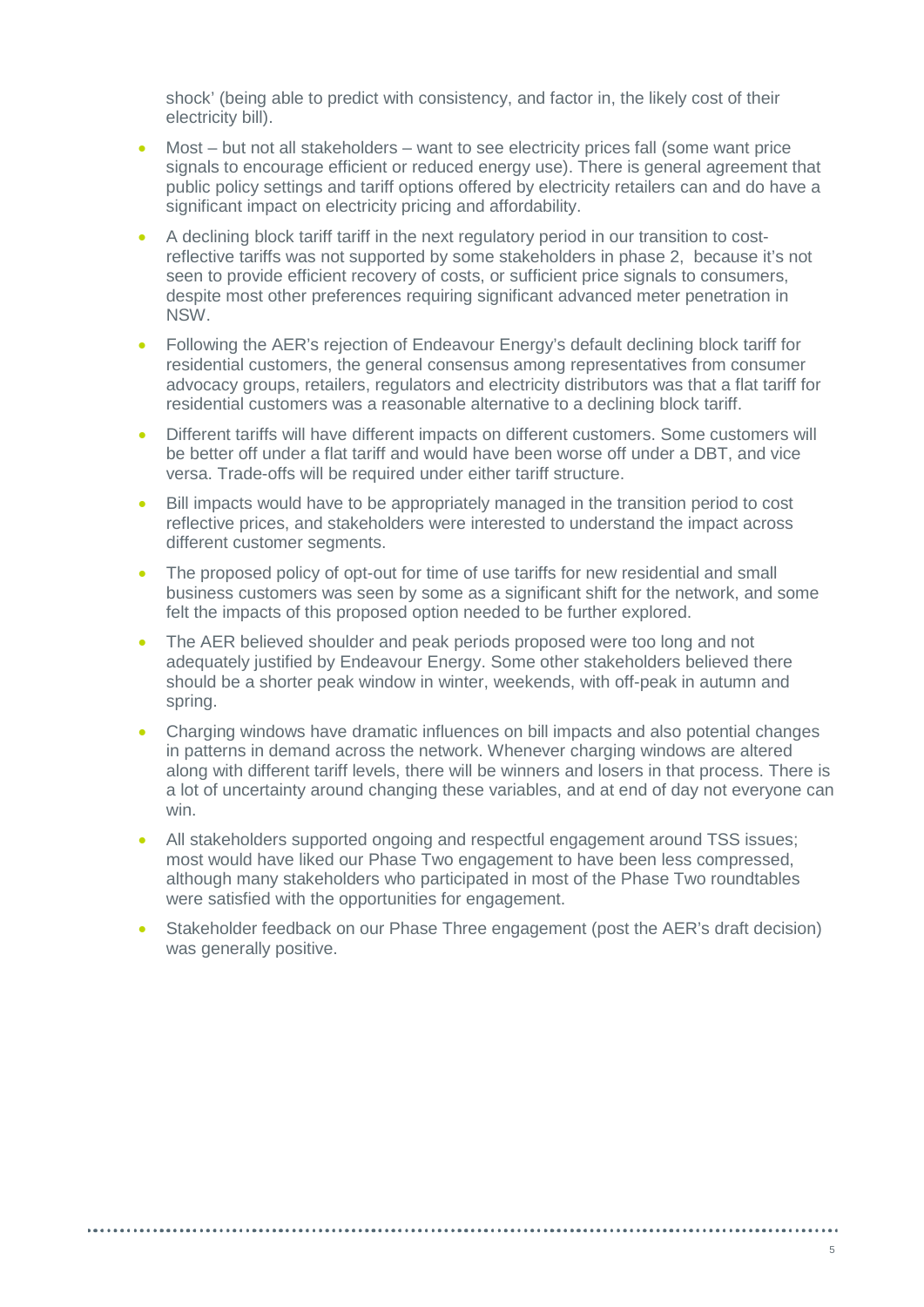shock' (being able to predict with consistency, and factor in, the likely cost of their electricity bill).

- Most – but not all stakeholders – want to see electricity prices fall (some want price signals to encourage efficient or reduced energy use). There is general agreement that public policy settings and tariff options offered by electricity retailers can and do have a significant impact on electricity pricing and affordability.
- A declining block tariff tariff in the next regulatory period in our transition to cost-reflective tariffs was not supported by some stakeholders in phase 2, because it's not seen to provide efficient recovery of costs, or sufficient price signals to consumers, despite most other preferences requiring significant advanced meter penetration in NSW.
- Following the AER's rejection of Endeavour Energy's default declining block tariff for residential customers, the general consensus among representatives from consumer advocacy groups, retailers, regulators and electricity distributors was that a flat tariff for residential customers was a reasonable alternative to a declining block tariff.
- Different tariffs will have different impacts on different customers. Some customers will be better off under a flat tariff and would have been worse off under a DBT, and vice versa. Trade-offs will be required under either tariff structure.
- Bill impacts would have to be appropriately managed in the transition period to cost reflective prices, and stakeholders were interested to understand the impact across different customer segments.
- The proposed policy of opt-out for time of use tariffs for new residential and small business customers was seen by some as a significant shift for the network, and some felt the impacts of this proposed option needed to be further explored.
- The AER believed shoulder and peak periods proposed were too long and not adequately justified by Endeavour Energy. Some other stakeholders believed there should be a shorter peak window in winter, weekends, with off-peak in autumn and spring.
- Charging windows have dramatic influences on bill impacts and also potential changes in patterns in demand across the network. Whenever charging windows are altered along with different tariff levels, there will be winners and losers in that process. There is a lot of uncertainty around changing these variables, and at end of day not everyone can win.
- All stakeholders supported ongoing and respectful engagement around TSS issues; most would have liked our Phase Two engagement to have been less compressed, although many stakeholders who participated in most of the Phase Two roundtables were satisfied with the opportunities for engagement.
- Stakeholder feedback on our Phase Three engagement (post the AER's draft decision) was generally positive.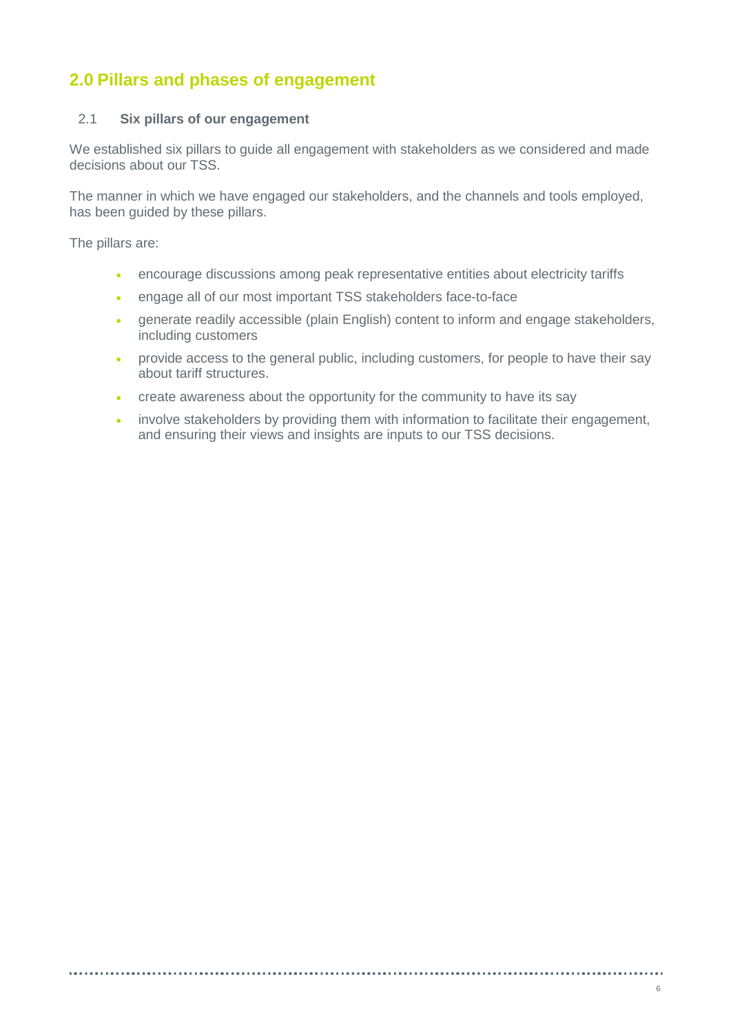## 2.0 Pillars and phases of engagement

### 2.1 Six pillars of our engagement

We established six pillars to guide all engagement with stakeholders as we considered and made decisions about our TSS.

The manner in which we have engaged our stakeholders, and the channels and tools employed, has been guided by these pillars.

The pillars are:

- encourage discussions among peak representative entities about electricity tariffs
- engage all of our most important TSS stakeholders face-to-face
- generate readily accessible (plain English) content to inform and engage stakeholders, including customers
- provide access to the general public, including customers, for people to have their say about tariff structures.
- create awareness about the opportunity for the community to have its say
- involve stakeholders by providing them with information to facilitate their engagement, and ensuring their views and insights are inputs to our TSS decisions.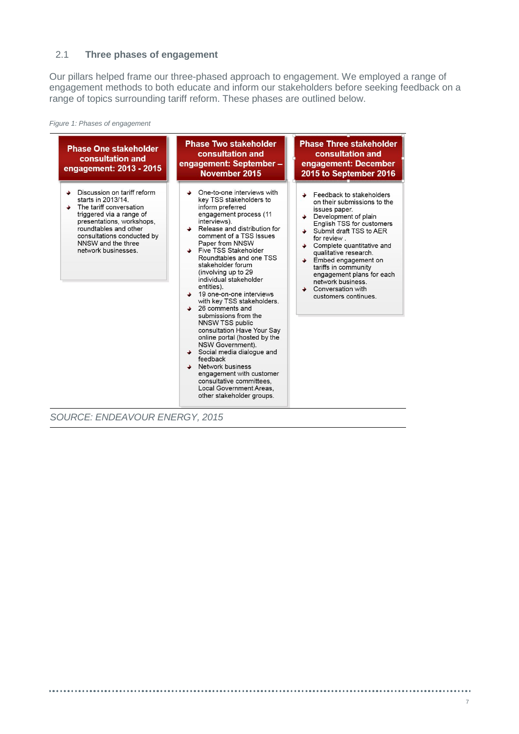## 2.1 Three phases of engagement

Our pillars helped frame our three-phased approach to engagement. We employed a range of engagement methods to both educate and inform our stakeholders before seeking feedback on a range of topics surrounding tariff reform. These phases are outlined below.

*Figure 1: Phases of engagement*

| Phase One stakeholder consultation and engagement: 2013 - 2015 | Phase Two stakeholder consultation and engagement: September – November 2015 | Phase Three stakeholder consultation and engagement: December 2015 to September 2016 |
|---|---|---|
| • Discussion on tariff reform starts in 2013/14.<br>• The tariff conversation triggered via a range of presentations, workshops, roundtables and other consultations conducted by NNSW and the three network businesses. | • One-to-one interviews with key TSS stakeholders to inform preferred engagement process (11 interviews).<br>• Release and distribution for comment of a TSS Issues Paper from NNSW<br>• Five TSS Stakeholder Roundtables and one TSS stakeholder forum (involving up to 29 individual stakeholder entities).<br>• 19 one-on-one interviews with key TSS stakeholders.<br>• 26 comments and submissions from the NNSW TSS public consultation Have Your Say online portal (hosted by the NSW Government).<br>• Social media dialogue and feedback<br>• Network business engagement with customer consultative committees, Local Government Areas, other stakeholder groups. | • Feedback to stakeholders on their submissions to the issues paper.<br>• Development of plain English TSS for customers<br>• Submit draft TSS to AER for review .<br>• Complete quantitative and qualitative research.<br>• Embed engagement on tariffs in community engagement plans for each network business.<br>• Conversation with customers continues. |

SOURCE: ENDEAVOUR ENERGY, 2015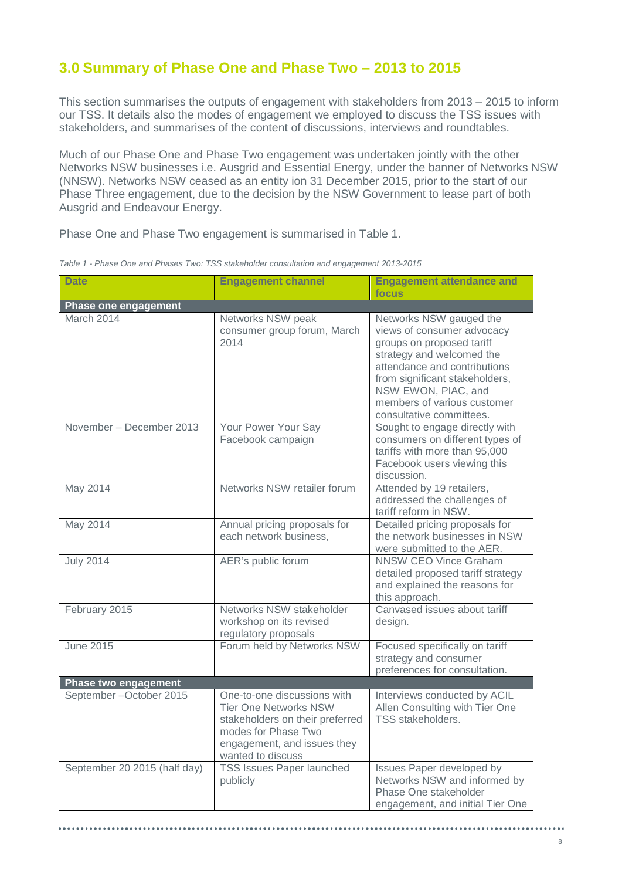## 3.0 Summary of Phase One and Phase Two – 2013 to 2015

This section summarises the outputs of engagement with stakeholders from 2013 – 2015 to inform our TSS. It details also the modes of engagement we employed to discuss the TSS issues with stakeholders, and summarises of the content of discussions, interviews and roundtables.

Much of our Phase One and Phase Two engagement was undertaken jointly with the other Networks NSW businesses i.e. Ausgrid and Essential Energy, under the banner of Networks NSW (NNSW). Networks NSW ceased as an entity ion 31 December 2015, prior to the start of our Phase Three engagement, due to the decision by the NSW Government to lease part of both Ausgrid and Endeavour Energy.

Phase One and Phase Two engagement is summarised in Table 1.

*Table 1 - Phase One and Phases Two: TSS stakeholder consultation and engagement 2013-2015*

| Date | Engagement channel | Engagement attendance and focus |
|---|---|---|
| **Phase one engagement** | | |
| March 2014 | Networks NSW peak consumer group forum, March 2014 | Networks NSW gauged the views of consumer advocacy groups on proposed tariff strategy and welcomed the attendance and contributions from significant stakeholders, NSW EWON, PIAC, and members of various customer consultative committees. |
| November – December 2013 | Your Power Your Say Facebook campaign | Sought to engage directly with consumers on different types of tariffs with more than 95,000 Facebook users viewing this discussion. |
| May 2014 | Networks NSW retailer forum | Attended by 19 retailers, addressed the challenges of tariff reform in NSW. |
| May 2014 | Annual pricing proposals for each network business, | Detailed pricing proposals for the network businesses in NSW were submitted to the AER. |
| July 2014 | AER's public forum | NNSW CEO Vince Graham detailed proposed tariff strategy and explained the reasons for this approach. |
| February 2015 | Networks NSW stakeholder workshop on its revised regulatory proposals | Canvased issues about tariff design. |
| June 2015 | Forum held by Networks NSW | Focused specifically on tariff strategy and consumer preferences for consultation. |
| **Phase two engagement** | | |
| September –October 2015 | One-to-one discussions with Tier One Networks NSW stakeholders on their preferred modes for Phase Two engagement, and issues they wanted to discuss | Interviews conducted by ACIL Allen Consulting with Tier One TSS stakeholders. |
| September 20 2015 (half day) | TSS Issues Paper launched publicly | Issues Paper developed by Networks NSW and informed by Phase One stakeholder engagement, and initial Tier One |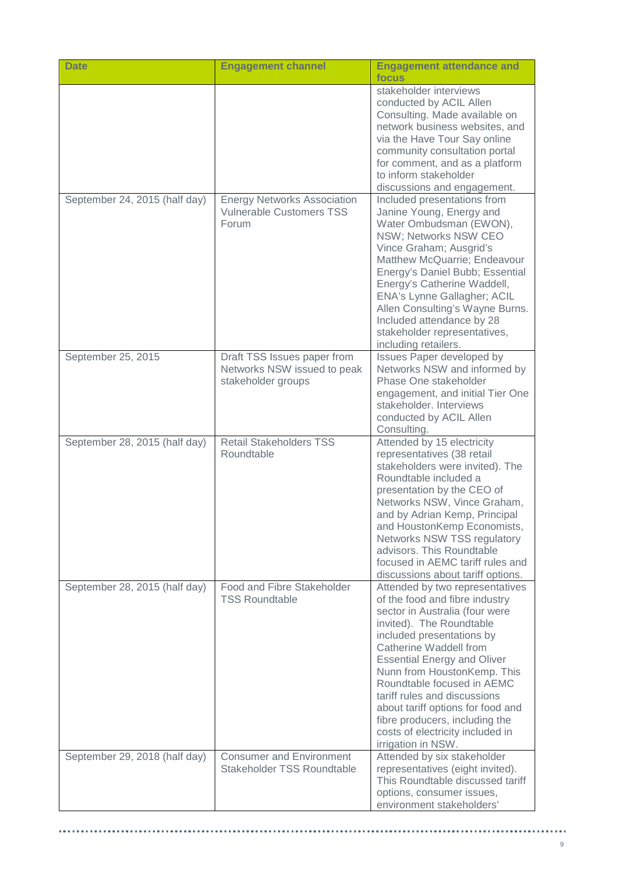| Date | Engagement channel | Engagement attendance and focus |
|---|---|---|
| | | stakeholder interviews conducted by ACIL Allen Consulting. Made available on network business websites, and via the Have Tour Say online community consultation portal for comment, and as a platform to inform stakeholder discussions and engagement. |
| September 24, 2015 (half day) | Energy Networks Association Vulnerable Customers TSS Forum | Included presentations from Janine Young, Energy and Water Ombudsman (EWON), NSW; Networks NSW CEO Vince Graham; Ausgrid's Matthew McQuarrie; Endeavour Energy's Daniel Bubb; Essential Energy's Catherine Waddell, ENA's Lynne Gallagher; ACIL Allen Consulting's Wayne Burns. Included attendance by 28 stakeholder representatives, including retailers. |
| September 25, 2015 | Draft TSS Issues paper from Networks NSW issued to peak stakeholder groups | Issues Paper developed by Networks NSW and informed by Phase One stakeholder engagement, and initial Tier One stakeholder. Interviews conducted by ACIL Allen Consulting. |
| September 28, 2015 (half day) | Retail Stakeholders TSS Roundtable | Attended by 15 electricity representatives (38 retail stakeholders were invited). The Roundtable included a presentation by the CEO of Networks NSW, Vince Graham, and by Adrian Kemp, Principal and HoustonKemp Economists, Networks NSW TSS regulatory advisors. This Roundtable focused in AEMC tariff rules and discussions about tariff options. |
| September 28, 2015 (half day) | Food and Fibre Stakeholder TSS Roundtable | Attended by two representatives of the food and fibre industry sector in Australia (four were invited). The Roundtable included presentations by Catherine Waddell from Essential Energy and Oliver Nunn from HoustonKemp. This Roundtable focused in AEMC tariff rules and discussions about tariff options for food and fibre producers, including the costs of electricity included in irrigation in NSW. |
| September 29, 2018 (half day) | Consumer and Environment Stakeholder TSS Roundtable | Attended by six stakeholder representatives (eight invited). This Roundtable discussed tariff options, consumer issues, environment stakeholders' |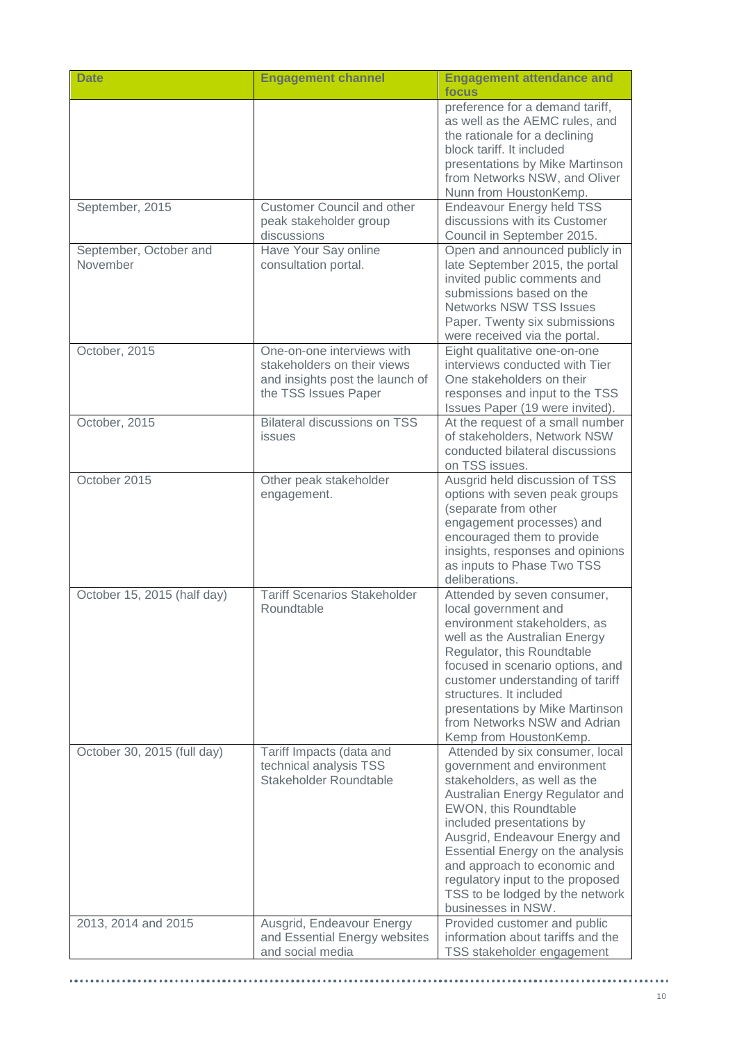| Date | Engagement channel | Engagement attendance and focus |
|---|---|---|
| | | preference for a demand tariff, as well as the AEMC rules, and the rationale for a declining block tariff. It included presentations by Mike Martinson from Networks NSW, and Oliver Nunn from HoustonKemp. |
| September, 2015 | Customer Council and other peak stakeholder group discussions | Endeavour Energy held TSS discussions with its Customer Council in September 2015. |
| September, October and November | Have Your Say online consultation portal. | Open and announced publicly in late September 2015, the portal invited public comments and submissions based on the Networks NSW TSS Issues Paper. Twenty six submissions were received via the portal. |
| October, 2015 | One-on-one interviews with stakeholders on their views and insights post the launch of the TSS Issues Paper | Eight qualitative one-on-one interviews conducted with Tier One stakeholders on their responses and input to the TSS Issues Paper (19 were invited). |
| October, 2015 | Bilateral discussions on TSS issues | At the request of a small number of stakeholders, Network NSW conducted bilateral discussions on TSS issues. |
| October 2015 | Other peak stakeholder engagement. | Ausgrid held discussion of TSS options with seven peak groups (separate from other engagement processes) and encouraged them to provide insights, responses and opinions as inputs to Phase Two TSS deliberations. |
| October 15, 2015 (half day) | Tariff Scenarios Stakeholder Roundtable | Attended by seven consumer, local government and environment stakeholders, as well as the Australian Energy Regulator, this Roundtable focused in scenario options, and customer understanding of tariff structures. It included presentations by Mike Martinson from Networks NSW and Adrian Kemp from HoustonKemp. |
| October 30, 2015 (full day) | Tariff Impacts (data and technical analysis TSS Stakeholder Roundtable | Attended by six consumer, local government and environment stakeholders, as well as the Australian Energy Regulator and EWON, this Roundtable included presentations by Ausgrid, Endeavour Energy and Essential Energy on the analysis and approach to economic and regulatory input to the proposed TSS to be lodged by the network businesses in NSW. |
| 2013, 2014 and 2015 | Ausgrid, Endeavour Energy and Essential Energy websites and social media | Provided customer and public information about tariffs and the TSS stakeholder engagement |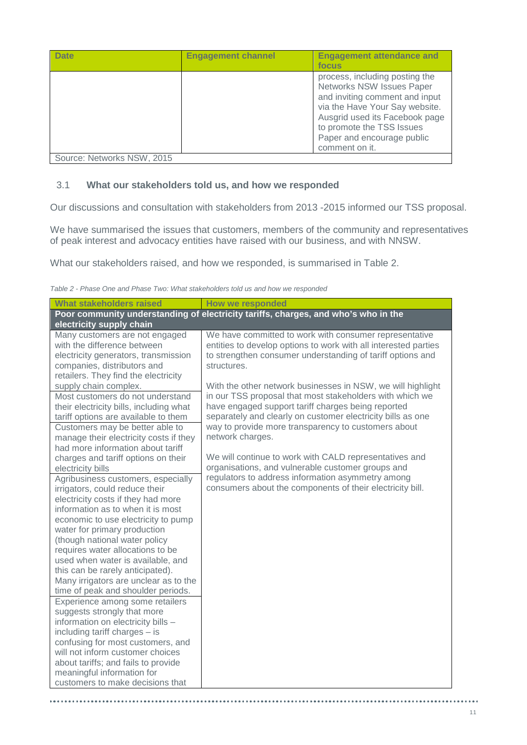| Date | Engagement channel | Engagement attendance and focus |
|---|---|---|
| | | process, including posting the Networks NSW Issues Paper and inviting comment and input via the Have Your Say website. Ausgrid used its Facebook page to promote the TSS Issues Paper and encourage public comment on it. |

Source: Networks NSW, 2015

## 3.1 What our stakeholders told us, and how we responded

Our discussions and consultation with stakeholders from 2013 -2015 informed our TSS proposal.

We have summarised the issues that customers, members of the community and representatives of peak interest and advocacy entities have raised with our business, and with NNSW.

What our stakeholders raised, and how we responded, is summarised in Table 2.

*Table 2 - Phase One and Phase Two: What stakeholders told us and how we responded*

| What stakeholders raised | How we responded |
|---|---|
| **Poor community understanding of electricity tariffs, charges, and who's who in the electricity supply chain** | |
| Many customers are not engaged with the difference between electricity generators, transmission companies, distributors and retailers. They find the electricity supply chain complex. | We have committed to work with consumer representative entities to develop options to work with all interested parties to strengthen consumer understanding of tariff options and structures.<br><br>With the other network businesses in NSW, we will highlight in our TSS proposal that most stakeholders with which we have engaged support tariff charges being reported separately and clearly on customer electricity bills as one way to provide more transparency to customers about network charges.<br><br>We will continue to work with CALD representatives and organisations, and vulnerable customer groups and regulators to address information asymmetry among consumers about the components of their electricity bill. |
| Most customers do not understand their electricity bills, including what tariff options are available to them | |
| Customers may be better able to manage their electricity costs if they had more information about tariff charges and tariff options on their electricity bills | |
| Agribusiness customers, especially irrigators, could reduce their electricity costs if they had more information as to when it is most economic to use electricity to pump water for primary production (though national water policy requires water allocations to be used when water is available, and this can be rarely anticipated). Many irrigators are unclear as to the time of peak and shoulder periods. | |
| Experience among some retailers suggests strongly that more information on electricity bills – including tariff charges – is confusing for most customers, and will not inform customer choices about tariffs; and fails to provide meaningful information for customers to make decisions that | |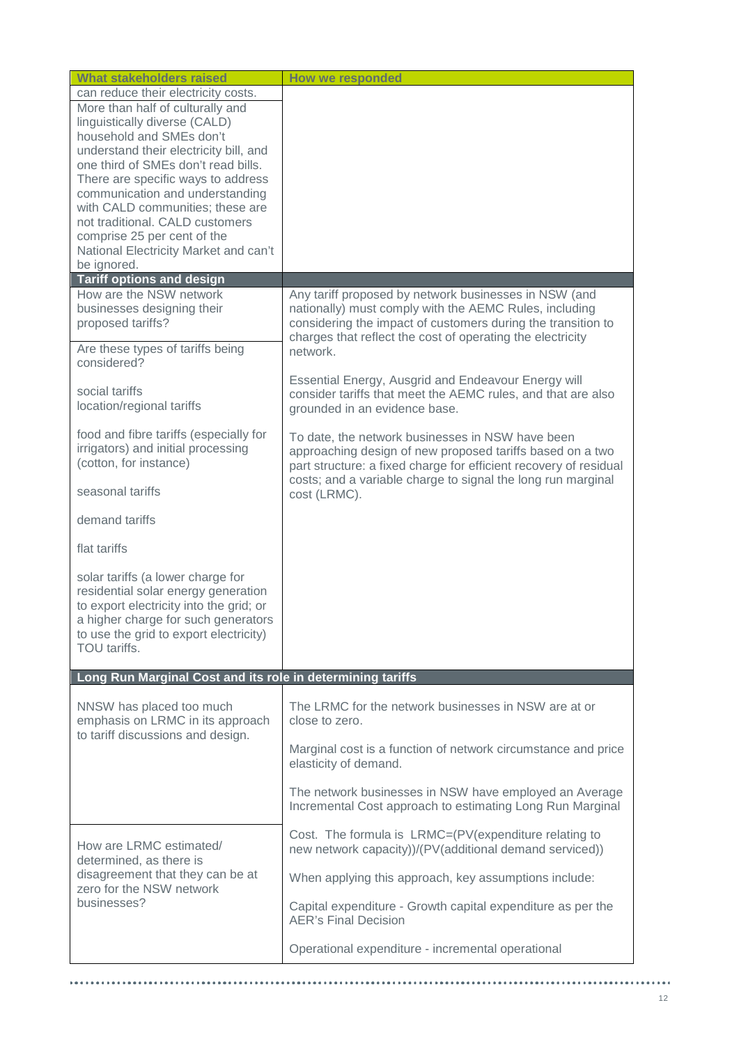| What stakeholders raised | How we responded |
| --- | --- |
| can reduce their electricity costs. | |
| More than half of culturally and linguistically diverse (CALD) household and SMEs don't understand their electricity bill, and one third of SMEs don't read bills. There are specific ways to address communication and understanding with CALD communities; these are not traditional. CALD customers comprise 25 per cent of the National Electricity Market and can't be ignored. | |
| **Tariff options and design** | |
| How are the NSW network businesses designing their proposed tariffs? | Any tariff proposed by network businesses in NSW (and nationally) must comply with the AEMC Rules, including considering the impact of customers during the transition to charges that reflect the cost of operating the electricity network.<br><br>Essential Energy, Ausgrid and Endeavour Energy will consider tariffs that meet the AEMC rules, and that are also grounded in an evidence base.<br><br>To date, the network businesses in NSW have been approaching design of new proposed tariffs based on a two part structure: a fixed charge for efficient recovery of residual costs; and a variable charge to signal the long run marginal cost (LRMC). |
| Are these types of tariffs being considered?<br><br>social tariffs<br>location/regional tariffs<br><br>food and fibre tariffs (especially for irrigators) and initial processing (cotton, for instance)<br><br>seasonal tariffs<br><br>demand tariffs<br><br>flat tariffs<br><br>solar tariffs (a lower charge for residential solar energy generation to export electricity into the grid; or a higher charge for such generators to use the grid to export electricity)<br>TOU tariffs. | |
| **Long Run Marginal Cost and its role in determining tariffs** | |
| NNSW has placed too much emphasis on LRMC in its approach to tariff discussions and design. | The LRMC for the network businesses in NSW are at or close to zero.<br><br>Marginal cost is a function of network circumstance and price elasticity of demand.<br><br>The network businesses in NSW have employed an Average Incremental Cost approach to estimating Long Run Marginal |
| How are LRMC estimated/ determined, as there is disagreement that they can be at zero for the NSW network businesses? | Cost. The formula is LRMC=(PV(expenditure relating to new network capacity))/(PV(additional demand serviced))<br><br>When applying this approach, key assumptions include:<br><br>Capital expenditure - Growth capital expenditure as per the AER's Final Decision<br><br>Operational expenditure - incremental operational |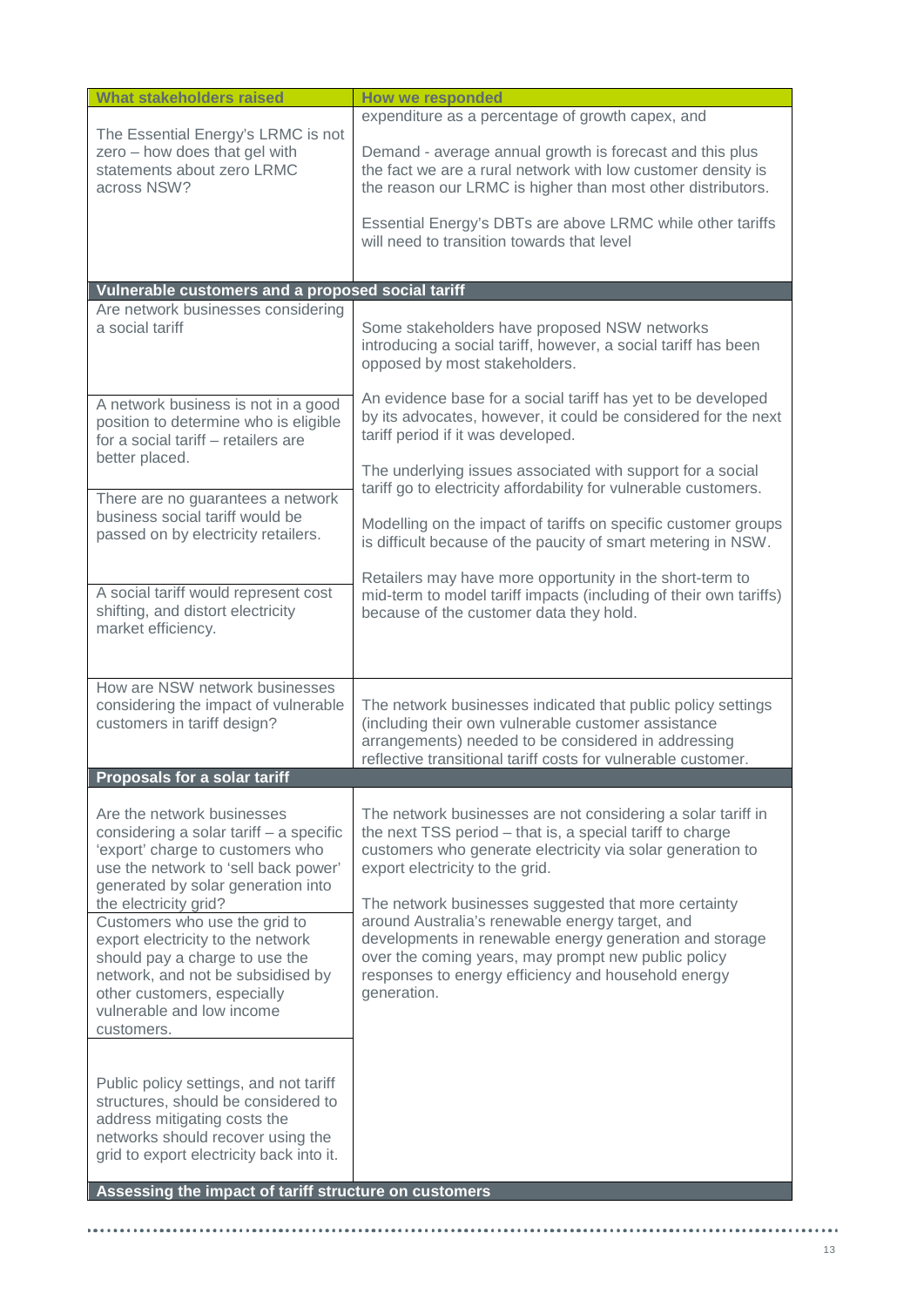| What stakeholders raised | How we responded |
|---|---|
| The Essential Energy's LRMC is not zero – how does that gel with statements about zero LRMC across NSW? | expenditure as a percentage of growth capex, and<br><br>Demand - average annual growth is forecast and this plus the fact we are a rural network with low customer density is the reason our LRMC is higher than most other distributors.<br><br>Essential Energy's DBTs are above LRMC while other tariffs will need to transition towards that level |
| **Vulnerable customers and a proposed social tariff** | |
| Are network businesses considering a social tariff | Some stakeholders have proposed NSW networks introducing a social tariff, however, a social tariff has been opposed by most stakeholders.<br><br>An evidence base for a social tariff has yet to be developed by its advocates, however, it could be considered for the next tariff period if it was developed.<br><br>The underlying issues associated with support for a social tariff go to electricity affordability for vulnerable customers.<br><br>Modelling on the impact of tariffs on specific customer groups is difficult because of the paucity of smart metering in NSW.<br><br>Retailers may have more opportunity in the short-term to mid-term to model tariff impacts (including of their own tariffs) because of the customer data they hold. |
| A network business is not in a good position to determine who is eligible for a social tariff – retailers are better placed. | |
| There are no guarantees a network business social tariff would be passed on by electricity retailers. | |
| A social tariff would represent cost shifting, and distort electricity market efficiency. | |
| How are NSW network businesses considering the impact of vulnerable customers in tariff design? | The network businesses indicated that public policy settings (including their own vulnerable customer assistance arrangements) needed to be considered in addressing reflective transitional tariff costs for vulnerable customer. |
| **Proposals for a solar tariff** | |
| Are the network businesses considering a solar tariff – a specific 'export' charge to customers who use the network to 'sell back power' generated by solar generation into the electricity grid? | The network businesses are not considering a solar tariff in the next TSS period – that is, a special tariff to charge customers who generate electricity via solar generation to export electricity to the grid.<br><br>The network businesses suggested that more certainty around Australia's renewable energy target, and developments in renewable energy generation and storage over the coming years, may prompt new public policy responses to energy efficiency and household energy generation. |
| Customers who use the grid to export electricity to the network should pay a charge to use the network, and not be subsidised by other customers, especially vulnerable and low income customers. | |
| Public policy settings, and not tariff structures, should be considered to address mitigating costs the networks should recover using the grid to export electricity back into it. | |
| **Assessing the impact of tariff structure on customers** | |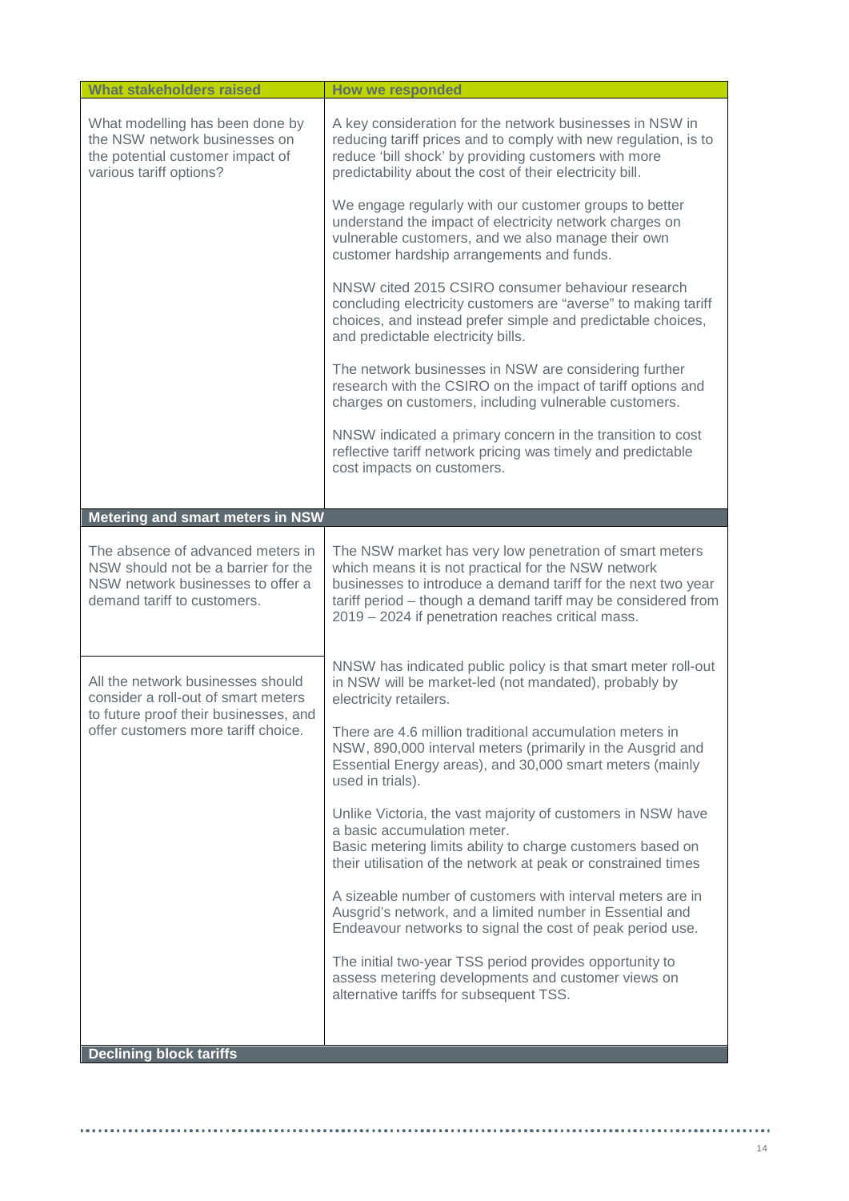| What stakeholders raised | How we responded |
| --- | --- |
| What modelling has been done by the NSW network businesses on the potential customer impact of various tariff options? | A key consideration for the network businesses in NSW in reducing tariff prices and to comply with new regulation, is to reduce 'bill shock' by providing customers with more predictability about the cost of their electricity bill.<br><br>We engage regularly with our customer groups to better understand the impact of electricity network charges on vulnerable customers, and we also manage their own customer hardship arrangements and funds.<br><br>NNSW cited 2015 CSIRO consumer behaviour research concluding electricity customers are "averse" to making tariff choices, and instead prefer simple and predictable choices, and predictable electricity bills.<br><br>The network businesses in NSW are considering further research with the CSIRO on the impact of tariff options and charges on customers, including vulnerable customers.<br><br>NNSW indicated a primary concern in the transition to cost reflective tariff network pricing was timely and predictable cost impacts on customers. |
| **Metering and smart meters in NSW** | |
| The absence of advanced meters in NSW should not be a barrier for the NSW network businesses to offer a demand tariff to customers. | The NSW market has very low penetration of smart meters which means it is not practical for the NSW network businesses to introduce a demand tariff for the next two year tariff period – though a demand tariff may be considered from 2019 – 2024 if penetration reaches critical mass. |
| All the network businesses should consider a roll-out of smart meters to future proof their businesses, and offer customers more tariff choice. | NNSW has indicated public policy is that smart meter roll-out in NSW will be market-led (not mandated), probably by electricity retailers.<br><br>There are 4.6 million traditional accumulation meters in NSW, 890,000 interval meters (primarily in the Ausgrid and Essential Energy areas), and 30,000 smart meters (mainly used in trials).<br><br>Unlike Victoria, the vast majority of customers in NSW have a basic accumulation meter.<br>Basic metering limits ability to charge customers based on their utilisation of the network at peak or constrained times<br><br>A sizeable number of customers with interval meters are in Ausgrid's network, and a limited number in Essential and Endeavour networks to signal the cost of peak period use.<br><br>The initial two-year TSS period provides opportunity to assess metering developments and customer views on alternative tariffs for subsequent TSS. |
| **Declining block tariffs** | |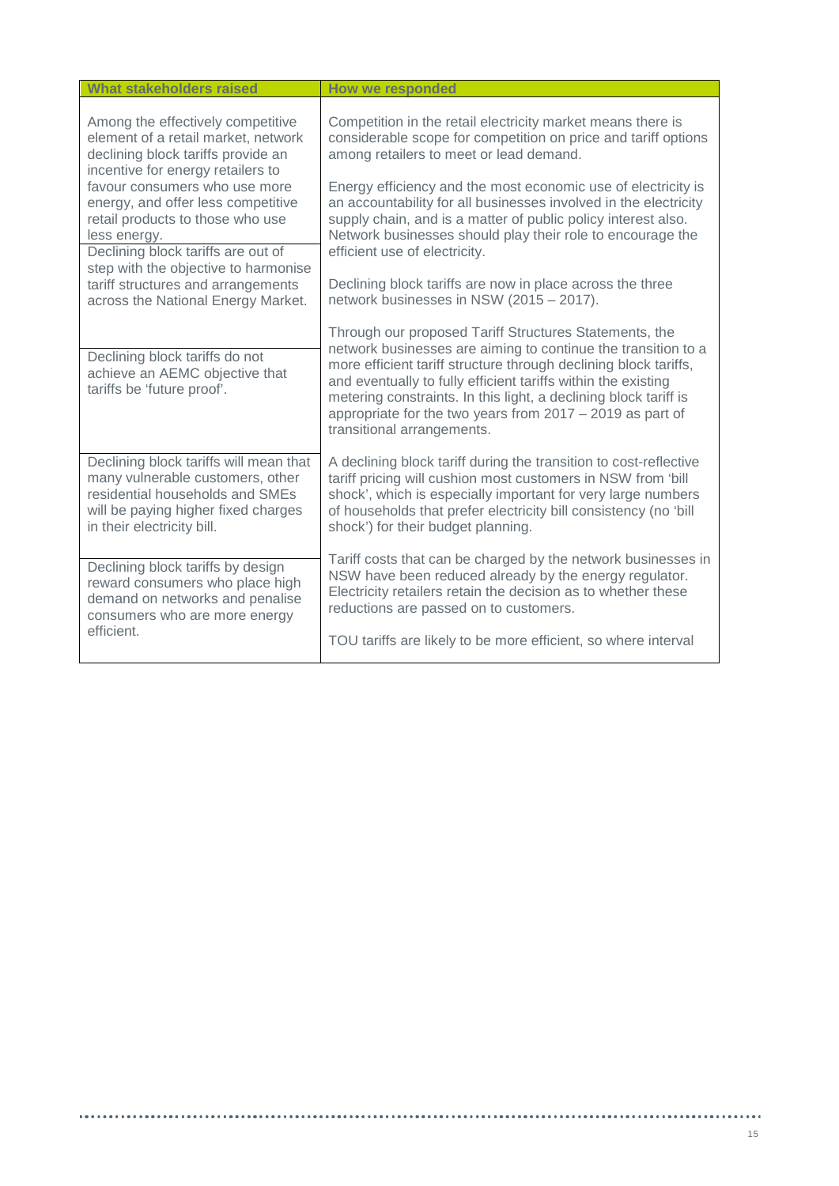| What stakeholders raised | How we responded |
| --- | --- |
| Among the effectively competitive element of a retail market, network declining block tariffs provide an incentive for energy retailers to favour consumers who use more energy, and offer less competitive retail products to those who use less energy.<br><br>Declining block tariffs are out of step with the objective to harmonise tariff structures and arrangements across the National Energy Market. | Competition in the retail electricity market means there is considerable scope for competition on price and tariff options among retailers to meet or lead demand.<br><br>Energy efficiency and the most economic use of electricity is an accountability for all businesses involved in the electricity supply chain, and is a matter of public policy interest also. Network businesses should play their role to encourage the efficient use of electricity.<br><br>Declining block tariffs are now in place across the three network businesses in NSW (2015 – 2017). |
| Declining block tariffs do not achieve an AEMC objective that tariffs be 'future proof'. | Through our proposed Tariff Structures Statements, the network businesses are aiming to continue the transition to a more efficient tariff structure through declining block tariffs, and eventually to fully efficient tariffs within the existing metering constraints. In this light, a declining block tariff is appropriate for the two years from 2017 – 2019 as part of transitional arrangements. |
| Declining block tariffs will mean that many vulnerable customers, other residential households and SMEs will be paying higher fixed charges in their electricity bill. | A declining block tariff during the transition to cost-reflective tariff pricing will cushion most customers in NSW from 'bill shock', which is especially important for very large numbers of households that prefer electricity bill consistency (no 'bill shock') for their budget planning. |
| Declining block tariffs by design reward consumers who place high demand on networks and penalise consumers who are more energy efficient. | Tariff costs that can be charged by the network businesses in NSW have been reduced already by the energy regulator. Electricity retailers retain the decision as to whether these reductions are passed on to customers.<br><br>TOU tariffs are likely to be more efficient, so where interval |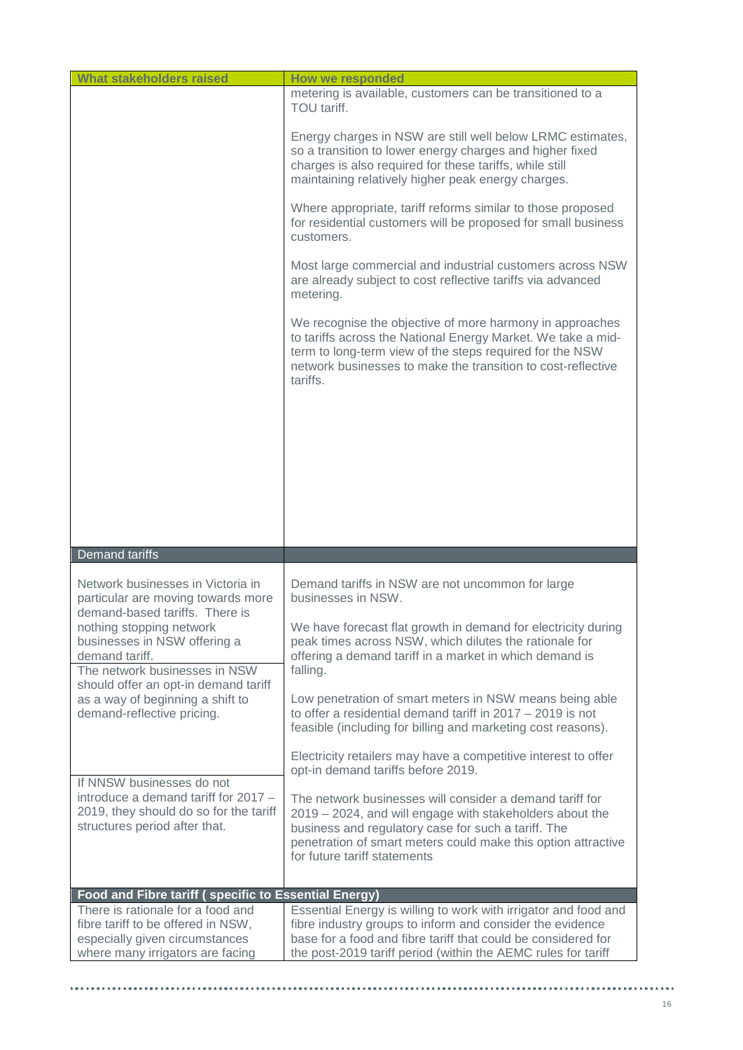| What stakeholders raised | How we responded |
|---|---|
| | metering is available, customers can be transitioned to a TOU tariff.<br><br>Energy charges in NSW are still well below LRMC estimates, so a transition to lower energy charges and higher fixed charges is also required for these tariffs, while still maintaining relatively higher peak energy charges.<br><br>Where appropriate, tariff reforms similar to those proposed for residential customers will be proposed for small business customers.<br><br>Most large commercial and industrial customers across NSW are already subject to cost reflective tariffs via advanced metering.<br><br>We recognise the objective of more harmony in approaches to tariffs across the National Energy Market. We take a mid-term to long-term view of the steps required for the NSW network businesses to make the transition to cost-reflective tariffs. |
| **Demand tariffs** | |
| Network businesses in Victoria in particular are moving towards more demand-based tariffs. There is nothing stopping network businesses in NSW offering a demand tariff.<br><br>The network businesses in NSW should offer an opt-in demand tariff as a way of beginning a shift to demand-reflective pricing.<br><br>If NNSW businesses do not introduce a demand tariff for 2017 – 2019, they should do so for the tariff structures period after that. | Demand tariffs in NSW are not uncommon for large businesses in NSW.<br><br>We have forecast flat growth in demand for electricity during peak times across NSW, which dilutes the rationale for offering a demand tariff in a market in which demand is falling.<br><br>Low penetration of smart meters in NSW means being able to offer a residential demand tariff in 2017 – 2019 is not feasible (including for billing and marketing cost reasons).<br><br>Electricity retailers may have a competitive interest to offer opt-in demand tariffs before 2019.<br><br>The network businesses will consider a demand tariff for 2019 – 2024, and will engage with stakeholders about the business and regulatory case for such a tariff. The penetration of smart meters could make this option attractive for future tariff statements |
| **Food and Fibre tariff ( specific to Essential Energy)** | |
| There is rationale for a food and fibre tariff to be offered in NSW, especially given circumstances where many irrigators are facing | Essential Energy is willing to work with irrigator and food and fibre industry groups to inform and consider the evidence base for a food and fibre tariff that could be considered for the post-2019 tariff period (within the AEMC rules for tariff |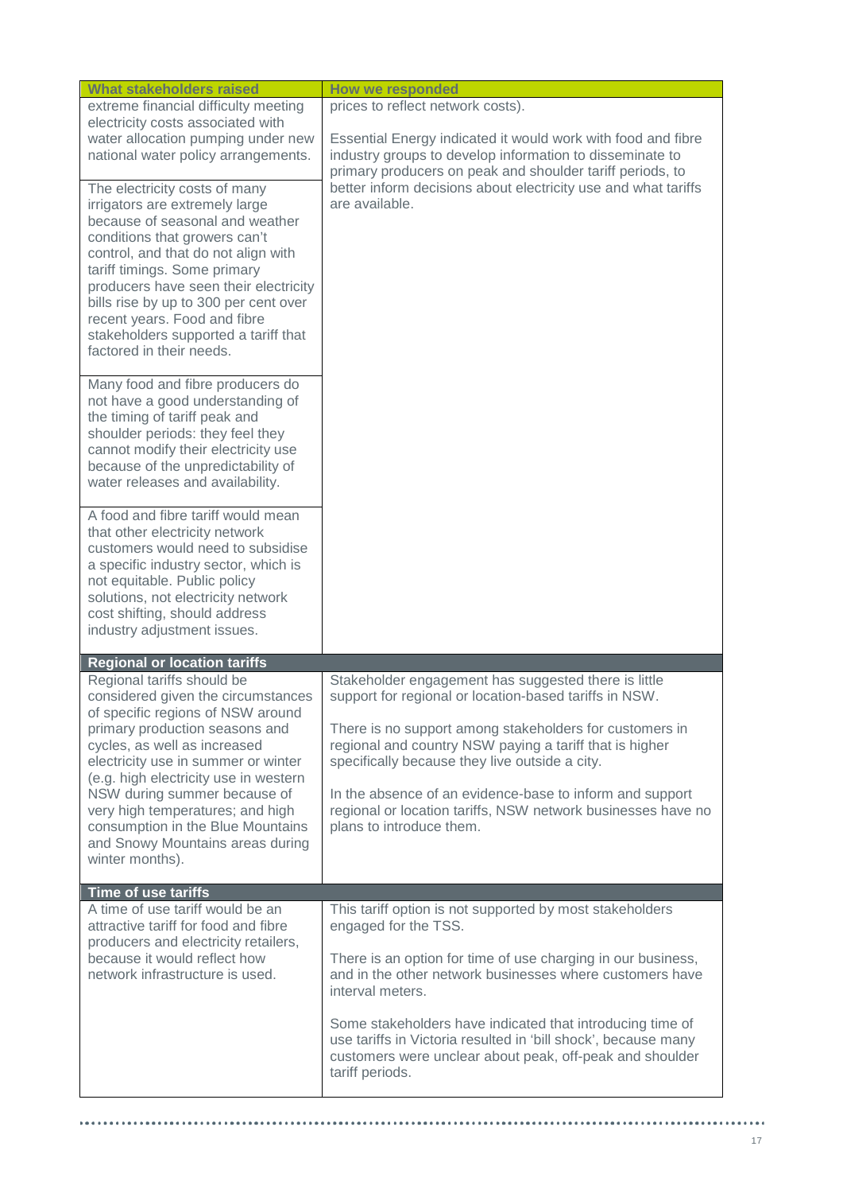| What stakeholders raised | How we responded |
|---|---|
| extreme financial difficulty meeting electricity costs associated with water allocation pumping under new national water policy arrangements.<br><br>The electricity costs of many irrigators are extremely large because of seasonal and weather conditions that growers can't control, and that do not align with tariff timings. Some primary producers have seen their electricity bills rise by up to 300 per cent over recent years. Food and fibre stakeholders supported a tariff that factored in their needs.<br><br>Many food and fibre producers do not have a good understanding of the timing of tariff peak and shoulder periods: they feel they cannot modify their electricity use because of the unpredictability of water releases and availability.<br><br>A food and fibre tariff would mean that other electricity network customers would need to subsidise a specific industry sector, which is not equitable. Public policy solutions, not electricity network cost shifting, should address industry adjustment issues. | prices to reflect network costs).<br><br>Essential Energy indicated it would work with food and fibre industry groups to develop information to disseminate to primary producers on peak and shoulder tariff periods, to better inform decisions about electricity use and what tariffs are available. |
| **Regional or location tariffs** | |
| Regional tariffs should be considered given the circumstances of specific regions of NSW around primary production seasons and cycles, as well as increased electricity use in summer or winter (e.g. high electricity use in western NSW during summer because of very high temperatures; and high consumption in the Blue Mountains and Snowy Mountains areas during winter months). | Stakeholder engagement has suggested there is little support for regional or location-based tariffs in NSW.<br><br>There is no support among stakeholders for customers in regional and country NSW paying a tariff that is higher specifically because they live outside a city.<br><br>In the absence of an evidence-base to inform and support regional or location tariffs, NSW network businesses have no plans to introduce them. |
| **Time of use tariffs** | |
| A time of use tariff would be an attractive tariff for food and fibre producers and electricity retailers, because it would reflect how network infrastructure is used. | This tariff option is not supported by most stakeholders engaged for the TSS.<br><br>There is an option for time of use charging in our business, and in the other network businesses where customers have interval meters.<br><br>Some stakeholders have indicated that introducing time of use tariffs in Victoria resulted in 'bill shock', because many customers were unclear about peak, off-peak and shoulder tariff periods. |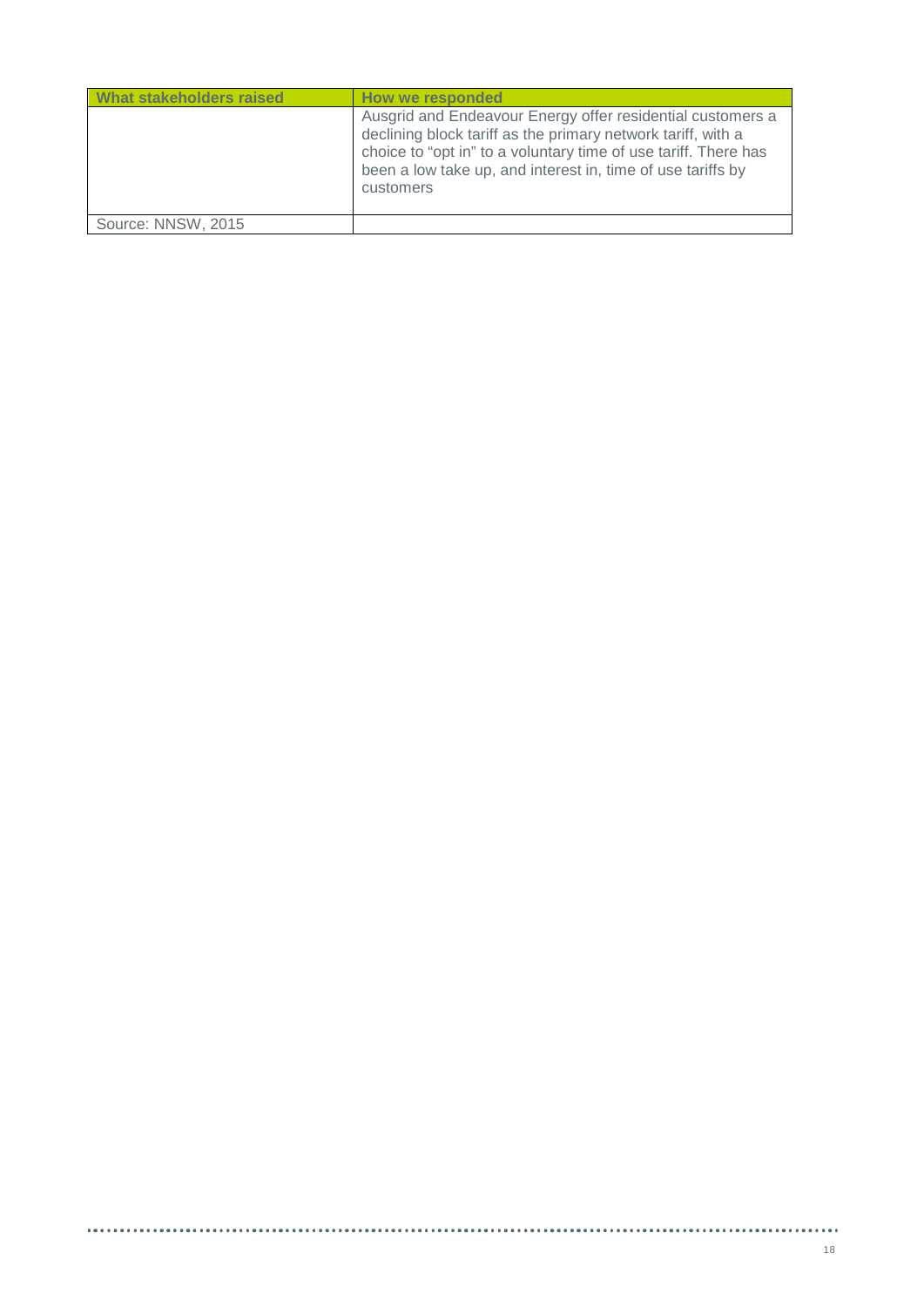| What stakeholders raised | How we responded |
| --- | --- |
| | Ausgrid and Endeavour Energy offer residential customers a declining block tariff as the primary network tariff, with a choice to “opt in” to a voluntary time of use tariff. There has been a low take up, and interest in, time of use tariffs by customers |
| Source: NNSW, 2015 | |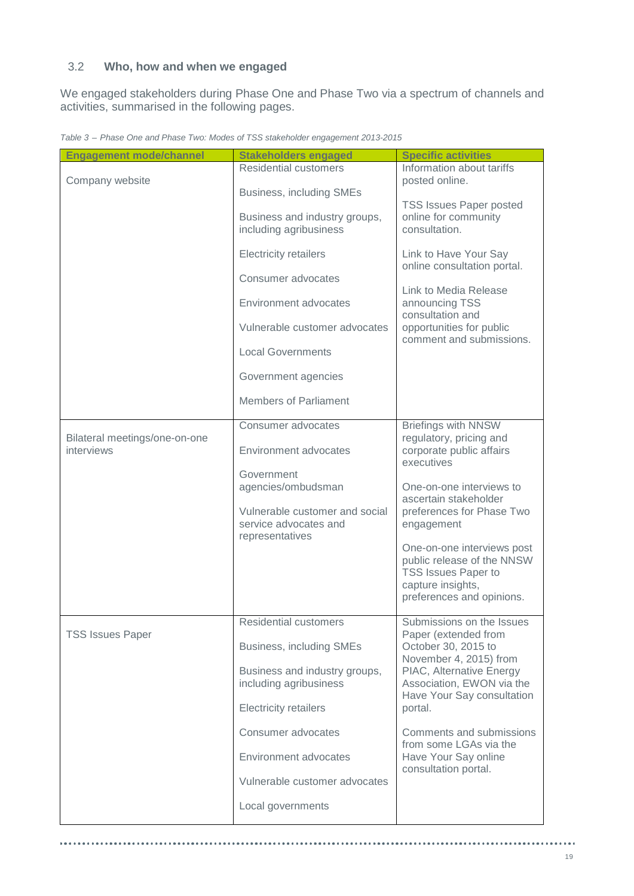### 3.2 Who, how and when we engaged

We engaged stakeholders during Phase One and Phase Two via a spectrum of channels and activities, summarised in the following pages.

*Table 3 – Phase One and Phase Two: Modes of TSS stakeholder engagement 2013-2015*

| Engagement mode/channel | Stakeholders engaged | Specific activities |
|---|---|---|
| Company website | Residential customers<br><br>Business, including SMEs<br><br>Business and industry groups, including agribusiness<br><br>Electricity retailers<br><br>Consumer advocates<br><br>Environment advocates<br><br>Vulnerable customer advocates<br><br>Local Governments<br><br>Government agencies<br><br>Members of Parliament | Information about tariffs posted online.<br><br>TSS Issues Paper posted online for community consultation.<br><br>Link to Have Your Say online consultation portal.<br><br>Link to Media Release announcing TSS consultation and opportunities for public comment and submissions. |
| Bilateral meetings/one-on-one interviews | Consumer advocates<br><br>Environment advocates<br><br>Government agencies/ombudsman<br><br>Vulnerable customer and social service advocates and representatives | Briefings with NNSW regulatory, pricing and corporate public affairs executives<br><br>One-on-one interviews to ascertain stakeholder preferences for Phase Two engagement<br><br>One-on-one interviews post public release of the NNSW TSS Issues Paper to capture insights, preferences and opinions. |
| TSS Issues Paper | Residential customers<br><br>Business, including SMEs<br><br>Business and industry groups, including agribusiness<br><br>Electricity retailers<br><br>Consumer advocates<br><br>Environment advocates<br><br>Vulnerable customer advocates<br><br>Local governments | Submissions on the Issues Paper (extended from October 30, 2015 to November 4, 2015) from PIAC, Alternative Energy Association, EWON via the Have Your Say consultation portal.<br><br>Comments and submissions from some LGAs via the Have Your Say online consultation portal. |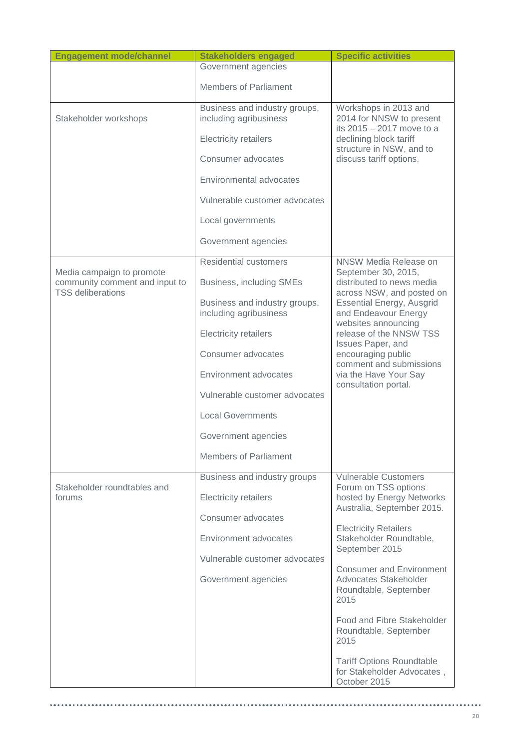| Engagement mode/channel | Stakeholders engaged | Specific activities |
|---|---|---|
| | Government agencies<br><br>Members of Parliament | |
| Stakeholder workshops | Business and industry groups, including agribusiness<br><br>Electricity retailers<br><br>Consumer advocates<br><br>Environmental advocates<br><br>Vulnerable customer advocates<br><br>Local governments<br><br>Government agencies | Workshops in 2013 and 2014 for NNSW to present its 2015 – 2017 move to a declining block tariff structure in NSW, and to discuss tariff options. |
| Media campaign to promote community comment and input to TSS deliberations | Residential customers<br><br>Business, including SMEs<br><br>Business and industry groups, including agribusiness<br><br>Electricity retailers<br><br>Consumer advocates<br><br>Environment advocates<br><br>Vulnerable customer advocates<br><br>Local Governments<br><br>Government agencies<br><br>Members of Parliament | NNSW Media Release on September 30, 2015, distributed to news media across NSW, and posted on Essential Energy, Ausgrid and Endeavour Energy websites announcing release of the NNSW TSS Issues Paper, and encouraging public comment and submissions via the Have Your Say consultation portal. |
| Stakeholder roundtables and forums | Business and industry groups<br><br>Electricity retailers<br><br>Consumer advocates<br><br>Environment advocates<br><br>Vulnerable customer advocates<br><br>Government agencies | Vulnerable Customers Forum on TSS options hosted by Energy Networks Australia, September 2015.<br><br>Electricity Retailers Stakeholder Roundtable, September 2015<br><br>Consumer and Environment Advocates Stakeholder Roundtable, September 2015<br><br>Food and Fibre Stakeholder Roundtable, September 2015<br><br>Tariff Options Roundtable for Stakeholder Advocates , October 2015 |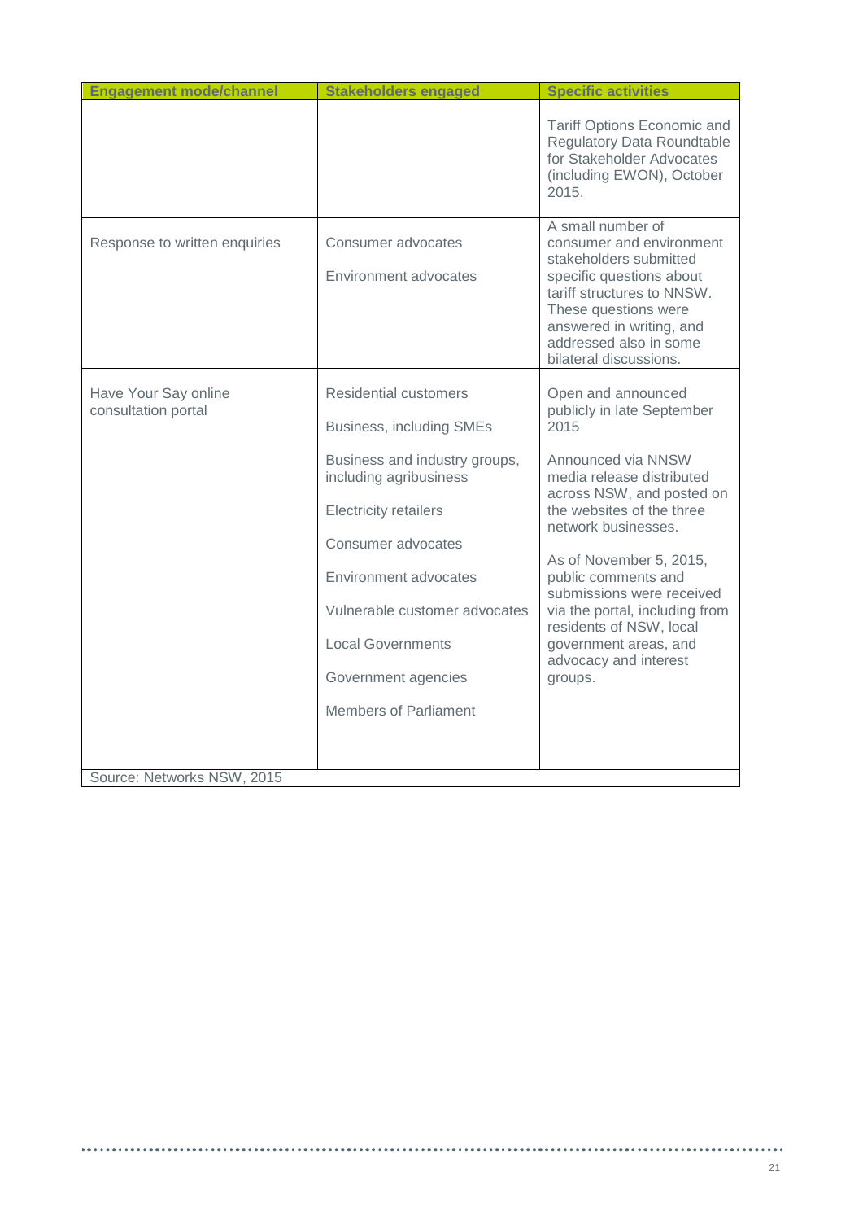| Engagement mode/channel | Stakeholders engaged | Specific activities |
|---|---|---|
| | | Tariff Options Economic and Regulatory Data Roundtable for Stakeholder Advocates (including EWON), October 2015. |
| Response to written enquiries | Consumer advocates<br><br>Environment advocates | A small number of consumer and environment stakeholders submitted specific questions about tariff structures to NNSW. These questions were answered in writing, and addressed also in some bilateral discussions. |
| Have Your Say online consultation portal | Residential customers<br><br>Business, including SMEs<br><br>Business and industry groups, including agribusiness<br><br>Electricity retailers<br><br>Consumer advocates<br><br>Environment advocates<br><br>Vulnerable customer advocates<br><br>Local Governments<br><br>Government agencies<br><br>Members of Parliament | Open and announced publicly in late September 2015<br><br>Announced via NNSW media release distributed across NSW, and posted on the websites of the three network businesses.<br><br>As of November 5, 2015, public comments and submissions were received via the portal, including from residents of NSW, local government areas, and advocacy and interest groups. |

Source: Networks NSW, 2015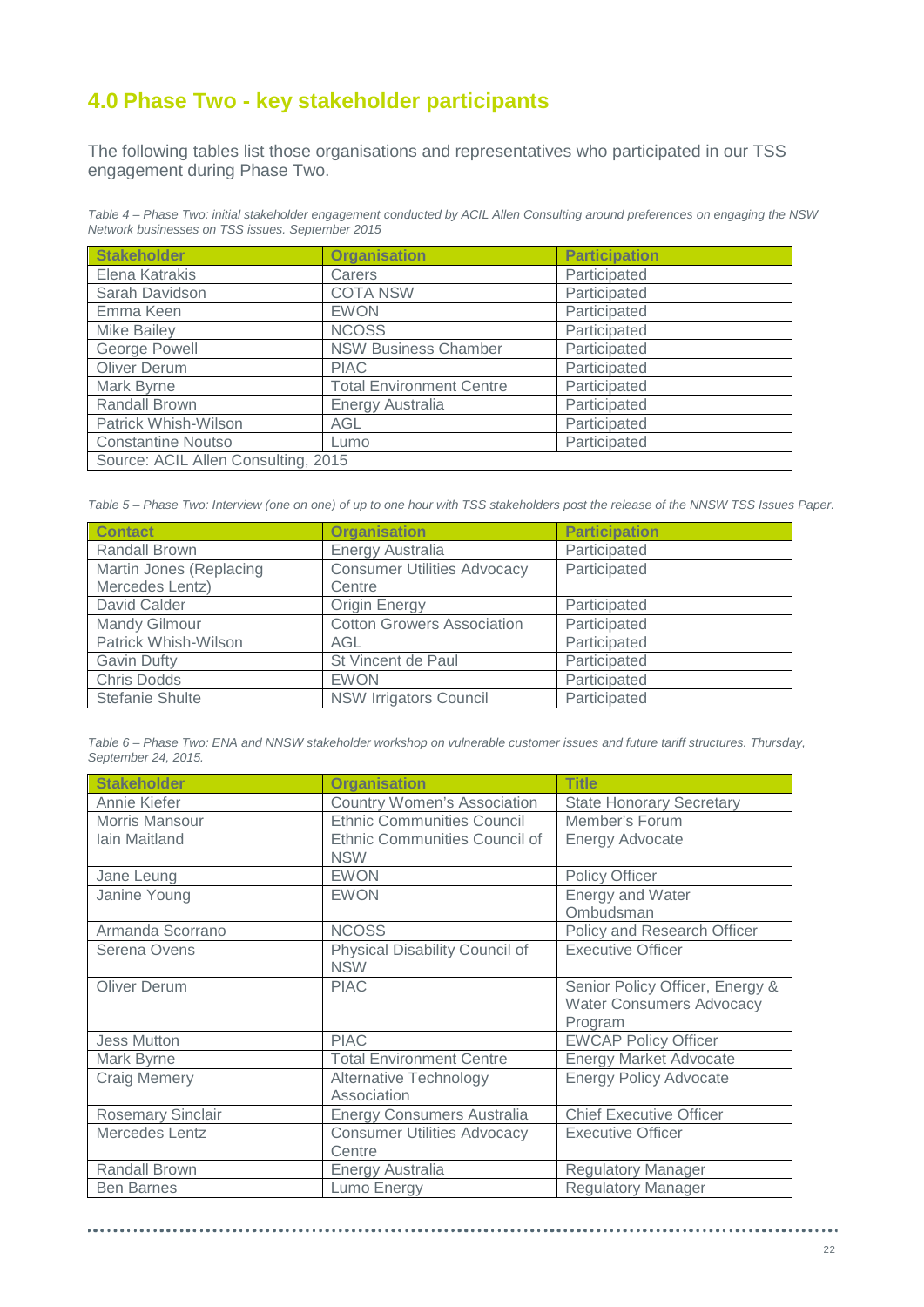## 4.0 Phase Two - key stakeholder participants

The following tables list those organisations and representatives who participated in our TSS engagement during Phase Two.

*Table 4 – Phase Two: initial stakeholder engagement conducted by ACIL Allen Consulting around preferences on engaging the NSW Network businesses on TSS issues. September 2015*

| Stakeholder | Organisation | Participation |
|---|---|---|
| Elena Katrakis | Carers | Participated |
| Sarah Davidson | COTA NSW | Participated |
| Emma Keen | EWON | Participated |
| Mike Bailey | NCOSS | Participated |
| George Powell | NSW Business Chamber | Participated |
| Oliver Derum | PIAC | Participated |
| Mark Byrne | Total Environment Centre | Participated |
| Randall Brown | Energy Australia | Participated |
| Patrick Whish-Wilson | AGL | Participated |
| Constantine Noutso | Lumo | Participated |
| Source: ACIL Allen Consulting, 2015 | | |

*Table 5 – Phase Two: Interview (one on one) of up to one hour with TSS stakeholders post the release of the NNSW TSS Issues Paper.*

| Contact | Organisation | Participation |
|---|---|---|
| Randall Brown | Energy Australia | Participated |
| Martin Jones (Replacing Mercedes Lentz) | Consumer Utilities Advocacy Centre | Participated |
| David Calder | Origin Energy | Participated |
| Mandy Gilmour | Cotton Growers Association | Participated |
| Patrick Whish-Wilson | AGL | Participated |
| Gavin Dufty | St Vincent de Paul | Participated |
| Chris Dodds | EWON | Participated |
| Stefanie Shulte | NSW Irrigators Council | Participated |

*Table 6 – Phase Two: ENA and NNSW stakeholder workshop on vulnerable customer issues and future tariff structures. Thursday, September 24, 2015.*

| Stakeholder | Organisation | Title |
|---|---|---|
| Annie Kiefer | Country Women's Association | State Honorary Secretary |
| Morris Mansour | Ethnic Communities Council | Member's Forum |
| Iain Maitland | Ethnic Communities Council of NSW | Energy Advocate |
| Jane Leung | EWON | Policy Officer |
| Janine Young | EWON | Energy and Water Ombudsman |
| Armanda Scorrano | NCOSS | Policy and Research Officer |
| Serena Ovens | Physical Disability Council of NSW | Executive Officer |
| Oliver Derum | PIAC | Senior Policy Officer, Energy & Water Consumers Advocacy Program |
| Jess Mutton | PIAC | EWCAP Policy Officer |
| Mark Byrne | Total Environment Centre | Energy Market Advocate |
| Craig Memery | Alternative Technology Association | Energy Policy Advocate |
| Rosemary Sinclair | Energy Consumers Australia | Chief Executive Officer |
| Mercedes Lentz | Consumer Utilities Advocacy Centre | Executive Officer |
| Randall Brown | Energy Australia | Regulatory Manager |
| Ben Barnes | Lumo Energy | Regulatory Manager |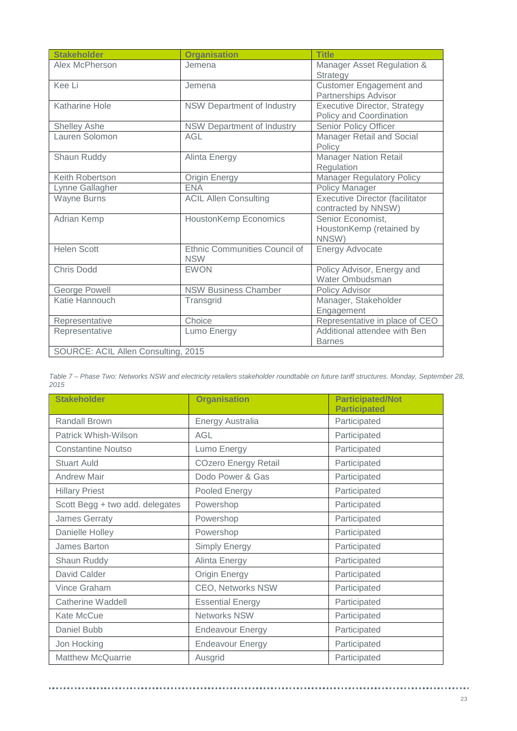| Stakeholder | Organisation | Title |
|---|---|---|
| Alex McPherson | Jemena | Manager Asset Regulation & Strategy |
| Kee Li | Jemena | Customer Engagement and Partnerships Advisor |
| Katharine Hole | NSW Department of Industry | Executive Director, Strategy Policy and Coordination |
| Shelley Ashe | NSW Department of Industry | Senior Policy Officer |
| Lauren Solomon | AGL | Manager Retail and Social Policy |
| Shaun Ruddy | Alinta Energy | Manager Nation Retail Regulation |
| Keith Robertson | Origin Energy | Manager Regulatory Policy |
| Lynne Gallagher | ENA | Policy Manager |
| Wayne Burns | ACIL Allen Consulting | Executive Director (facilitator contracted by NNSW) |
| Adrian Kemp | HoustonKemp Economics | Senior Economist, HoustonKemp (retained by NNSW) |
| Helen Scott | Ethnic Communities Council of NSW | Energy Advocate |
| Chris Dodd | EWON | Policy Advisor, Energy and Water Ombudsman |
| George Powell | NSW Business Chamber | Policy Advisor |
| Katie Hannouch | Transgrid | Manager, Stakeholder Engagement |
| Representative | Choice | Representative in place of CEO |
| Representative | Lumo Energy | Additional attendee with Ben Barnes |
| SOURCE: ACIL Allen Consulting, 2015 | | |

*Table 7 – Phase Two: Networks NSW and electricity retailers stakeholder roundtable on future tariff structures. Monday, September 28, 2015*

| Stakeholder | Organisation | Participated/Not Participated |
|---|---|---|
| Randall Brown | Energy Australia | Participated |
| Patrick Whish-Wilson | AGL | Participated |
| Constantine Noutso | Lumo Energy | Participated |
| Stuart Auld | COzero Energy Retail | Participated |
| Andrew Mair | Dodo Power & Gas | Participated |
| Hillary Priest | Pooled Energy | Participated |
| Scott Begg + two add. delegates | Powershop | Participated |
| James Gerraty | Powershop | Participated |
| Danielle Holley | Powershop | Participated |
| James Barton | Simply Energy | Participated |
| Shaun Ruddy | Alinta Energy | Participated |
| David Calder | Origin Energy | Participated |
| Vince Graham | CEO, Networks NSW | Participated |
| Catherine Waddell | Essential Energy | Participated |
| Kate McCue | Networks NSW | Participated |
| Daniel Bubb | Endeavour Energy | Participated |
| Jon Hocking | Endeavour Energy | Participated |
| Matthew McQuarrie | Ausgrid | Participated |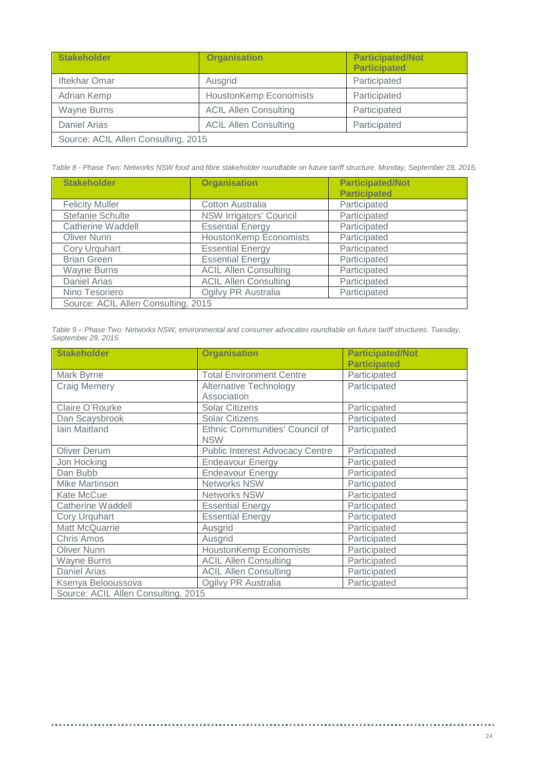| Stakeholder | Organisation | Participated/Not Participated |
|---|---|---|
| Iftekhar Omar | Ausgrid | Participated |
| Adrian Kemp | HoustonKemp Economists | Participated |
| Wayne Burns | ACIL Allen Consulting | Participated |
| Daniel Arias | ACIL Allen Consulting | Participated |
| Source: ACIL Allen Consulting, 2015 | | |

*Table 8 - Phase Two: Networks NSW food and fibre stakeholder roundtable on future tariff structure. Monday, September 28, 2015.*

| Stakeholder | Organisation | Participated/Not Participated |
|---|---|---|
| Felicity Muller | Cotton Australia | Participated |
| Stefanie Schulte | NSW Irrigators' Council | Participated |
| Catherine Waddell | Essential Energy | Participated |
| Oliver Nunn | HoustonKemp Economists | Participated |
| Cory Urquhart | Essential Energy | Participated |
| Brian Green | Essential Energy | Participated |
| Wayne Burns | ACIL Allen Consulting | Participated |
| Daniel Arias | ACIL Allen Consulting | Participated |
| Nino Tesoriero | Ogilvy PR Australia | Participated |
| Source: ACIL Allen Consulting, 2015 | | |

*Table 9 – Phase Two: Networks NSW, environmental and consumer advocates roundtable on future tariff structures. Tuesday, September 29, 2015*

| Stakeholder | Organisation | Participated/Not Participated |
|---|---|---|
| Mark Byrne | Total Environment Centre | Participated |
| Craig Memery | Alternative Technology Association | Participated |
| Claire O'Rourke | Solar Citizens | Participated |
| Dan Scaysbrook | Solar Citizens | Participated |
| Iain Maitland | Ethnic Communities' Council of NSW | Participated |
| Oliver Derum | Public Interest Advocacy Centre | Participated |
| Jon Hocking | Endeavour Energy | Participated |
| Dan Bubb | Endeavour Energy | Participated |
| Mike Martinson | Networks NSW | Participated |
| Kate McCue | Networks NSW | Participated |
| Catherine Waddell | Essential Energy | Participated |
| Cory Urquhart | Essential Energy | Participated |
| Matt McQuarrie | Ausgrid | Participated |
| Chris Amos | Ausgrid | Participated |
| Oliver Nunn | HoustonKemp Economists | Participated |
| Wayne Burns | ACIL Allen Consulting | Participated |
| Daniel Arias | ACIL Allen Consulting | Participated |
| Ksenya Beloussova | Ogilvy PR Australia | Participated |
| Source: ACIL Allen Consulting, 2015 | | |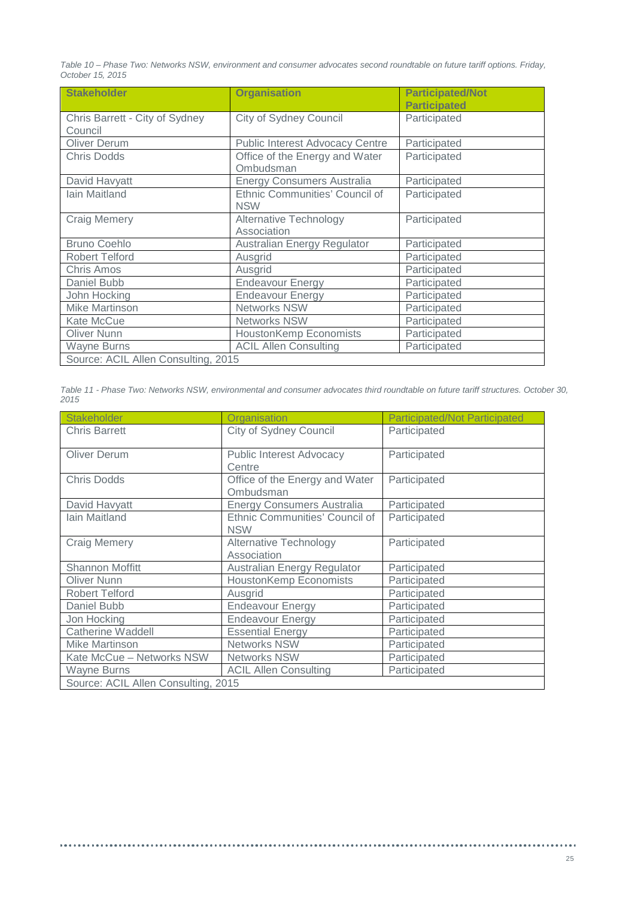*Table 10 – Phase Two: Networks NSW, environment and consumer advocates second roundtable on future tariff options. Friday, October 15, 2015*

| Stakeholder | Organisation | Participated/Not Participated |
| --- | --- | --- |
| Chris Barrett - City of Sydney Council | City of Sydney Council | Participated |
| Oliver Derum | Public Interest Advocacy Centre | Participated |
| Chris Dodds | Office of the Energy and Water Ombudsman | Participated |
| David Havyatt | Energy Consumers Australia | Participated |
| Iain Maitland | Ethnic Communities' Council of NSW | Participated |
| Craig Memery | Alternative Technology Association | Participated |
| Bruno Coehlo | Australian Energy Regulator | Participated |
| Robert Telford | Ausgrid | Participated |
| Chris Amos | Ausgrid | Participated |
| Daniel Bubb | Endeavour Energy | Participated |
| John Hocking | Endeavour Energy | Participated |
| Mike Martinson | Networks NSW | Participated |
| Kate McCue | Networks NSW | Participated |
| Oliver Nunn | HoustonKemp Economists | Participated |
| Wayne Burns | ACIL Allen Consulting | Participated |
| Source: ACIL Allen Consulting, 2015 | | |

*Table 11 - Phase Two: Networks NSW, environmental and consumer advocates third roundtable on future tariff structures. October 30, 2015*

| Stakeholder | Organisation | Participated/Not Participated |
| --- | --- | --- |
| Chris Barrett | City of Sydney Council | Participated |
| Oliver Derum | Public Interest Advocacy Centre | Participated |
| Chris Dodds | Office of the Energy and Water Ombudsman | Participated |
| David Havyatt | Energy Consumers Australia | Participated |
| Iain Maitland | Ethnic Communities' Council of NSW | Participated |
| Craig Memery | Alternative Technology Association | Participated |
| Shannon Moffitt | Australian Energy Regulator | Participated |
| Oliver Nunn | HoustonKemp Economists | Participated |
| Robert Telford | Ausgrid | Participated |
| Daniel Bubb | Endeavour Energy | Participated |
| Jon Hocking | Endeavour Energy | Participated |
| Catherine Waddell | Essential Energy | Participated |
| Mike Martinson | Networks NSW | Participated |
| Kate McCue – Networks NSW | Networks NSW | Participated |
| Wayne Burns | ACIL Allen Consulting | Participated |
| Source: ACIL Allen Consulting, 2015 | | |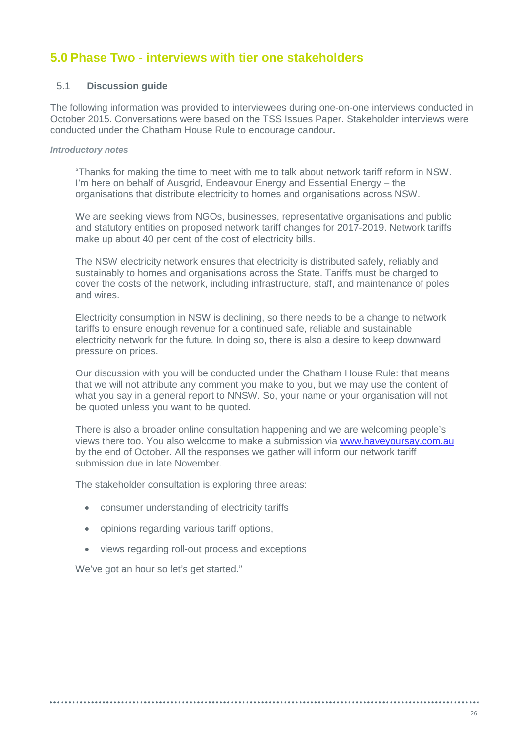## 5.0 Phase Two - interviews with tier one stakeholders

### 5.1 Discussion guide

The following information was provided to interviewees during one-on-one interviews conducted in October 2015. Conversations were based on the TSS Issues Paper. Stakeholder interviews were conducted under the Chatham House Rule to encourage candour**.**

***Introductory notes***

"Thanks for making the time to meet with me to talk about network tariff reform in NSW. I'm here on behalf of Ausgrid, Endeavour Energy and Essential Energy – the organisations that distribute electricity to homes and organisations across NSW.

We are seeking views from NGOs, businesses, representative organisations and public and statutory entities on proposed network tariff changes for 2017-2019. Network tariffs make up about 40 per cent of the cost of electricity bills.

The NSW electricity network ensures that electricity is distributed safely, reliably and sustainably to homes and organisations across the State. Tariffs must be charged to cover the costs of the network, including infrastructure, staff, and maintenance of poles and wires.

Electricity consumption in NSW is declining, so there needs to be a change to network tariffs to ensure enough revenue for a continued safe, reliable and sustainable electricity network for the future. In doing so, there is also a desire to keep downward pressure on prices.

Our discussion with you will be conducted under the Chatham House Rule: that means that we will not attribute any comment you make to you, but we may use the content of what you say in a general report to NNSW. So, your name or your organisation will not be quoted unless you want to be quoted.

There is also a broader online consultation happening and we are welcoming people's views there too. You also welcome to make a submission via [www.haveyoursay.com.au](http://www.haveyoursay.com.au) by the end of October. All the responses we gather will inform our network tariff submission due in late November.

The stakeholder consultation is exploring three areas:

- consumer understanding of electricity tariffs
- opinions regarding various tariff options,
- views regarding roll-out process and exceptions

We've got an hour so let's get started."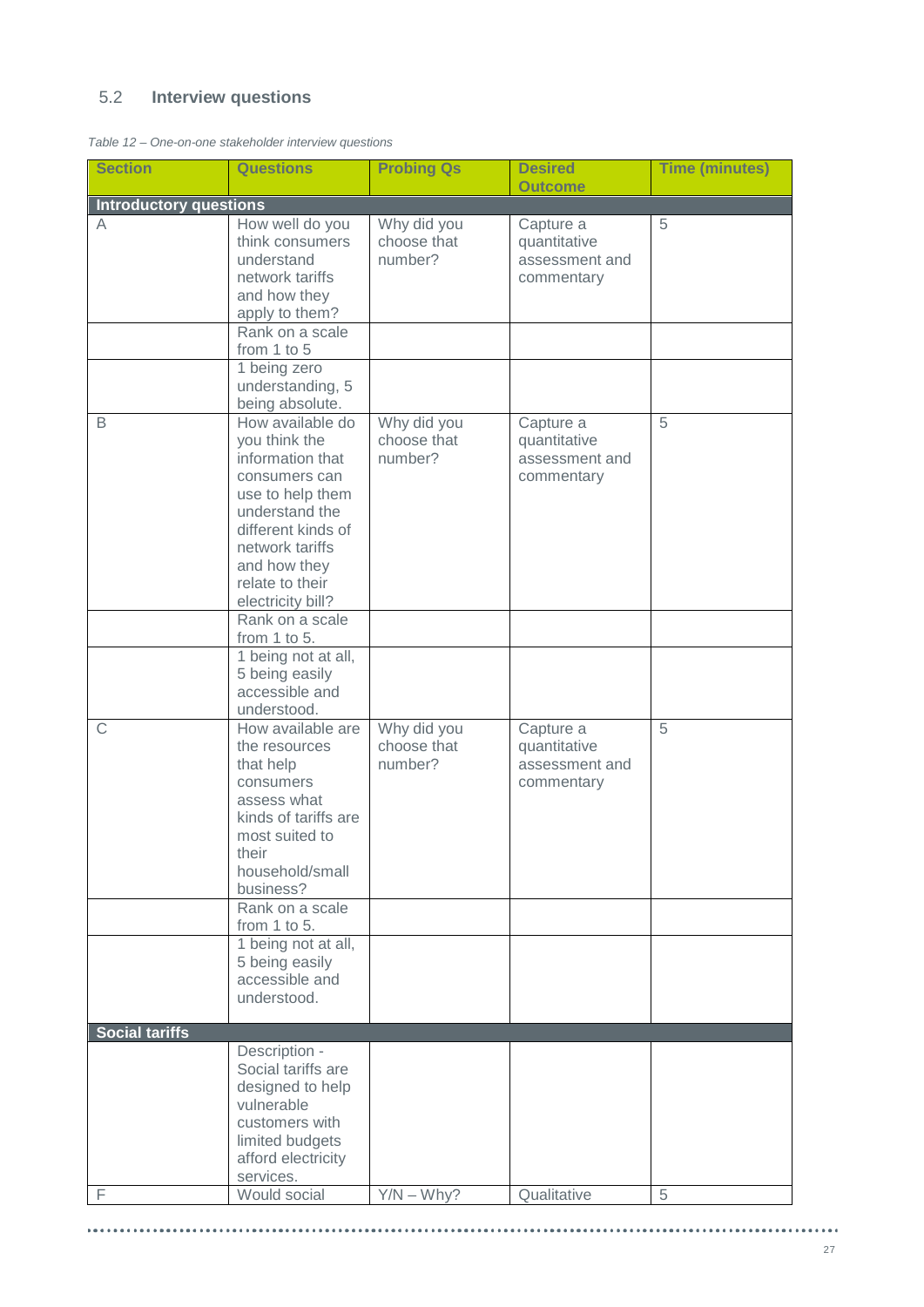## 5.2 Interview questions

*Table 12 – One-on-one stakeholder interview questions*

| Section | Questions | Probing Qs | Desired Outcome | Time (minutes) |
|---|---|---|---|---|
| **Introductory questions** | | | | |
| A | How well do you think consumers understand network tariffs and how they apply to them? | Why did you choose that number? | Capture a quantitative assessment and commentary | 5 |
| | Rank on a scale from 1 to 5 | | | |
| | 1 being zero understanding, 5 being absolute. | | | |
| B | How available do you think the information that consumers can use to help them understand the different kinds of network tariffs and how they relate to their electricity bill? | Why did you choose that number? | Capture a quantitative assessment and commentary | 5 |
| | Rank on a scale from 1 to 5. | | | |
| | 1 being not at all, 5 being easily accessible and understood. | | | |
| C | How available are the resources that help consumers assess what kinds of tariffs are most suited to their household/small business? | Why did you choose that number? | Capture a quantitative assessment and commentary | 5 |
| | Rank on a scale from 1 to 5. | | | |
| | 1 being not at all, 5 being easily accessible and understood. | | | |
| **Social tariffs** | | | | |
| | Description - Social tariffs are designed to help vulnerable customers with limited budgets afford electricity services. | | | |
| F | Would social | Y/N – Why? | Qualitative | 5 |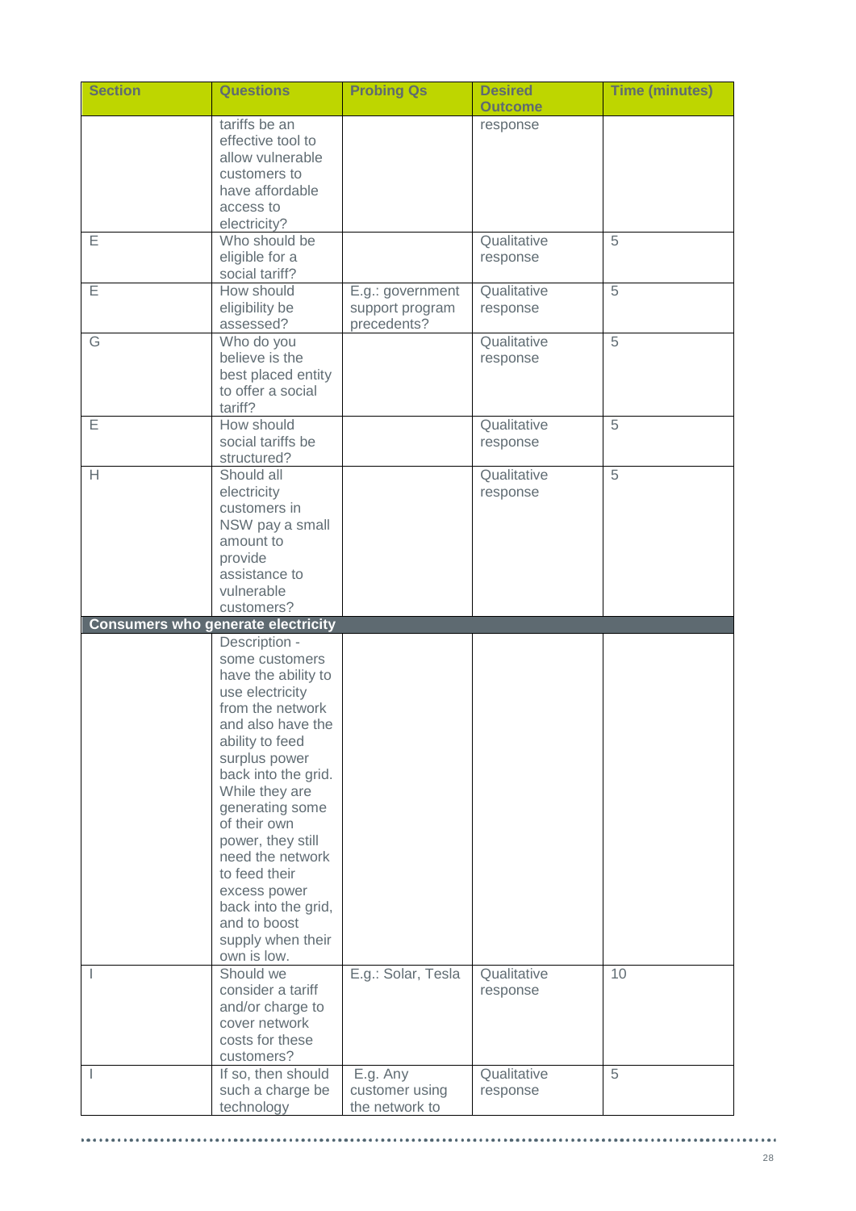| Section | Questions | Probing Qs | Desired Outcome | Time (minutes) |
|---|---|---|---|---|
| | tariffs be an effective tool to allow vulnerable customers to have affordable access to electricity? | | response | |
| E | Who should be eligible for a social tariff? | | Qualitative response | 5 |
| E | How should eligibility be assessed? | E.g.: government support program precedents? | Qualitative response | 5 |
| G | Who do you believe is the best placed entity to offer a social tariff? | | Qualitative response | 5 |
| E | How should social tariffs be structured? | | Qualitative response | 5 |
| H | Should all electricity customers in NSW pay a small amount to provide assistance to vulnerable customers? | | Qualitative response | 5 |
| **Consumers who generate electricity** | | | | |
| | Description - some customers have the ability to use electricity from the network and also have the ability to feed surplus power back into the grid. While they are generating some of their own power, they still need the network to feed their excess power back into the grid, and to boost supply when their own is low. | | | |
| I | Should we consider a tariff and/or charge to cover network costs for these customers? | E.g.: Solar, Tesla | Qualitative response | 10 |
| I | If so, then should such a charge be technology | E.g. Any customer using the network to | Qualitative response | 5 |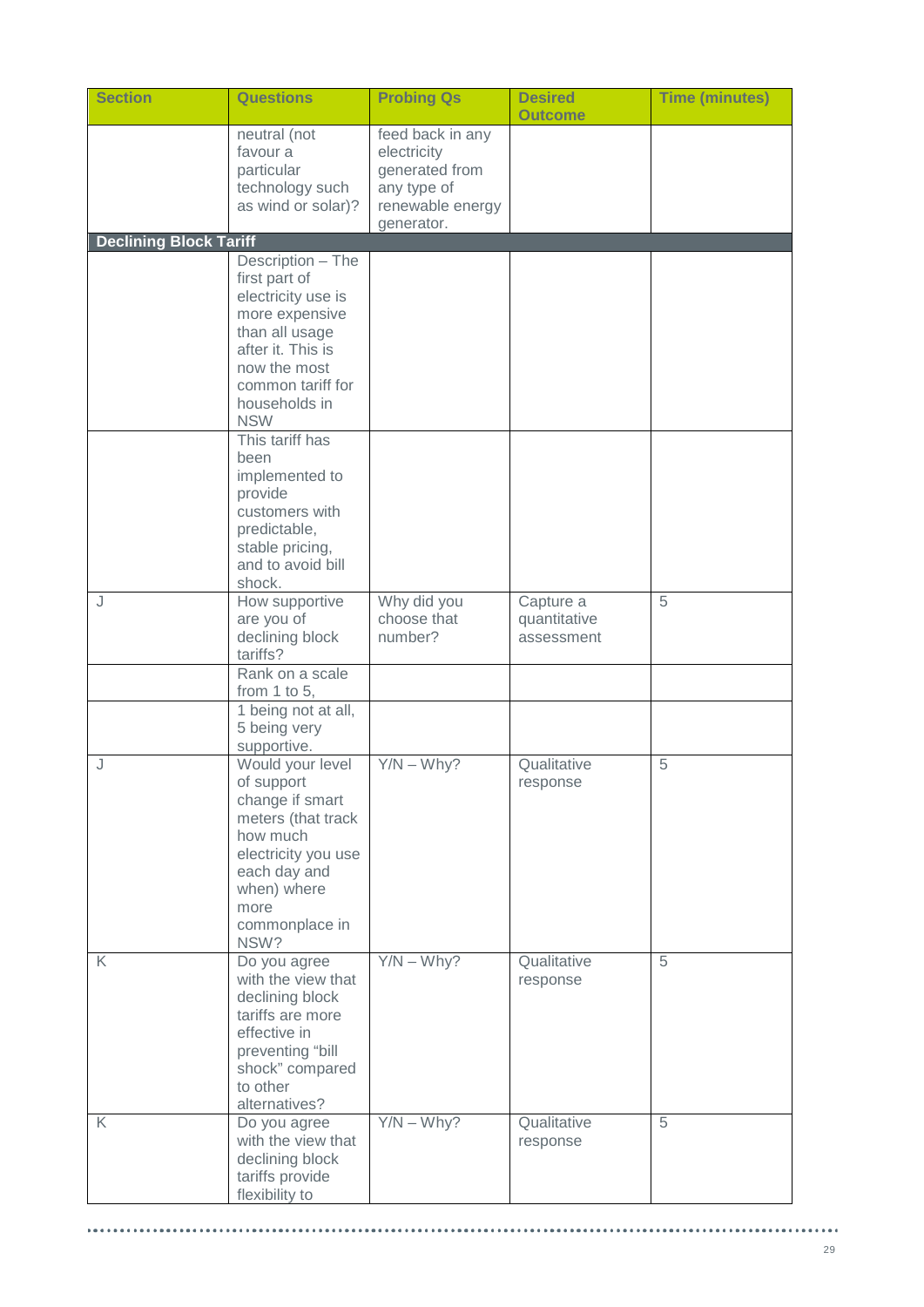| Section | Questions | Probing Qs | Desired Outcome | Time (minutes) |
|---|---|---|---|---|
| | neutral (not favour a particular technology such as wind or solar)? | feed back in any electricity generated from any type of renewable energy generator. | | |
| **Declining Block Tariff** | | | | |
| | Description – The first part of electricity use is more expensive than all usage after it. This is now the most common tariff for households in NSW | | | |
| | This tariff has been implemented to provide customers with predictable, stable pricing, and to avoid bill shock. | | | |
| J | How supportive are you of declining block tariffs? | Why did you choose that number? | Capture a quantitative assessment | 5 |
| | Rank on a scale from 1 to 5, | | | |
| | 1 being not at all, 5 being very supportive. | | | |
| J | Would your level of support change if smart meters (that track how much electricity you use each day and when) where more commonplace in NSW? | Y/N – Why? | Qualitative response | 5 |
| K | Do you agree with the view that declining block tariffs are more effective in preventing "bill shock" compared to other alternatives? | Y/N – Why? | Qualitative response | 5 |
| K | Do you agree with the view that declining block tariffs provide flexibility to | Y/N – Why? | Qualitative response | 5 |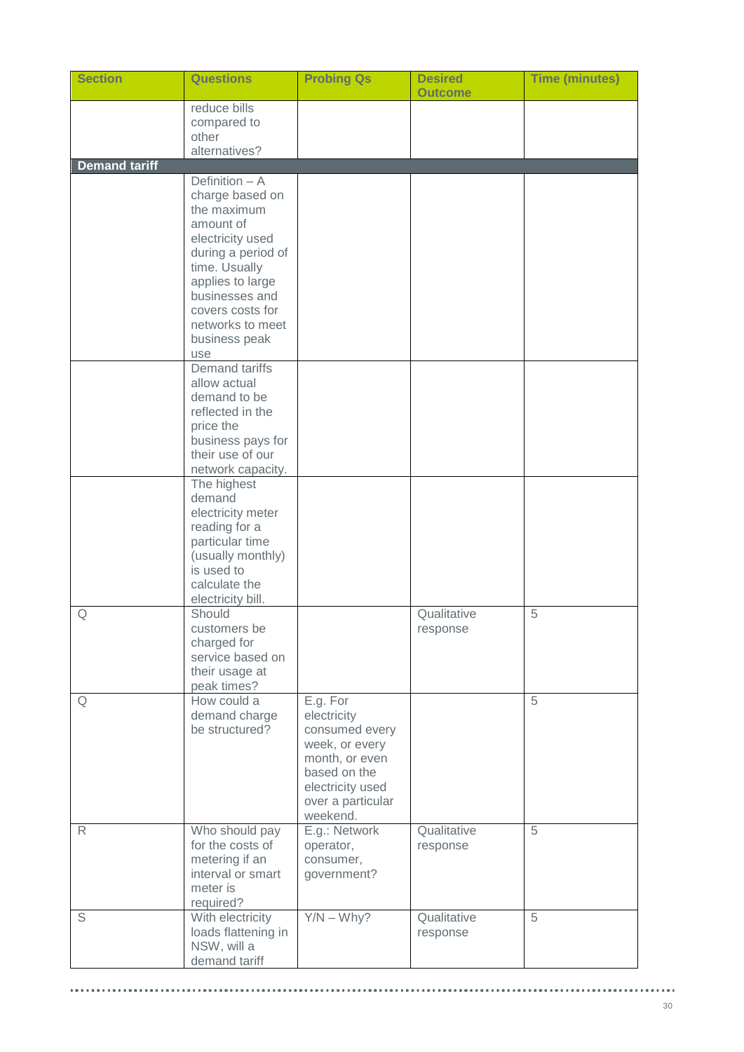| Section | Questions | Probing Qs | Desired Outcome | Time (minutes) |
|---|---|---|---|---|
| | reduce bills compared to other alternatives? | | | |
| **Demand tariff** | | | | |
| | Definition – A charge based on the maximum amount of electricity used during a period of time. Usually applies to large businesses and covers costs for networks to meet business peak use | | | |
| | Demand tariffs allow actual demand to be reflected in the price the business pays for their use of our network capacity. | | | |
| | The highest demand electricity meter reading for a particular time (usually monthly) is used to calculate the electricity bill. | | | |
| Q | Should customers be charged for service based on their usage at peak times? | | Qualitative response | 5 |
| Q | How could a demand charge be structured? | E.g. For electricity consumed every week, or every month, or even based on the electricity used over a particular weekend. | | 5 |
| R | Who should pay for the costs of metering if an interval or smart meter is required? | E.g.: Network operator, consumer, government? | Qualitative response | 5 |
| S | With electricity loads flattening in NSW, will a demand tariff | Y/N – Why? | Qualitative response | 5 |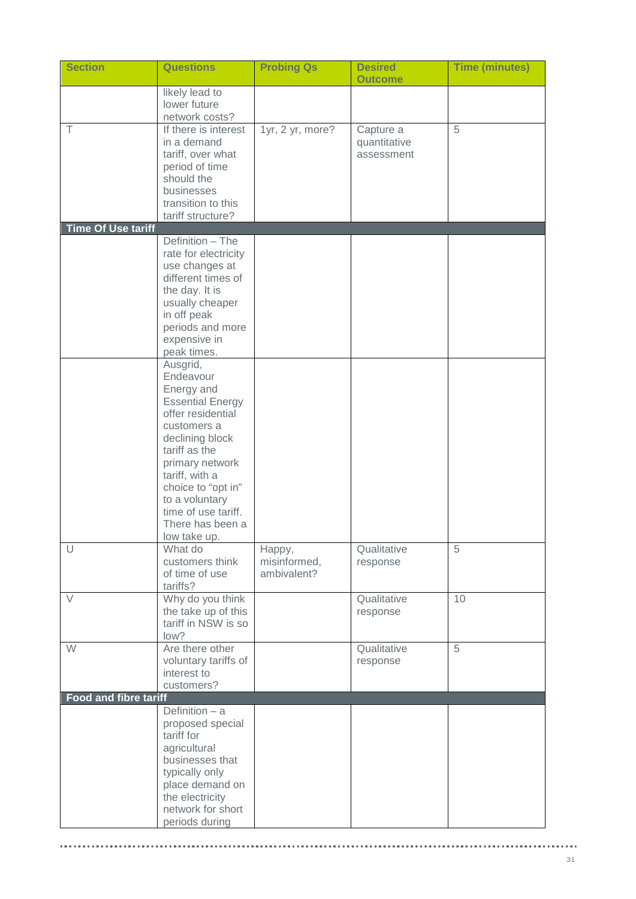| Section | Questions | Probing Qs | Desired Outcome | Time (minutes) |
|---|---|---|---|---|
| | likely lead to lower future network costs? | | | |
| T | If there is interest in a demand tariff, over what period of time should the businesses transition to this tariff structure? | 1yr, 2 yr, more? | Capture a quantitative assessment | 5 |
| **Time Of Use tariff** | | | | |
| | Definition – The rate for electricity use changes at different times of the day. It is usually cheaper in off peak periods and more expensive in peak times. | | | |
| | Ausgrid, Endeavour Energy and Essential Energy offer residential customers a declining block tariff as the primary network tariff, with a choice to "opt in" to a voluntary time of use tariff. There has been a low take up. | | | |
| U | What do customers think of time of use tariffs? | Happy, misinformed, ambivalent? | Qualitative response | 5 |
| V | Why do you think the take up of this tariff in NSW is so low? | | Qualitative response | 10 |
| W | Are there other voluntary tariffs of interest to customers? | | Qualitative response | 5 |
| **Food and fibre tariff** | | | | |
| | Definition – a proposed special tariff for agricultural businesses that typically only place demand on the electricity network for short periods during | | | |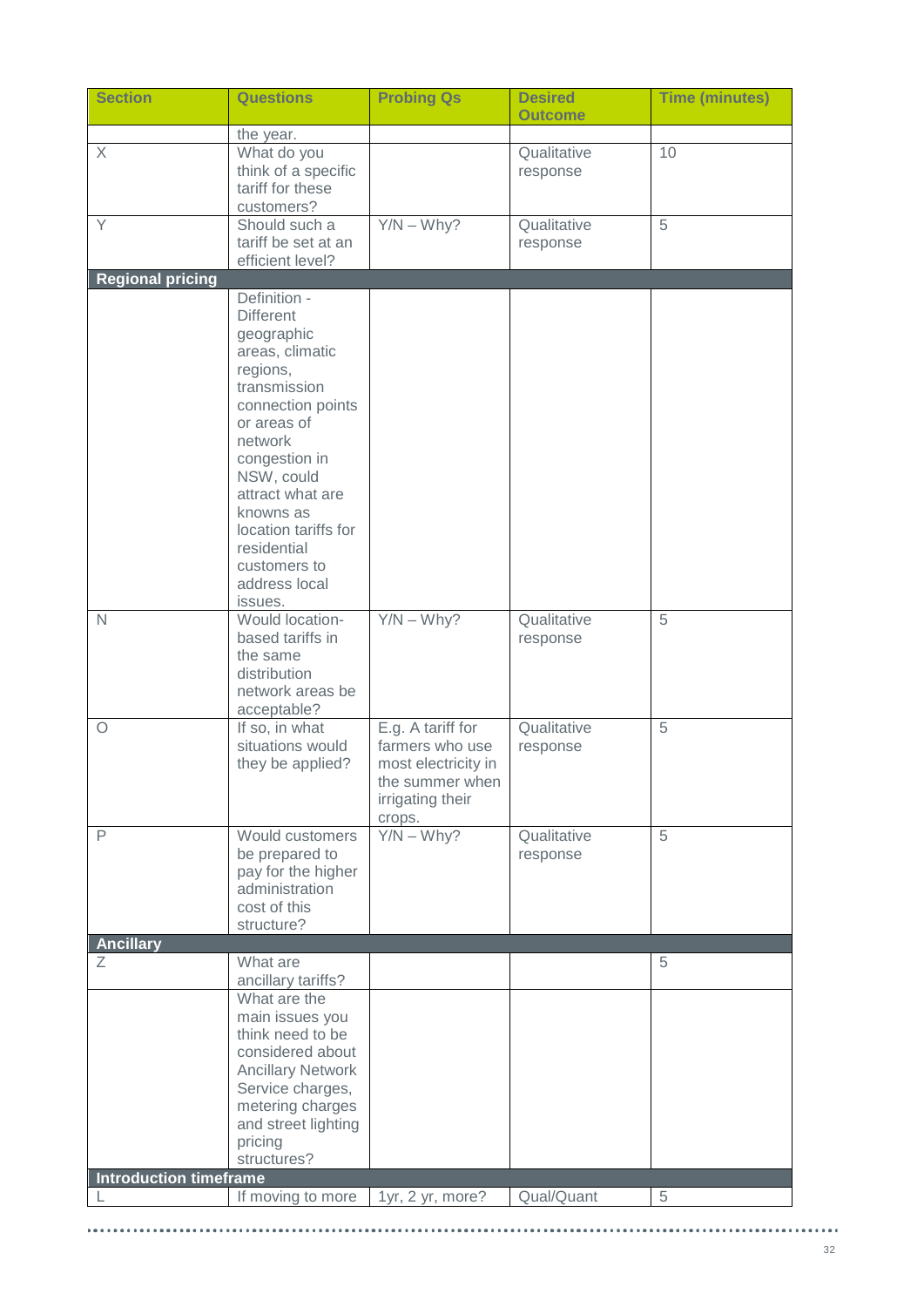| Section | Questions | Probing Qs | Desired Outcome | Time (minutes) |
|---|---|---|---|---|
| | the year. | | | |
| X | What do you think of a specific tariff for these customers? | | Qualitative response | 10 |
| Y | Should such a tariff be set at an efficient level? | Y/N – Why? | Qualitative response | 5 |
| **Regional pricing** | | | | |
| | Definition - Different geographic areas, climatic regions, transmission connection points or areas of network congestion in NSW, could attract what are knowns as location tariffs for residential customers to address local issues. | | | |
| N | Would location-based tariffs in the same distribution network areas be acceptable? | Y/N – Why? | Qualitative response | 5 |
| O | If so, in what situations would they be applied? | E.g. A tariff for farmers who use most electricity in the summer when irrigating their crops. | Qualitative response | 5 |
| P | Would customers be prepared to pay for the higher administration cost of this structure? | Y/N – Why? | Qualitative response | 5 |
| **Ancillary** | | | | |
| Z | What are ancillary tariffs? | | | 5 |
| | What are the main issues you think need to be considered about Ancillary Network Service charges, metering charges and street lighting pricing structures? | | | |
| **Introduction timeframe** | | | | |
| L | If moving to more | 1yr, 2 yr, more? | Qual/Quant | 5 |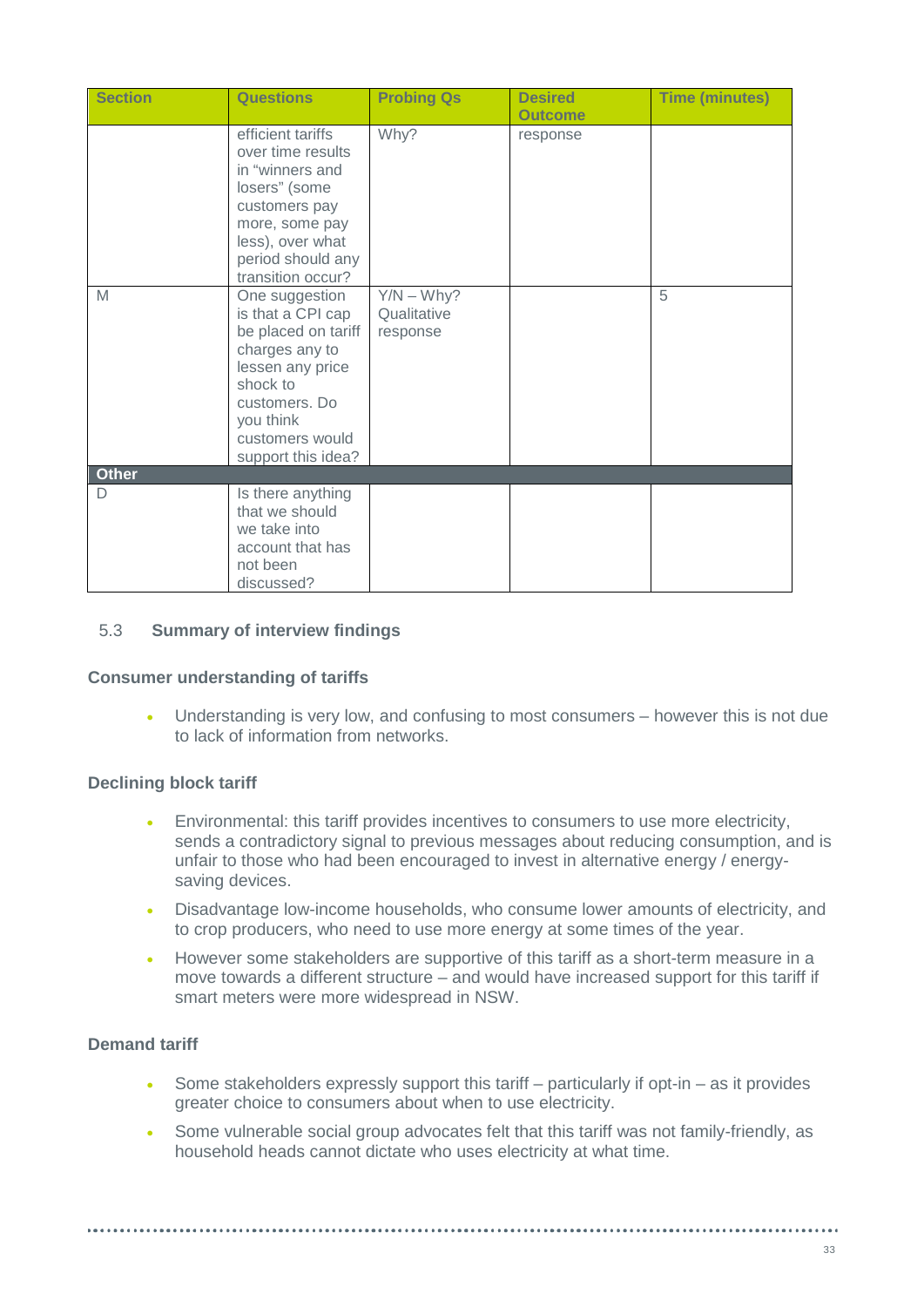| Section | Questions | Probing Qs | Desired Outcome | Time (minutes) |
|---|---|---|---|---|
| | efficient tariffs over time results in "winners and losers" (some customers pay more, some pay less), over what period should any transition occur? | Why? | response | |
| M | One suggestion is that a CPI cap be placed on tariff charges any to lessen any price shock to customers. Do you think customers would support this idea? | Y/N – Why? Qualitative response | | 5 |
| **Other** | | | | |
| D | Is there anything that we should we take into account that has not been discussed? | | | |

## 5.3 Summary of interview findings

### Consumer understanding of tariffs

- Understanding is very low, and confusing to most consumers – however this is not due to lack of information from networks.

### Declining block tariff

- Environmental: this tariff provides incentives to consumers to use more electricity, sends a contradictory signal to previous messages about reducing consumption, and is unfair to those who had been encouraged to invest in alternative energy / energy-saving devices.
- Disadvantage low-income households, who consume lower amounts of electricity, and to crop producers, who need to use more energy at some times of the year.
- However some stakeholders are supportive of this tariff as a short-term measure in a move towards a different structure – and would have increased support for this tariff if smart meters were more widespread in NSW.

### Demand tariff

- Some stakeholders expressly support this tariff – particularly if opt-in – as it provides greater choice to consumers about when to use electricity.
- Some vulnerable social group advocates felt that this tariff was not family-friendly, as household heads cannot dictate who uses electricity at what time.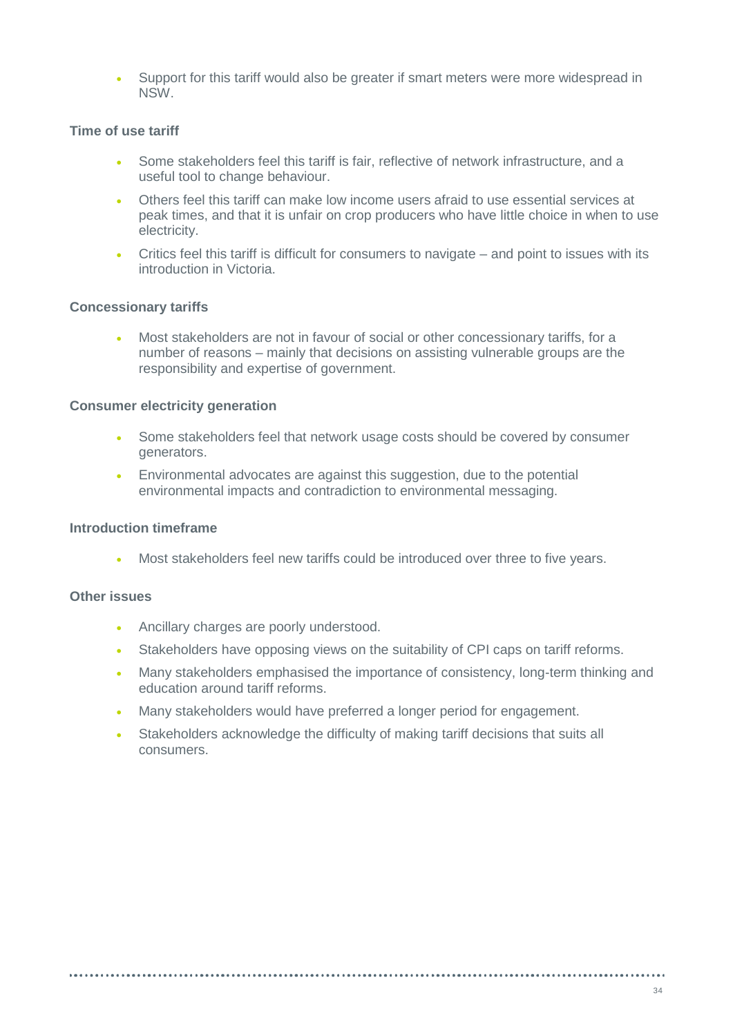- Support for this tariff would also be greater if smart meters were more widespread in NSW.

**Time of use tariff**

- Some stakeholders feel this tariff is fair, reflective of network infrastructure, and a useful tool to change behaviour.
- Others feel this tariff can make low income users afraid to use essential services at peak times, and that it is unfair on crop producers who have little choice in when to use electricity.
- Critics feel this tariff is difficult for consumers to navigate – and point to issues with its introduction in Victoria.

**Concessionary tariffs**

- Most stakeholders are not in favour of social or other concessionary tariffs, for a number of reasons – mainly that decisions on assisting vulnerable groups are the responsibility and expertise of government.

**Consumer electricity generation**

- Some stakeholders feel that network usage costs should be covered by consumer generators.
- Environmental advocates are against this suggestion, due to the potential environmental impacts and contradiction to environmental messaging.

**Introduction timeframe**

- Most stakeholders feel new tariffs could be introduced over three to five years.

**Other issues**

- Ancillary charges are poorly understood.
- Stakeholders have opposing views on the suitability of CPI caps on tariff reforms.
- Many stakeholders emphasised the importance of consistency, long-term thinking and education around tariff reforms.
- Many stakeholders would have preferred a longer period for engagement.
- Stakeholders acknowledge the difficulty of making tariff decisions that suits all consumers.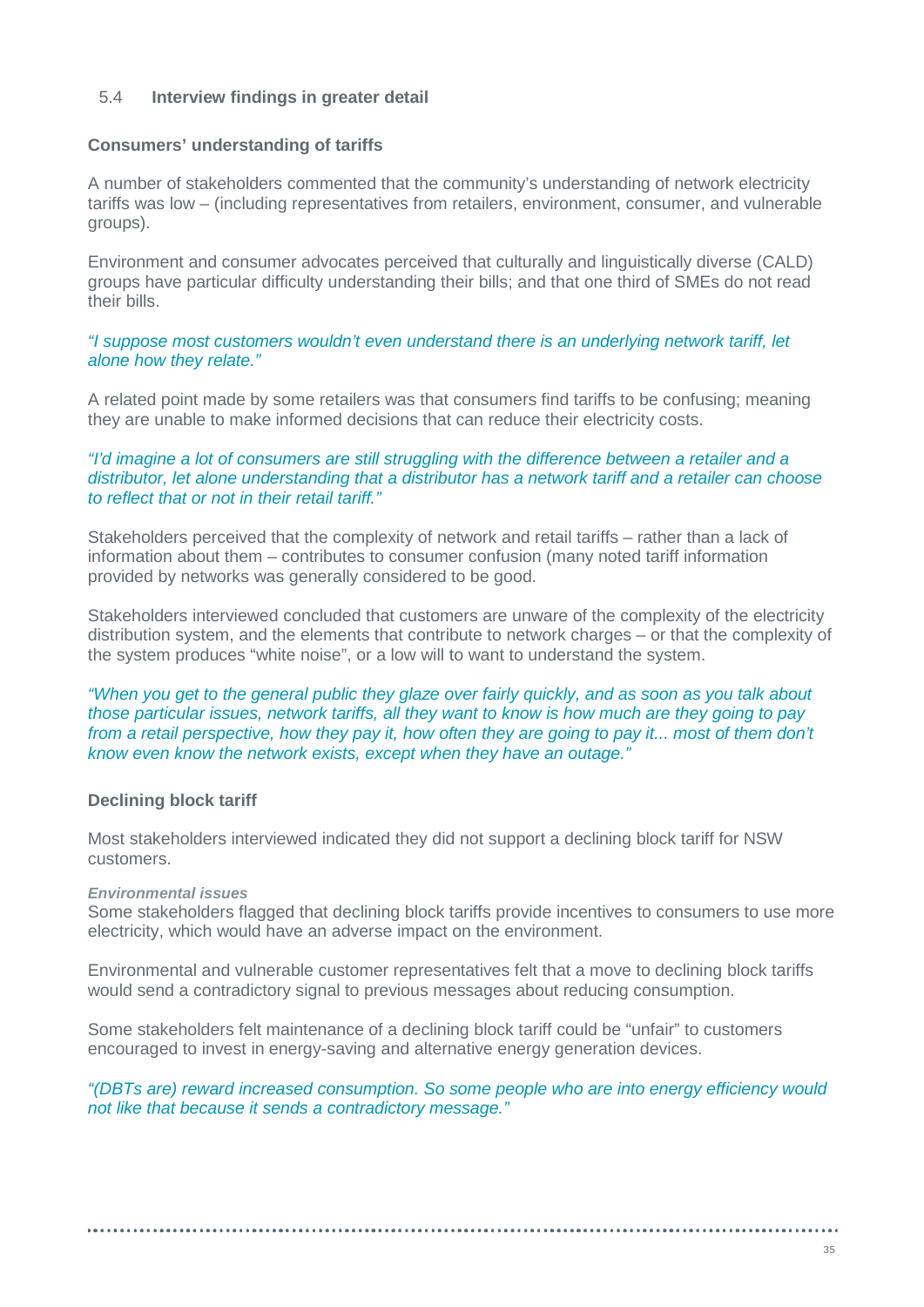## 5.4 Interview findings in greater detail

### Consumers' understanding of tariffs

A number of stakeholders commented that the community's understanding of network electricity tariffs was low – (including representatives from retailers, environment, consumer, and vulnerable groups).

Environment and consumer advocates perceived that culturally and linguistically diverse (CALD) groups have particular difficulty understanding their bills; and that one third of SMEs do not read their bills.

*"I suppose most customers wouldn't even understand there is an underlying network tariff, let alone how they relate."*

A related point made by some retailers was that consumers find tariffs to be confusing; meaning they are unable to make informed decisions that can reduce their electricity costs.

*"I'd imagine a lot of consumers are still struggling with the difference between a retailer and a distributor, let alone understanding that a distributor has a network tariff and a retailer can choose to reflect that or not in their retail tariff."*

Stakeholders perceived that the complexity of network and retail tariffs – rather than a lack of information about them – contributes to consumer confusion (many noted tariff information provided by networks was generally considered to be good.

Stakeholders interviewed concluded that customers are unware of the complexity of the electricity distribution system, and the elements that contribute to network charges – or that the complexity of the system produces "white noise", or a low will to want to understand the system.

*"When you get to the general public they glaze over fairly quickly, and as soon as you talk about those particular issues, network tariffs, all they want to know is how much are they going to pay from a retail perspective, how they pay it, how often they are going to pay it... most of them don't know even know the network exists, except when they have an outage."*

### Declining block tariff

Most stakeholders interviewed indicated they did not support a declining block tariff for NSW customers.

***Environmental issues***

Some stakeholders flagged that declining block tariffs provide incentives to consumers to use more electricity, which would have an adverse impact on the environment.

Environmental and vulnerable customer representatives felt that a move to declining block tariffs would send a contradictory signal to previous messages about reducing consumption.

Some stakeholders felt maintenance of a declining block tariff could be "unfair" to customers encouraged to invest in energy-saving and alternative energy generation devices.

*"(DBTs are) reward increased consumption. So some people who are into energy efficiency would not like that because it sends a contradictory message."*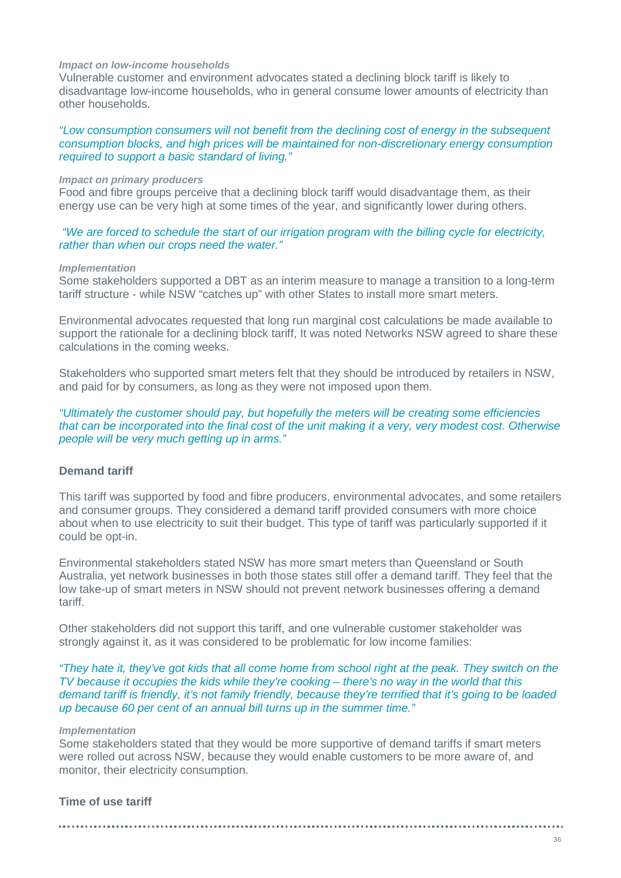*Impact on low-income households*

Vulnerable customer and environment advocates stated a declining block tariff is likely to disadvantage low-income households, who in general consume lower amounts of electricity than other households.

*"Low consumption consumers will not benefit from the declining cost of energy in the subsequent consumption blocks, and high prices will be maintained for non-discretionary energy consumption required to support a basic standard of living."*

*Impact on primary producers*

Food and fibre groups perceive that a declining block tariff would disadvantage them, as their energy use can be very high at some times of the year, and significantly lower during others.

*"We are forced to schedule the start of our irrigation program with the billing cycle for electricity, rather than when our crops need the water."*

*Implementation*

Some stakeholders supported a DBT as an interim measure to manage a transition to a long-term tariff structure - while NSW "catches up" with other States to install more smart meters.

Environmental advocates requested that long run marginal cost calculations be made available to support the rationale for a declining block tariff, It was noted Networks NSW agreed to share these calculations in the coming weeks.

Stakeholders who supported smart meters felt that they should be introduced by retailers in NSW, and paid for by consumers, as long as they were not imposed upon them.

*"Ultimately the customer should pay, but hopefully the meters will be creating some efficiencies that can be incorporated into the final cost of the unit making it a very, very modest cost. Otherwise people will be very much getting up in arms."*

**Demand tariff**

This tariff was supported by food and fibre producers, environmental advocates, and some retailers and consumer groups. They considered a demand tariff provided consumers with more choice about when to use electricity to suit their budget. This type of tariff was particularly supported if it could be opt-in.

Environmental stakeholders stated NSW has more smart meters than Queensland or South Australia, yet network businesses in both those states still offer a demand tariff. They feel that the low take-up of smart meters in NSW should not prevent network businesses offering a demand tariff.

Other stakeholders did not support this tariff, and one vulnerable customer stakeholder was strongly against it, as it was considered to be problematic for low income families:

*"They hate it, they've got kids that all come home from school right at the peak. They switch on the TV because it occupies the kids while they're cooking – there's no way in the world that this demand tariff is friendly, it's not family friendly, because they're terrified that it's going to be loaded up because 60 per cent of an annual bill turns up in the summer time."*

*Implementation*

Some stakeholders stated that they would be more supportive of demand tariffs if smart meters were rolled out across NSW, because they would enable customers to be more aware of, and monitor, their electricity consumption.

**Time of use tariff**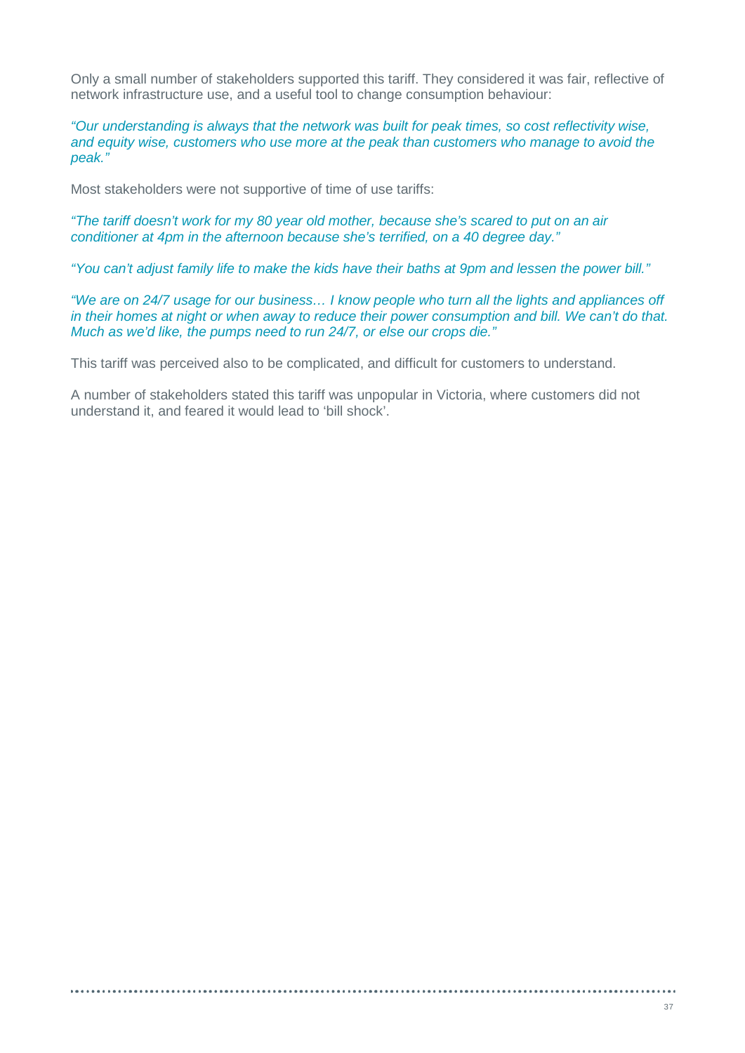Only a small number of stakeholders supported this tariff. They considered it was fair, reflective of network infrastructure use, and a useful tool to change consumption behaviour:

*"Our understanding is always that the network was built for peak times, so cost reflectivity wise, and equity wise, customers who use more at the peak than customers who manage to avoid the peak."*

Most stakeholders were not supportive of time of use tariffs:

*"The tariff doesn't work for my 80 year old mother, because she's scared to put on an air conditioner at 4pm in the afternoon because she's terrified, on a 40 degree day."*

*"You can't adjust family life to make the kids have their baths at 9pm and lessen the power bill."*

*"We are on 24/7 usage for our business… I know people who turn all the lights and appliances off in their homes at night or when away to reduce their power consumption and bill. We can't do that. Much as we'd like, the pumps need to run 24/7, or else our crops die."*

This tariff was perceived also to be complicated, and difficult for customers to understand.

A number of stakeholders stated this tariff was unpopular in Victoria, where customers did not understand it, and feared it would lead to 'bill shock'.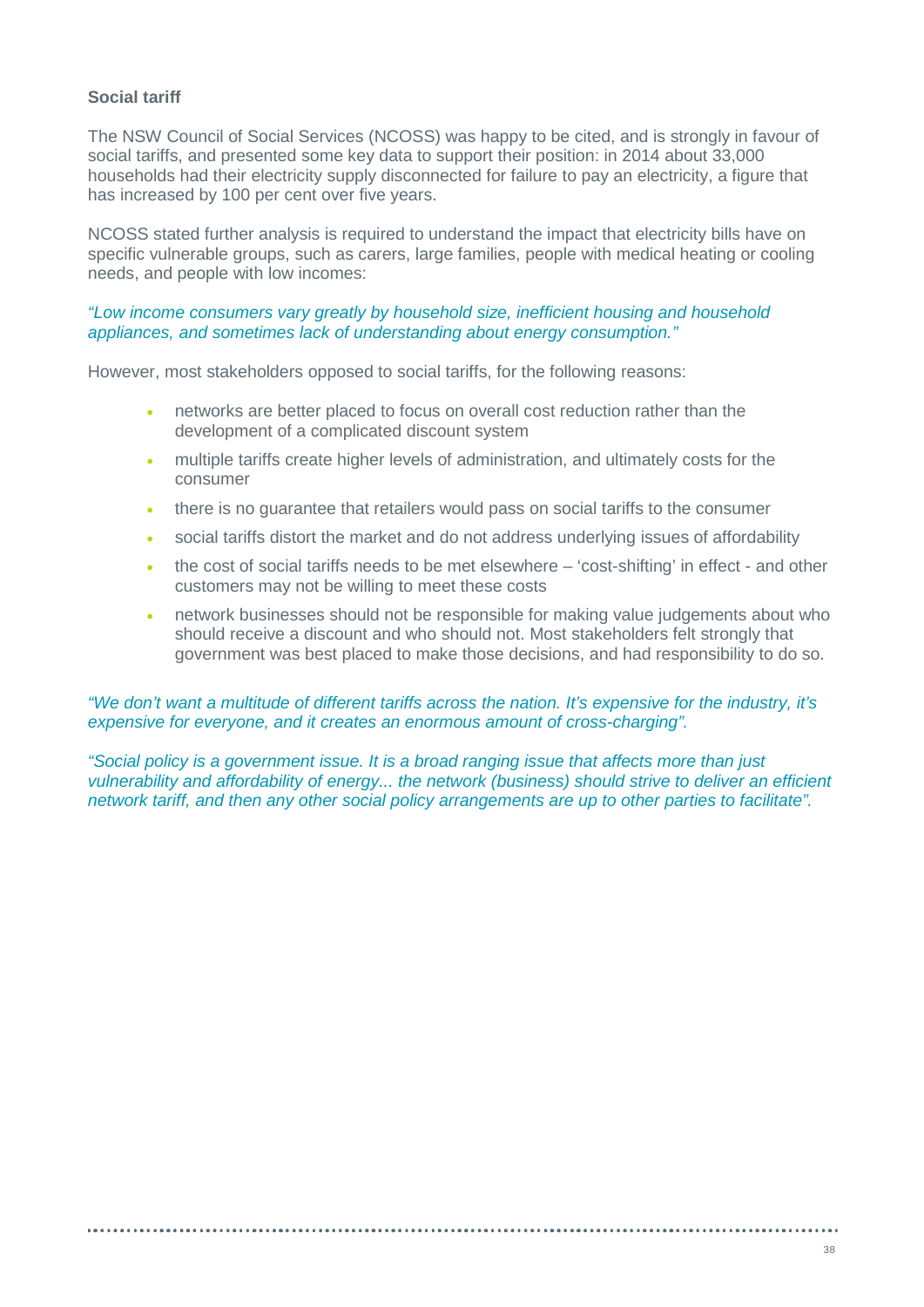**Social tariff**

The NSW Council of Social Services (NCOSS) was happy to be cited, and is strongly in favour of social tariffs, and presented some key data to support their position: in 2014 about 33,000 households had their electricity supply disconnected for failure to pay an electricity, a figure that has increased by 100 per cent over five years.

NCOSS stated further analysis is required to understand the impact that electricity bills have on specific vulnerable groups, such as carers, large families, people with medical heating or cooling needs, and people with low incomes:

*"Low income consumers vary greatly by household size, inefficient housing and household appliances, and sometimes lack of understanding about energy consumption."*

However, most stakeholders opposed to social tariffs, for the following reasons:

- networks are better placed to focus on overall cost reduction rather than the development of a complicated discount system
- multiple tariffs create higher levels of administration, and ultimately costs for the consumer
- there is no guarantee that retailers would pass on social tariffs to the consumer
- social tariffs distort the market and do not address underlying issues of affordability
- the cost of social tariffs needs to be met elsewhere – 'cost-shifting' in effect - and other customers may not be willing to meet these costs
- network businesses should not be responsible for making value judgements about who should receive a discount and who should not. Most stakeholders felt strongly that government was best placed to make those decisions, and had responsibility to do so.

*"We don't want a multitude of different tariffs across the nation. It's expensive for the industry, it's expensive for everyone, and it creates an enormous amount of cross-charging".*

*"Social policy is a government issue. It is a broad ranging issue that affects more than just vulnerability and affordability of energy... the network (business) should strive to deliver an efficient network tariff, and then any other social policy arrangements are up to other parties to facilitate".*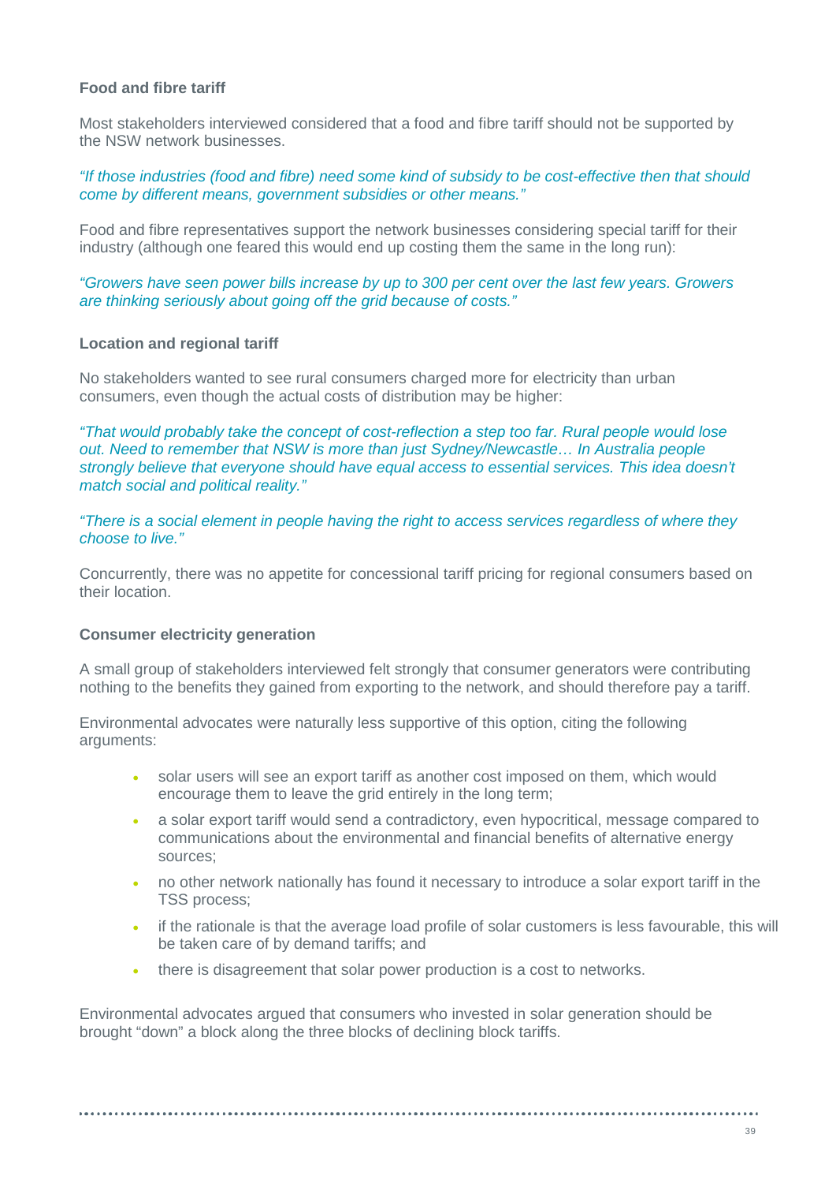### Food and fibre tariff

Most stakeholders interviewed considered that a food and fibre tariff should not be supported by the NSW network businesses.

*"If those industries (food and fibre) need some kind of subsidy to be cost-effective then that should come by different means, government subsidies or other means."*

Food and fibre representatives support the network businesses considering special tariff for their industry (although one feared this would end up costing them the same in the long run):

*"Growers have seen power bills increase by up to 300 per cent over the last few years. Growers are thinking seriously about going off the grid because of costs."*

### Location and regional tariff

No stakeholders wanted to see rural consumers charged more for electricity than urban consumers, even though the actual costs of distribution may be higher:

*"That would probably take the concept of cost-reflection a step too far. Rural people would lose out. Need to remember that NSW is more than just Sydney/Newcastle… In Australia people strongly believe that everyone should have equal access to essential services. This idea doesn't match social and political reality."*

*"There is a social element in people having the right to access services regardless of where they choose to live."*

Concurrently, there was no appetite for concessional tariff pricing for regional consumers based on their location.

### Consumer electricity generation

A small group of stakeholders interviewed felt strongly that consumer generators were contributing nothing to the benefits they gained from exporting to the network, and should therefore pay a tariff.

Environmental advocates were naturally less supportive of this option, citing the following arguments:

- solar users will see an export tariff as another cost imposed on them, which would encourage them to leave the grid entirely in the long term;
- a solar export tariff would send a contradictory, even hypocritical, message compared to communications about the environmental and financial benefits of alternative energy sources;
- no other network nationally has found it necessary to introduce a solar export tariff in the TSS process;
- if the rationale is that the average load profile of solar customers is less favourable, this will be taken care of by demand tariffs; and
- there is disagreement that solar power production is a cost to networks.

Environmental advocates argued that consumers who invested in solar generation should be brought "down" a block along the three blocks of declining block tariffs.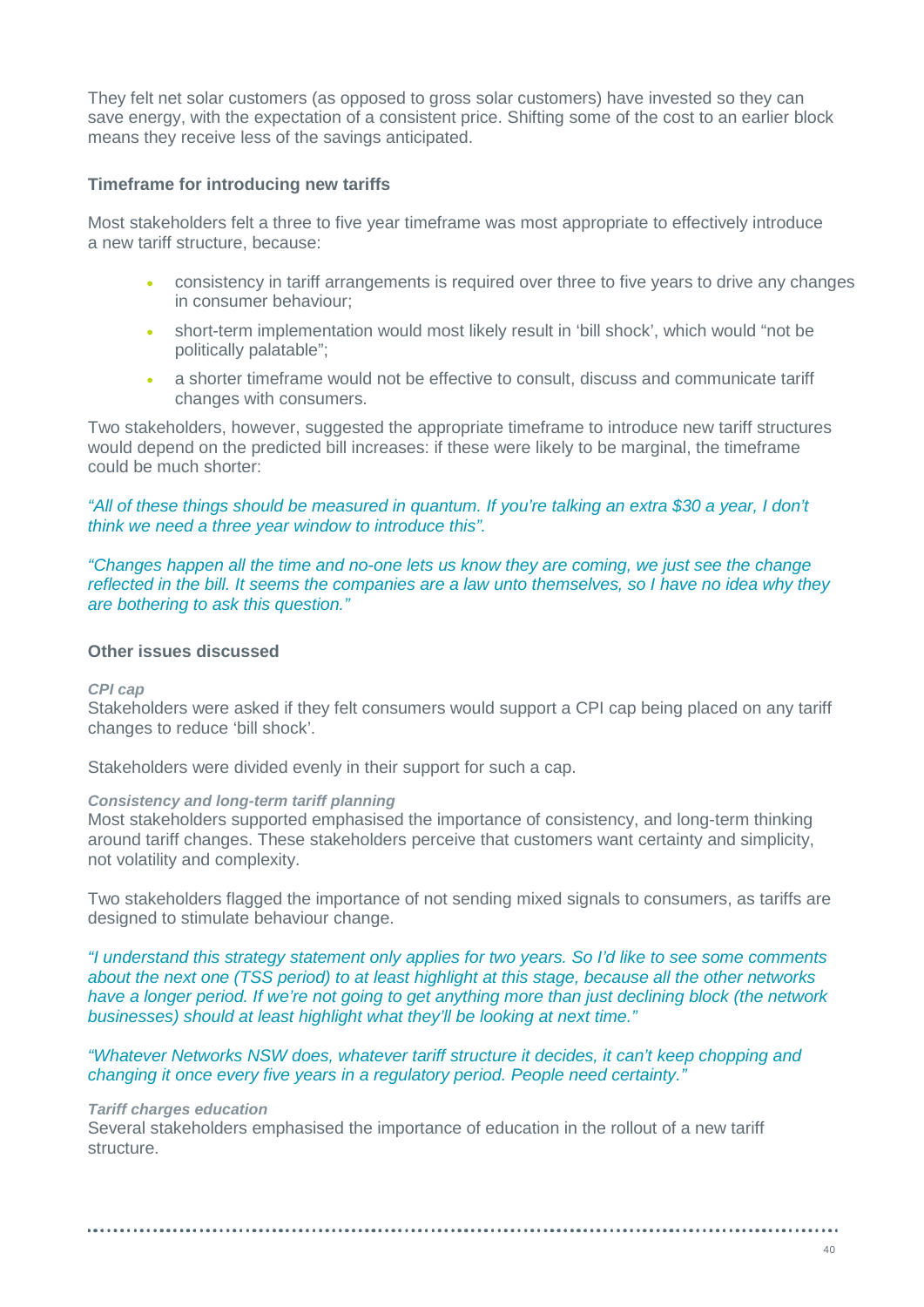They felt net solar customers (as opposed to gross solar customers) have invested so they can save energy, with the expectation of a consistent price. Shifting some of the cost to an earlier block means they receive less of the savings anticipated.

### Timeframe for introducing new tariffs

Most stakeholders felt a three to five year timeframe was most appropriate to effectively introduce a new tariff structure, because:

- consistency in tariff arrangements is required over three to five years to drive any changes in consumer behaviour;
- short-term implementation would most likely result in 'bill shock', which would "not be politically palatable";
- a shorter timeframe would not be effective to consult, discuss and communicate tariff changes with consumers.

Two stakeholders, however, suggested the appropriate timeframe to introduce new tariff structures would depend on the predicted bill increases: if these were likely to be marginal, the timeframe could be much shorter:

*"All of these things should be measured in quantum. If you're talking an extra $30 a year, I don't think we need a three year window to introduce this".*

*"Changes happen all the time and no-one lets us know they are coming, we just see the change reflected in the bill. It seems the companies are a law unto themselves, so I have no idea why they are bothering to ask this question."*

### Other issues discussed

***CPI cap***

Stakeholders were asked if they felt consumers would support a CPI cap being placed on any tariff changes to reduce 'bill shock'.

Stakeholders were divided evenly in their support for such a cap.

***Consistency and long-term tariff planning***

Most stakeholders supported emphasised the importance of consistency, and long-term thinking around tariff changes. These stakeholders perceive that customers want certainty and simplicity, not volatility and complexity.

Two stakeholders flagged the importance of not sending mixed signals to consumers, as tariffs are designed to stimulate behaviour change.

*"I understand this strategy statement only applies for two years. So I'd like to see some comments about the next one (TSS period) to at least highlight at this stage, because all the other networks have a longer period. If we're not going to get anything more than just declining block (the network businesses) should at least highlight what they'll be looking at next time."*

*"Whatever Networks NSW does, whatever tariff structure it decides, it can't keep chopping and changing it once every five years in a regulatory period. People need certainty."*

***Tariff charges education***

Several stakeholders emphasised the importance of education in the rollout of a new tariff structure.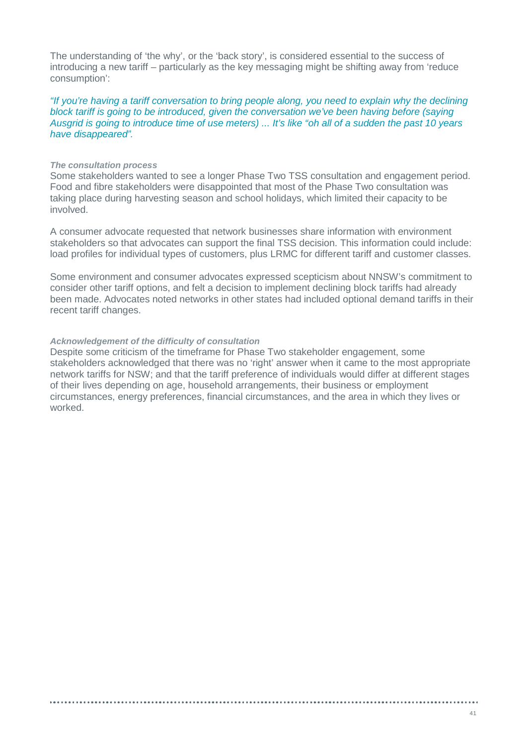The understanding of 'the why', or the 'back story', is considered essential to the success of introducing a new tariff – particularly as the key messaging might be shifting away from 'reduce consumption':

*"If you're having a tariff conversation to bring people along, you need to explain why the declining block tariff is going to be introduced, given the conversation we've been having before (saying Ausgrid is going to introduce time of use meters) ... It's like "oh all of a sudden the past 10 years have disappeared".*

***The consultation process***

Some stakeholders wanted to see a longer Phase Two TSS consultation and engagement period. Food and fibre stakeholders were disappointed that most of the Phase Two consultation was taking place during harvesting season and school holidays, which limited their capacity to be involved.

A consumer advocate requested that network businesses share information with environment stakeholders so that advocates can support the final TSS decision. This information could include: load profiles for individual types of customers, plus LRMC for different tariff and customer classes.

Some environment and consumer advocates expressed scepticism about NNSW's commitment to consider other tariff options, and felt a decision to implement declining block tariffs had already been made. Advocates noted networks in other states had included optional demand tariffs in their recent tariff changes.

***Acknowledgement of the difficulty of consultation***

Despite some criticism of the timeframe for Phase Two stakeholder engagement, some stakeholders acknowledged that there was no 'right' answer when it came to the most appropriate network tariffs for NSW; and that the tariff preference of individuals would differ at different stages of their lives depending on age, household arrangements, their business or employment circumstances, energy preferences, financial circumstances, and the area in which they lives or worked.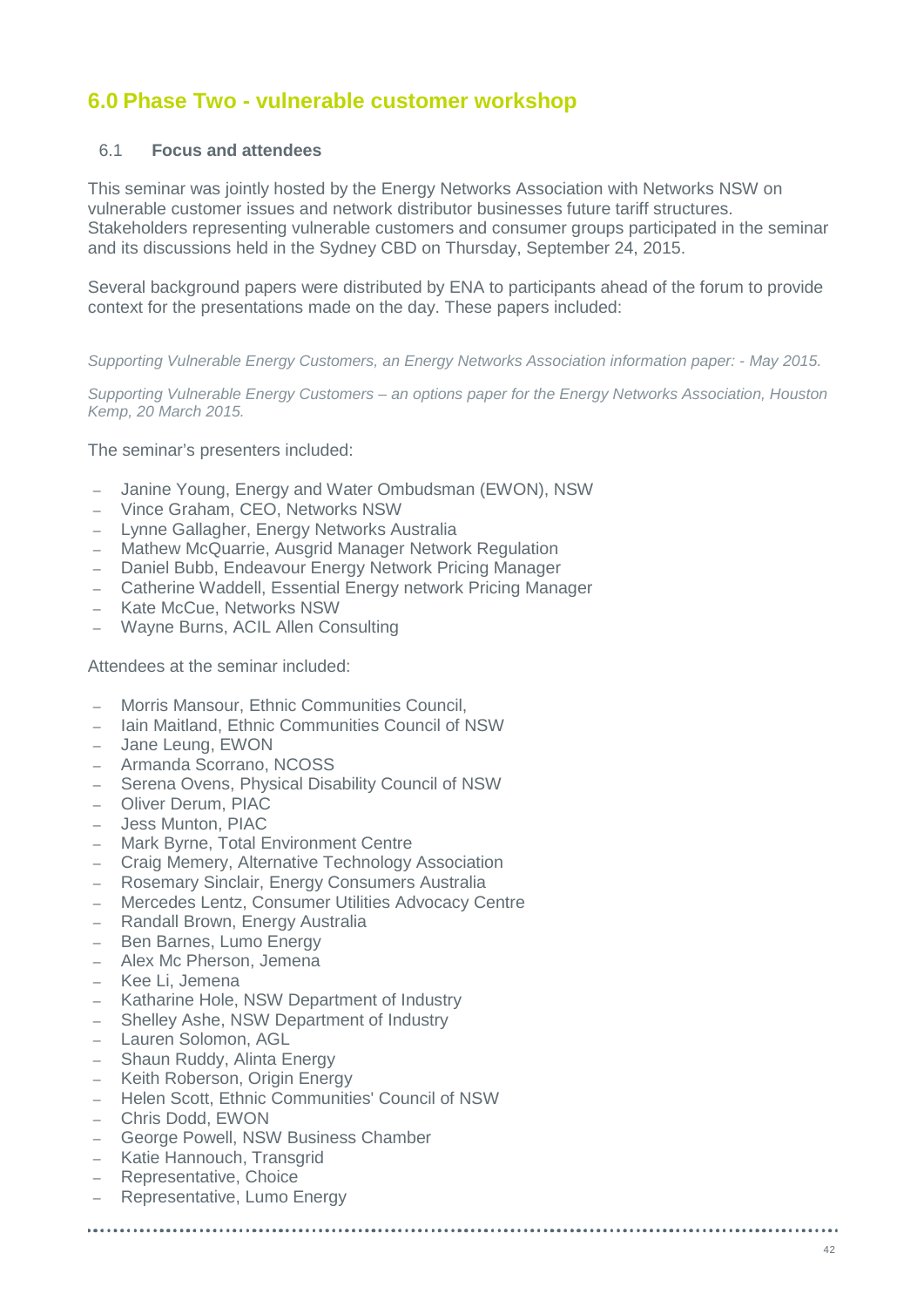# 6.0 Phase Two - vulnerable customer workshop

## 6.1 Focus and attendees

This seminar was jointly hosted by the Energy Networks Association with Networks NSW on vulnerable customer issues and network distributor businesses future tariff structures. Stakeholders representing vulnerable customers and consumer groups participated in the seminar and its discussions held in the Sydney CBD on Thursday, September 24, 2015.

Several background papers were distributed by ENA to participants ahead of the forum to provide context for the presentations made on the day. These papers included:

*Supporting Vulnerable Energy Customers, an Energy Networks Association information paper: - May 2015.*

*Supporting Vulnerable Energy Customers – an options paper for the Energy Networks Association, Houston Kemp, 20 March 2015.*

The seminar's presenters included:

- Janine Young, Energy and Water Ombudsman (EWON), NSW
- Vince Graham, CEO, Networks NSW
- Lynne Gallagher, Energy Networks Australia
- Mathew McQuarrie, Ausgrid Manager Network Regulation
- Daniel Bubb, Endeavour Energy Network Pricing Manager
- Catherine Waddell, Essential Energy network Pricing Manager
- Kate McCue, Networks NSW
- Wayne Burns, ACIL Allen Consulting

Attendees at the seminar included:

- Morris Mansour, Ethnic Communities Council,
- Iain Maitland, Ethnic Communities Council of NSW
- Jane Leung, EWON
- Armanda Scorrano, NCOSS
- Serena Ovens, Physical Disability Council of NSW
- Oliver Derum, PIAC
- Jess Munton, PIAC
- Mark Byrne, Total Environment Centre
- Craig Memery, Alternative Technology Association
- Rosemary Sinclair, Energy Consumers Australia
- Mercedes Lentz, Consumer Utilities Advocacy Centre
- Randall Brown, Energy Australia
- Ben Barnes, Lumo Energy
- Alex Mc Pherson, Jemena
- Kee Li, Jemena
- Katharine Hole, NSW Department of Industry
- Shelley Ashe, NSW Department of Industry
- Lauren Solomon, AGL
- Shaun Ruddy, Alinta Energy
- Keith Roberson, Origin Energy
- Helen Scott, Ethnic Communities' Council of NSW
- Chris Dodd, EWON
- George Powell, NSW Business Chamber
- Katie Hannouch, Transgrid
- Representative, Choice
- Representative, Lumo Energy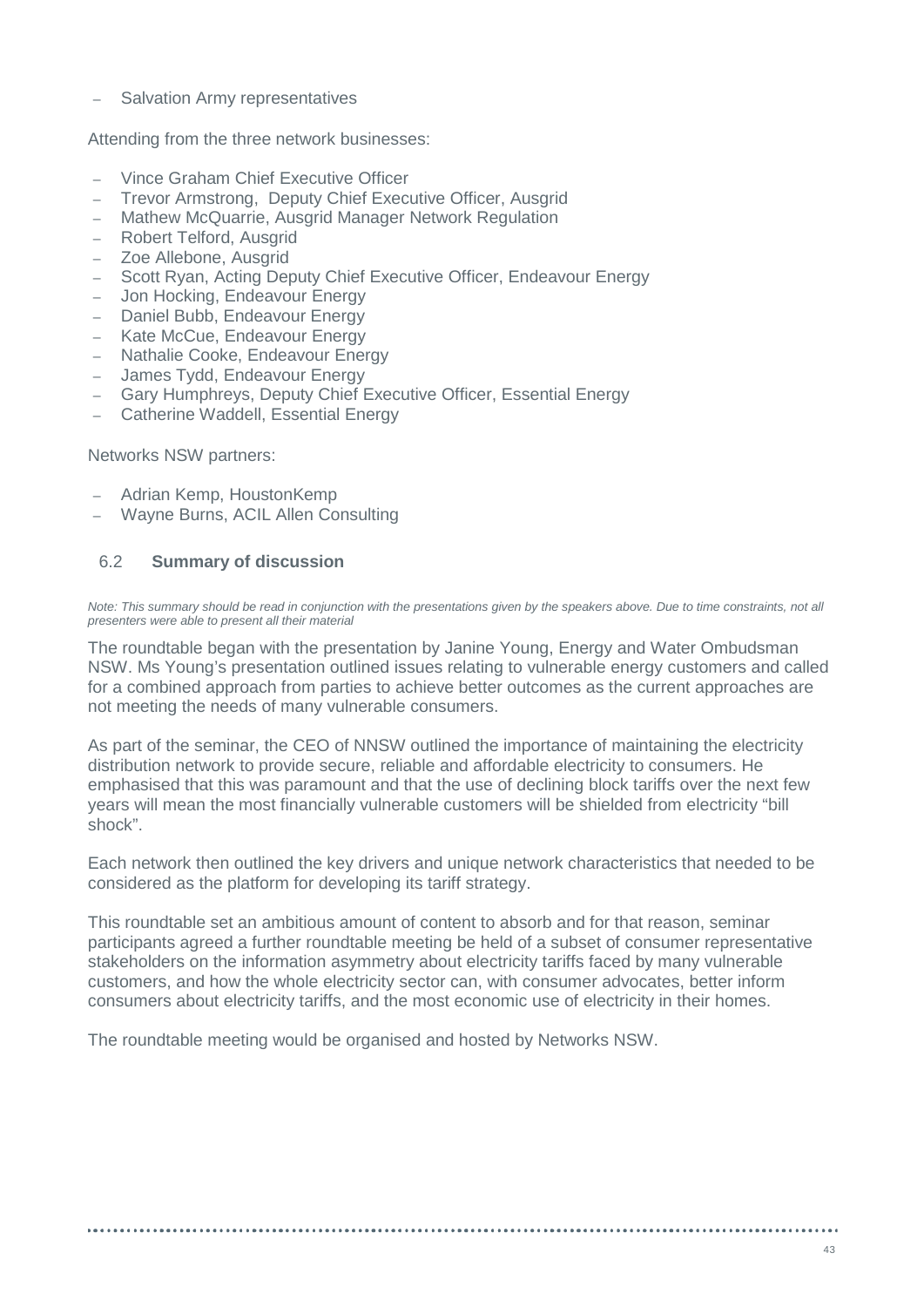- Salvation Army representatives

Attending from the three network businesses:

- Vince Graham Chief Executive Officer
- Trevor Armstrong, Deputy Chief Executive Officer, Ausgrid
- Mathew McQuarrie, Ausgrid Manager Network Regulation
- Robert Telford, Ausgrid
- Zoe Allebone, Ausgrid
- Scott Ryan, Acting Deputy Chief Executive Officer, Endeavour Energy
- Jon Hocking, Endeavour Energy
- Daniel Bubb, Endeavour Energy
- Kate McCue, Endeavour Energy
- Nathalie Cooke, Endeavour Energy
- James Tydd, Endeavour Energy
- Gary Humphreys, Deputy Chief Executive Officer, Essential Energy
- Catherine Waddell, Essential Energy

Networks NSW partners:

- Adrian Kemp, HoustonKemp
- Wayne Burns, ACIL Allen Consulting

### 6.2 Summary of discussion

*Note: This summary should be read in conjunction with the presentations given by the speakers above. Due to time constraints, not all presenters were able to present all their material*

The roundtable began with the presentation by Janine Young, Energy and Water Ombudsman NSW. Ms Young's presentation outlined issues relating to vulnerable energy customers and called for a combined approach from parties to achieve better outcomes as the current approaches are not meeting the needs of many vulnerable consumers.

As part of the seminar, the CEO of NNSW outlined the importance of maintaining the electricity distribution network to provide secure, reliable and affordable electricity to consumers. He emphasised that this was paramount and that the use of declining block tariffs over the next few years will mean the most financially vulnerable customers will be shielded from electricity "bill shock".

Each network then outlined the key drivers and unique network characteristics that needed to be considered as the platform for developing its tariff strategy.

This roundtable set an ambitious amount of content to absorb and for that reason, seminar participants agreed a further roundtable meeting be held of a subset of consumer representative stakeholders on the information asymmetry about electricity tariffs faced by many vulnerable customers, and how the whole electricity sector can, with consumer advocates, better inform consumers about electricity tariffs, and the most economic use of electricity in their homes.

The roundtable meeting would be organised and hosted by Networks NSW.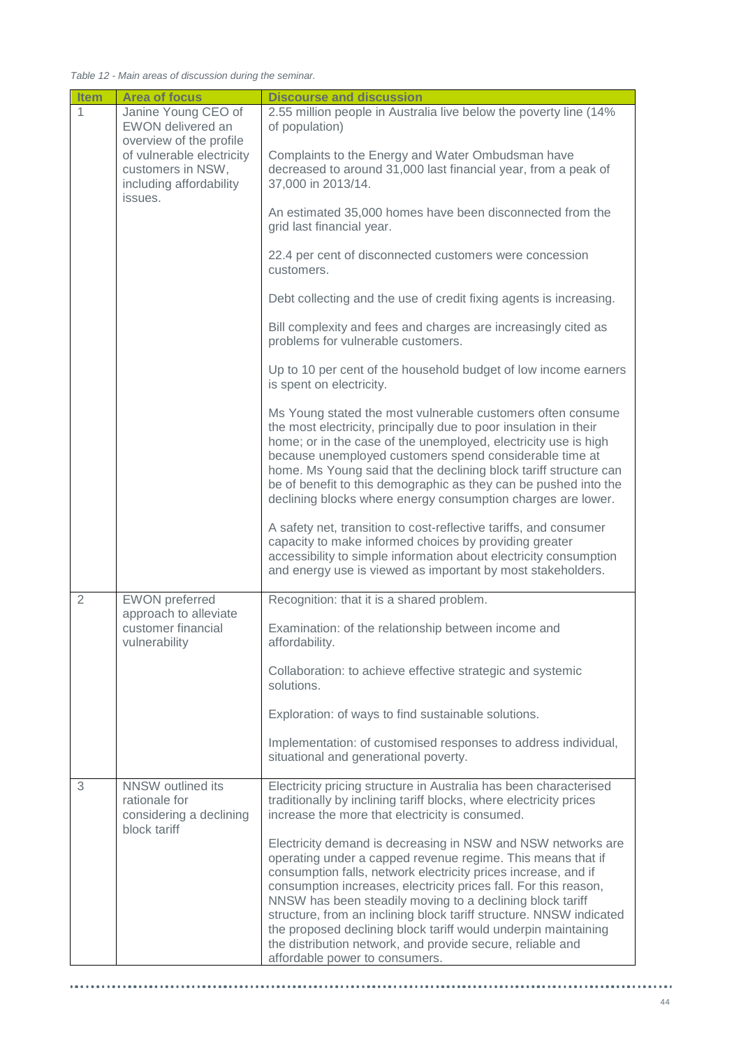*Table 12 - Main areas of discussion during the seminar.*

| Item | Area of focus | Discourse and discussion |
|---|---|---|
| 1 | Janine Young CEO of EWON delivered an overview of the profile of vulnerable electricity customers in NSW, including affordability issues. | 2.55 million people in Australia live below the poverty line (14% of population)<br><br>Complaints to the Energy and Water Ombudsman have decreased to around 31,000 last financial year, from a peak of 37,000 in 2013/14.<br><br>An estimated 35,000 homes have been disconnected from the grid last financial year.<br><br>22.4 per cent of disconnected customers were concession customers.<br><br>Debt collecting and the use of credit fixing agents is increasing.<br><br>Bill complexity and fees and charges are increasingly cited as problems for vulnerable customers.<br><br>Up to 10 per cent of the household budget of low income earners is spent on electricity.<br><br>Ms Young stated the most vulnerable customers often consume the most electricity, principally due to poor insulation in their home; or in the case of the unemployed, electricity use is high because unemployed customers spend considerable time at home. Ms Young said that the declining block tariff structure can be of benefit to this demographic as they can be pushed into the declining blocks where energy consumption charges are lower.<br><br>A safety net, transition to cost-reflective tariffs, and consumer capacity to make informed choices by providing greater accessibility to simple information about electricity consumption and energy use is viewed as important by most stakeholders. |
| 2 | EWON preferred approach to alleviate customer financial vulnerability | Recognition: that it is a shared problem.<br><br>Examination: of the relationship between income and affordability.<br><br>Collaboration: to achieve effective strategic and systemic solutions.<br><br>Exploration: of ways to find sustainable solutions.<br><br>Implementation: of customised responses to address individual, situational and generational poverty. |
| 3 | NNSW outlined its rationale for considering a declining block tariff | Electricity pricing structure in Australia has been characterised traditionally by inclining tariff blocks, where electricity prices increase the more that electricity is consumed.<br><br>Electricity demand is decreasing in NSW and NSW networks are operating under a capped revenue regime. This means that if consumption falls, network electricity prices increase, and if consumption increases, electricity prices fall. For this reason, NNSW has been steadily moving to a declining block tariff structure, from an inclining block tariff structure. NNSW indicated the proposed declining block tariff would underpin maintaining the distribution network, and provide secure, reliable and affordable power to consumers. |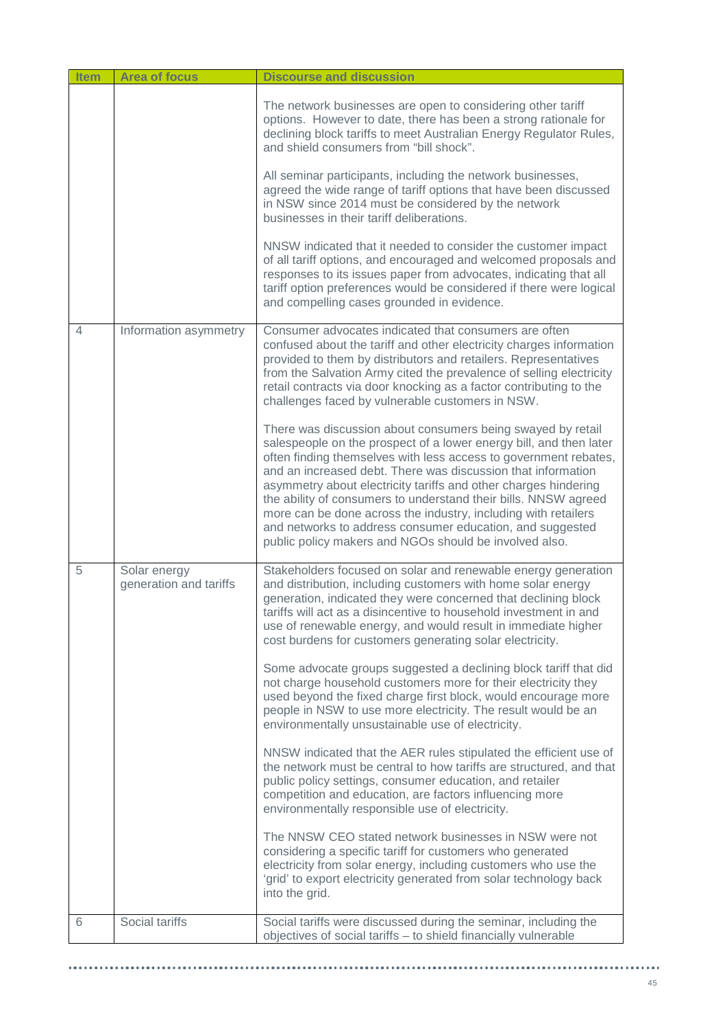| Item | Area of focus | Discourse and discussion |
|---|---|---|
| | | The network businesses are open to considering other tariff options. However to date, there has been a strong rationale for declining block tariffs to meet Australian Energy Regulator Rules, and shield consumers from "bill shock".<br><br>All seminar participants, including the network businesses, agreed the wide range of tariff options that have been discussed in NSW since 2014 must be considered by the network businesses in their tariff deliberations.<br><br>NNSW indicated that it needed to consider the customer impact of all tariff options, and encouraged and welcomed proposals and responses to its issues paper from advocates, indicating that all tariff option preferences would be considered if there were logical and compelling cases grounded in evidence. |
| 4 | Information asymmetry | Consumer advocates indicated that consumers are often confused about the tariff and other electricity charges information provided to them by distributors and retailers. Representatives from the Salvation Army cited the prevalence of selling electricity retail contracts via door knocking as a factor contributing to the challenges faced by vulnerable customers in NSW.<br><br>There was discussion about consumers being swayed by retail salespeople on the prospect of a lower energy bill, and then later often finding themselves with less access to government rebates, and an increased debt. There was discussion that information asymmetry about electricity tariffs and other charges hindering the ability of consumers to understand their bills. NNSW agreed more can be done across the industry, including with retailers and networks to address consumer education, and suggested public policy makers and NGOs should be involved also. |
| 5 | Solar energy generation and tariffs | Stakeholders focused on solar and renewable energy generation and distribution, including customers with home solar energy generation, indicated they were concerned that declining block tariffs will act as a disincentive to household investment in and use of renewable energy, and would result in immediate higher cost burdens for customers generating solar electricity.<br><br>Some advocate groups suggested a declining block tariff that did not charge household customers more for their electricity they used beyond the fixed charge first block, would encourage more people in NSW to use more electricity. The result would be an environmentally unsustainable use of electricity.<br><br>NNSW indicated that the AER rules stipulated the efficient use of the network must be central to how tariffs are structured, and that public policy settings, consumer education, and retailer competition and education, are factors influencing more environmentally responsible use of electricity.<br><br>The NNSW CEO stated network businesses in NSW were not considering a specific tariff for customers who generated electricity from solar energy, including customers who use the 'grid' to export electricity generated from solar technology back into the grid. |
| 6 | Social tariffs | Social tariffs were discussed during the seminar, including the objectives of social tariffs – to shield financially vulnerable |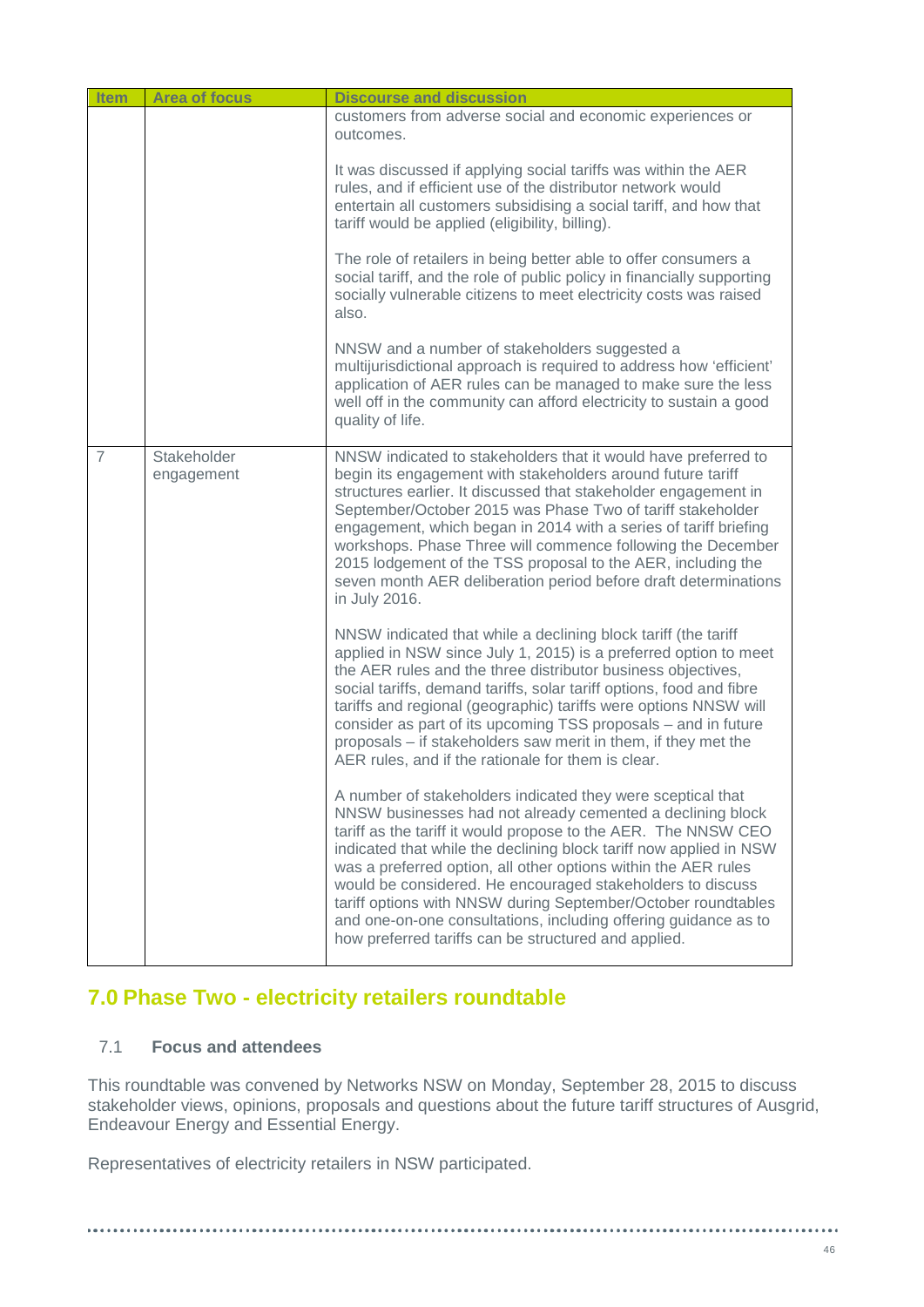| Item | Area of focus | Discourse and discussion |
|---|---|---|
| | | customers from adverse social and economic experiences or outcomes.<br><br>It was discussed if applying social tariffs was within the AER rules, and if efficient use of the distributor network would entertain all customers subsidising a social tariff, and how that tariff would be applied (eligibility, billing).<br><br>The role of retailers in being better able to offer consumers a social tariff, and the role of public policy in financially supporting socially vulnerable citizens to meet electricity costs was raised also.<br><br>NNSW and a number of stakeholders suggested a multijurisdictional approach is required to address how 'efficient' application of AER rules can be managed to make sure the less well off in the community can afford electricity to sustain a good quality of life. |
| 7 | Stakeholder engagement | NNSW indicated to stakeholders that it would have preferred to begin its engagement with stakeholders around future tariff structures earlier. It discussed that stakeholder engagement in September/October 2015 was Phase Two of tariff stakeholder engagement, which began in 2014 with a series of tariff briefing workshops. Phase Three will commence following the December 2015 lodgement of the TSS proposal to the AER, including the seven month AER deliberation period before draft determinations in July 2016.<br><br>NNSW indicated that while a declining block tariff (the tariff applied in NSW since July 1, 2015) is a preferred option to meet the AER rules and the three distributor business objectives, social tariffs, demand tariffs, solar tariff options, food and fibre tariffs and regional (geographic) tariffs were options NNSW will consider as part of its upcoming TSS proposals – and in future proposals – if stakeholders saw merit in them, if they met the AER rules, and if the rationale for them is clear.<br><br>A number of stakeholders indicated they were sceptical that NNSW businesses had not already cemented a declining block tariff as the tariff it would propose to the AER. The NNSW CEO indicated that while the declining block tariff now applied in NSW was a preferred option, all other options within the AER rules would be considered. He encouraged stakeholders to discuss tariff options with NNSW during September/October roundtables and one-on-one consultations, including offering guidance as to how preferred tariffs can be structured and applied. |

## 7.0 Phase Two - electricity retailers roundtable

### 7.1 Focus and attendees

This roundtable was convened by Networks NSW on Monday, September 28, 2015 to discuss stakeholder views, opinions, proposals and questions about the future tariff structures of Ausgrid, Endeavour Energy and Essential Energy.

Representatives of electricity retailers in NSW participated.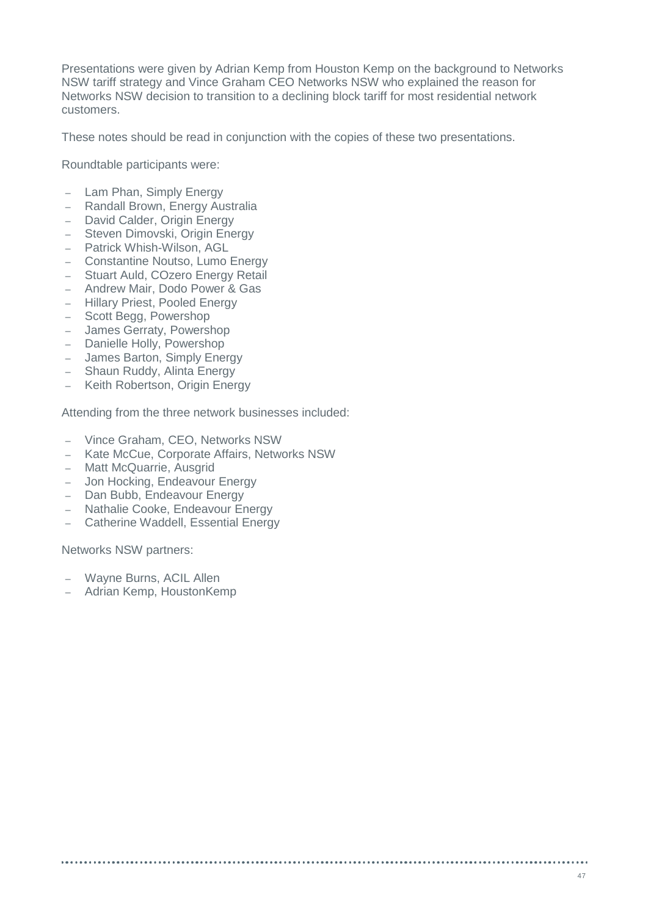Presentations were given by Adrian Kemp from Houston Kemp on the background to Networks NSW tariff strategy and Vince Graham CEO Networks NSW who explained the reason for Networks NSW decision to transition to a declining block tariff for most residential network customers.

These notes should be read in conjunction with the copies of these two presentations.

Roundtable participants were:

- Lam Phan, Simply Energy
- Randall Brown, Energy Australia
- David Calder, Origin Energy
- Steven Dimovski, Origin Energy
- Patrick Whish-Wilson, AGL
- Constantine Noutso, Lumo Energy
- Stuart Auld, COzero Energy Retail
- Andrew Mair, Dodo Power & Gas
- Hillary Priest, Pooled Energy
- Scott Begg, Powershop
- James Gerraty, Powershop
- Danielle Holly, Powershop
- James Barton, Simply Energy
- Shaun Ruddy, Alinta Energy
- Keith Robertson, Origin Energy

Attending from the three network businesses included:

- Vince Graham, CEO, Networks NSW
- Kate McCue, Corporate Affairs, Networks NSW
- Matt McQuarrie, Ausgrid
- Jon Hocking, Endeavour Energy
- Dan Bubb, Endeavour Energy
- Nathalie Cooke, Endeavour Energy
- Catherine Waddell, Essential Energy

Networks NSW partners:

- Wayne Burns, ACIL Allen
- Adrian Kemp, HoustonKemp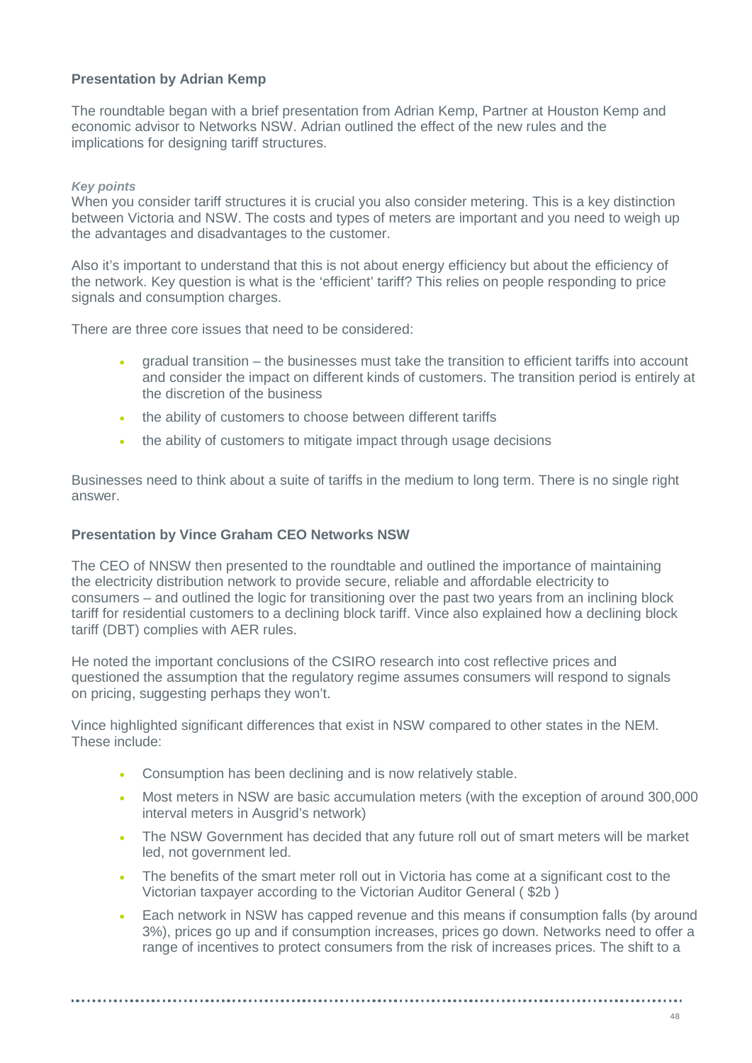### Presentation by Adrian Kemp

The roundtable began with a brief presentation from Adrian Kemp, Partner at Houston Kemp and economic advisor to Networks NSW. Adrian outlined the effect of the new rules and the implications for designing tariff structures.

***Key points***

When you consider tariff structures it is crucial you also consider metering. This is a key distinction between Victoria and NSW. The costs and types of meters are important and you need to weigh up the advantages and disadvantages to the customer.

Also it's important to understand that this is not about energy efficiency but about the efficiency of the network. Key question is what is the 'efficient' tariff? This relies on people responding to price signals and consumption charges.

There are three core issues that need to be considered:

- gradual transition – the businesses must take the transition to efficient tariffs into account and consider the impact on different kinds of customers. The transition period is entirely at the discretion of the business
- the ability of customers to choose between different tariffs
- the ability of customers to mitigate impact through usage decisions

Businesses need to think about a suite of tariffs in the medium to long term. There is no single right answer.

### Presentation by Vince Graham CEO Networks NSW

The CEO of NNSW then presented to the roundtable and outlined the importance of maintaining the electricity distribution network to provide secure, reliable and affordable electricity to consumers – and outlined the logic for transitioning over the past two years from an inclining block tariff for residential customers to a declining block tariff. Vince also explained how a declining block tariff (DBT) complies with AER rules.

He noted the important conclusions of the CSIRO research into cost reflective prices and questioned the assumption that the regulatory regime assumes consumers will respond to signals on pricing, suggesting perhaps they won't.

Vince highlighted significant differences that exist in NSW compared to other states in the NEM. These include:

- Consumption has been declining and is now relatively stable.
- Most meters in NSW are basic accumulation meters (with the exception of around 300,000 interval meters in Ausgrid's network)
- The NSW Government has decided that any future roll out of smart meters will be market led, not government led.
- The benefits of the smart meter roll out in Victoria has come at a significant cost to the Victorian taxpayer according to the Victorian Auditor General ( $2b )
- Each network in NSW has capped revenue and this means if consumption falls (by around 3%), prices go up and if consumption increases, prices go down. Networks need to offer a range of incentives to protect consumers from the risk of increases prices. The shift to a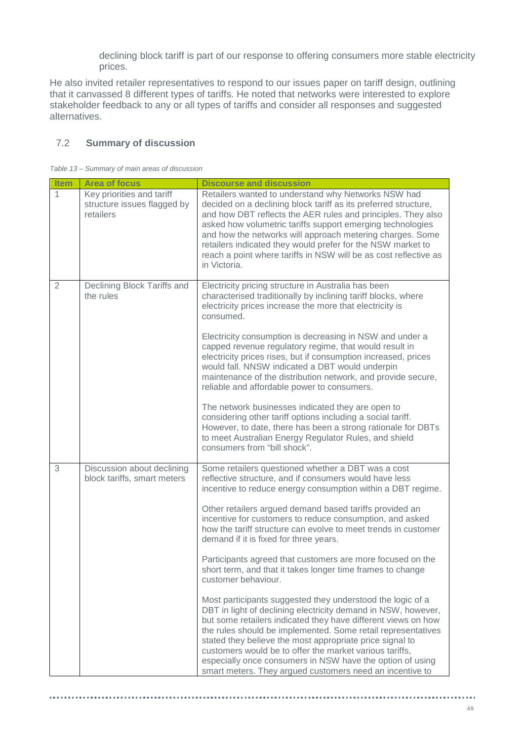declining block tariff is part of our response to offering consumers more stable electricity prices.

He also invited retailer representatives to respond to our issues paper on tariff design, outlining that it canvassed 8 different types of tariffs. He noted that networks were interested to explore stakeholder feedback to any or all types of tariffs and consider all responses and suggested alternatives.

## 7.2 Summary of discussion

*Table 13 – Summary of main areas of discussion*

| Item | Area of focus | Discourse and discussion |
|---|---|---|
| 1 | Key priorities and tariff structure issues flagged by retailers | Retailers wanted to understand why Networks NSW had decided on a declining block tariff as its preferred structure, and how DBT reflects the AER rules and principles. They also asked how volumetric tariffs support emerging technologies and how the networks will approach metering charges. Some retailers indicated they would prefer for the NSW market to reach a point where tariffs in NSW will be as cost reflective as in Victoria. |
| 2 | Declining Block Tariffs and the rules | Electricity pricing structure in Australia has been characterised traditionally by inclining tariff blocks, where electricity prices increase the more that electricity is consumed.<br><br>Electricity consumption is decreasing in NSW and under a capped revenue regulatory regime, that would result in electricity prices rises, but if consumption increased, prices would fall. NNSW indicated a DBT would underpin maintenance of the distribution network, and provide secure, reliable and affordable power to consumers.<br><br>The network businesses indicated they are open to considering other tariff options including a social tariff. However, to date, there has been a strong rationale for DBTs to meet Australian Energy Regulator Rules, and shield consumers from "bill shock". |
| 3 | Discussion about declining block tariffs, smart meters | Some retailers questioned whether a DBT was a cost reflective structure, and if consumers would have less incentive to reduce energy consumption within a DBT regime.<br><br>Other retailers argued demand based tariffs provided an incentive for customers to reduce consumption, and asked how the tariff structure can evolve to meet trends in customer demand if it is fixed for three years.<br><br>Participants agreed that customers are more focused on the short term, and that it takes longer time frames to change customer behaviour.<br><br>Most participants suggested they understood the logic of a DBT in light of declining electricity demand in NSW, however, but some retailers indicated they have different views on how the rules should be implemented. Some retail representatives stated they believe the most appropriate price signal to customers would be to offer the market various tariffs, especially once consumers in NSW have the option of using smart meters. They argued customers need an incentive to |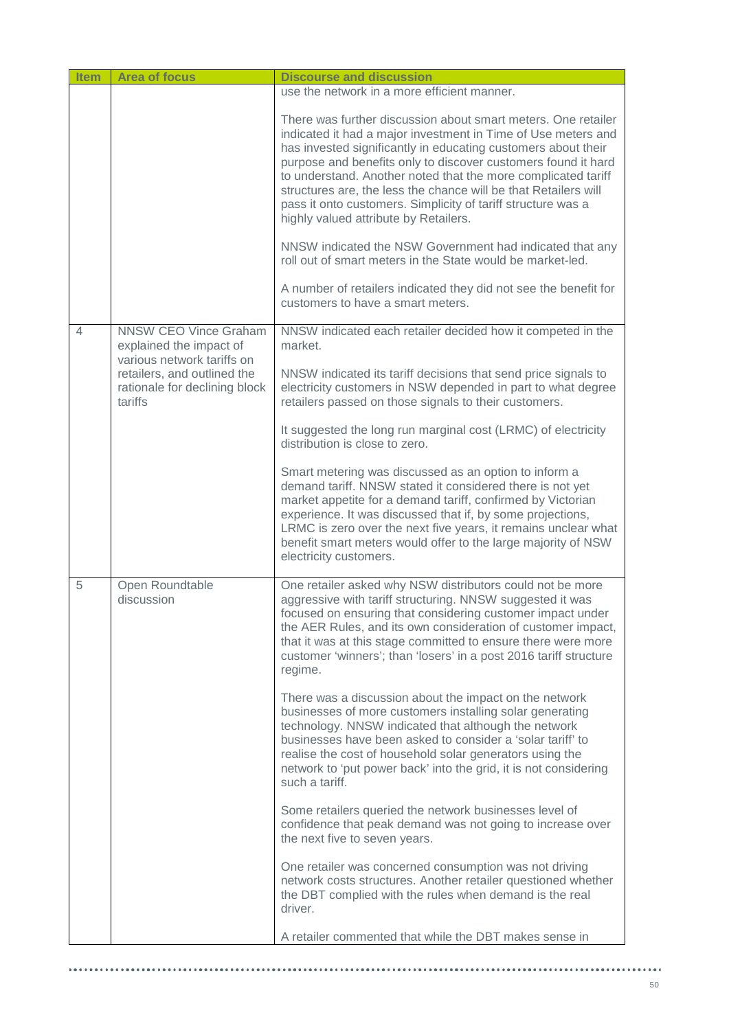| Item | Area of focus | Discourse and discussion |
|---|---|---|
| | | use the network in a more efficient manner.<br><br>There was further discussion about smart meters. One retailer indicated it had a major investment in Time of Use meters and has invested significantly in educating customers about their purpose and benefits only to discover customers found it hard to understand. Another noted that the more complicated tariff structures are, the less the chance will be that Retailers will pass it onto customers. Simplicity of tariff structure was a highly valued attribute by Retailers.<br><br>NNSW indicated the NSW Government had indicated that any roll out of smart meters in the State would be market-led.<br><br>A number of retailers indicated they did not see the benefit for customers to have a smart meters. |
| 4 | NNSW CEO Vince Graham explained the impact of various network tariffs on retailers, and outlined the rationale for declining block tariffs | NNSW indicated each retailer decided how it competed in the market.<br><br>NNSW indicated its tariff decisions that send price signals to electricity customers in NSW depended in part to what degree retailers passed on those signals to their customers.<br><br>It suggested the long run marginal cost (LRMC) of electricity distribution is close to zero.<br><br>Smart metering was discussed as an option to inform a demand tariff. NNSW stated it considered there is not yet market appetite for a demand tariff, confirmed by Victorian experience. It was discussed that if, by some projections, LRMC is zero over the next five years, it remains unclear what benefit smart meters would offer to the large majority of NSW electricity customers. |
| 5 | Open Roundtable discussion | One retailer asked why NSW distributors could not be more aggressive with tariff structuring. NNSW suggested it was focused on ensuring that considering customer impact under the AER Rules, and its own consideration of customer impact, that it was at this stage committed to ensure there were more customer 'winners'; than 'losers' in a post 2016 tariff structure regime.<br><br>There was a discussion about the impact on the network businesses of more customers installing solar generating technology. NNSW indicated that although the network businesses have been asked to consider a 'solar tariff' to realise the cost of household solar generators using the network to 'put power back' into the grid, it is not considering such a tariff.<br><br>Some retailers queried the network businesses level of confidence that peak demand was not going to increase over the next five to seven years.<br><br>One retailer was concerned consumption was not driving network costs structures. Another retailer questioned whether the DBT complied with the rules when demand is the real driver.<br><br>A retailer commented that while the DBT makes sense in |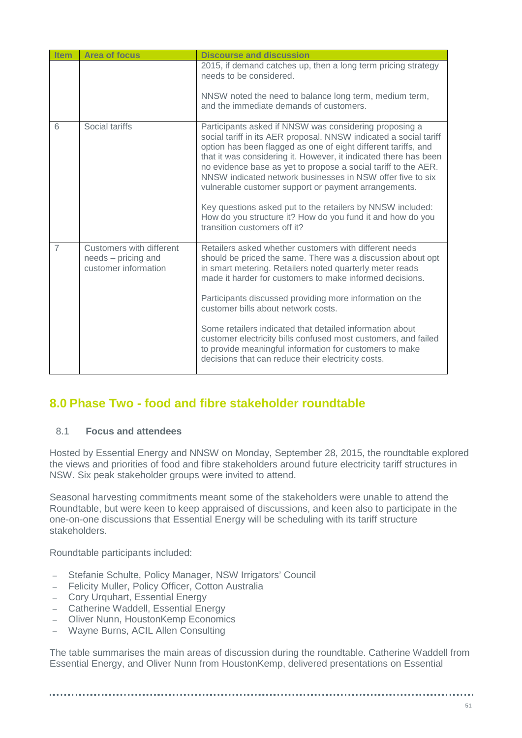| Item | Area of focus | Discourse and discussion |
|---|---|---|
| | | 2015, if demand catches up, then a long term pricing strategy needs to be considered.<br><br>NNSW noted the need to balance long term, medium term, and the immediate demands of customers. |
| 6 | Social tariffs | Participants asked if NNSW was considering proposing a social tariff in its AER proposal. NNSW indicated a social tariff option has been flagged as one of eight different tariffs, and that it was considering it. However, it indicated there has been no evidence base as yet to propose a social tariff to the AER. NNSW indicated network businesses in NSW offer five to six vulnerable customer support or payment arrangements.<br><br>Key questions asked put to the retailers by NNSW included: How do you structure it? How do you fund it and how do you transition customers off it? |
| 7 | Customers with different needs – pricing and customer information | Retailers asked whether customers with different needs should be priced the same. There was a discussion about opt in smart metering. Retailers noted quarterly meter reads made it harder for customers to make informed decisions.<br><br>Participants discussed providing more information on the customer bills about network costs.<br><br>Some retailers indicated that detailed information about customer electricity bills confused most customers, and failed to provide meaningful information for customers to make decisions that can reduce their electricity costs. |

## 8.0 Phase Two - food and fibre stakeholder roundtable

### 8.1 Focus and attendees

Hosted by Essential Energy and NNSW on Monday, September 28, 2015, the roundtable explored the views and priorities of food and fibre stakeholders around future electricity tariff structures in NSW. Six peak stakeholder groups were invited to attend.

Seasonal harvesting commitments meant some of the stakeholders were unable to attend the Roundtable, but were keen to keep appraised of discussions, and keen also to participate in the one-on-one discussions that Essential Energy will be scheduling with its tariff structure stakeholders.

Roundtable participants included:

- Stefanie Schulte, Policy Manager, NSW Irrigators' Council
- Felicity Muller, Policy Officer, Cotton Australia
- Cory Urquhart, Essential Energy
- Catherine Waddell, Essential Energy
- Oliver Nunn, HoustonKemp Economics
- Wayne Burns, ACIL Allen Consulting

The table summarises the main areas of discussion during the roundtable. Catherine Waddell from Essential Energy, and Oliver Nunn from HoustonKemp, delivered presentations on Essential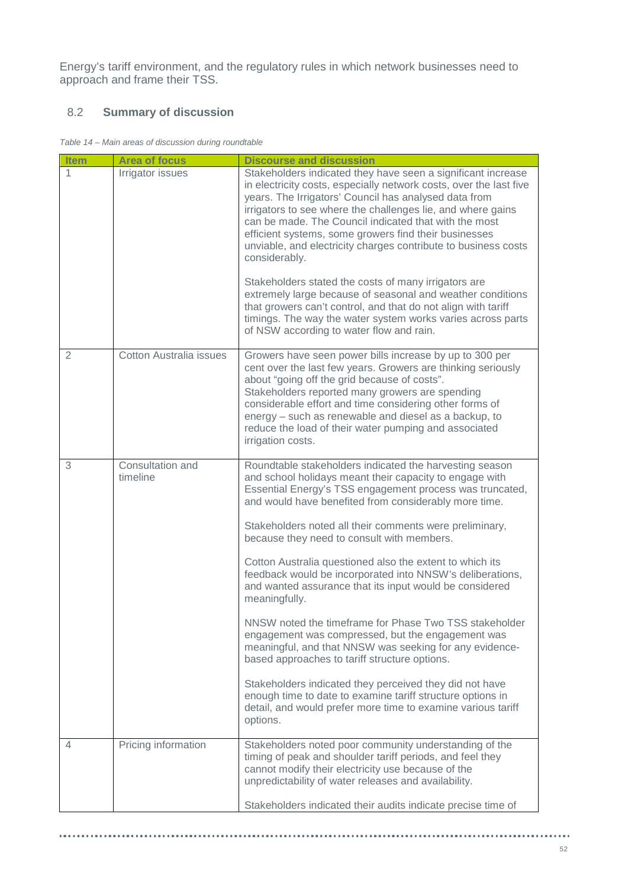Energy's tariff environment, and the regulatory rules in which network businesses need to approach and frame their TSS.

## 8.2 Summary of discussion

*Table 14 – Main areas of discussion during roundtable*

| Item | Area of focus | Discourse and discussion |
| --- | --- | --- |
| 1 | Irrigator issues | Stakeholders indicated they have seen a significant increase in electricity costs, especially network costs, over the last five years. The Irrigators' Council has analysed data from irrigators to see where the challenges lie, and where gains can be made. The Council indicated that with the most efficient systems, some growers find their businesses unviable, and electricity charges contribute to business costs considerably.<br><br>Stakeholders stated the costs of many irrigators are extremely large because of seasonal and weather conditions that growers can't control, and that do not align with tariff timings. The way the water system works varies across parts of NSW according to water flow and rain. |
| 2 | Cotton Australia issues | Growers have seen power bills increase by up to 300 per cent over the last few years. Growers are thinking seriously about "going off the grid because of costs". Stakeholders reported many growers are spending considerable effort and time considering other forms of energy – such as renewable and diesel as a backup, to reduce the load of their water pumping and associated irrigation costs. |
| 3 | Consultation and timeline | Roundtable stakeholders indicated the harvesting season and school holidays meant their capacity to engage with Essential Energy's TSS engagement process was truncated, and would have benefited from considerably more time.<br><br>Stakeholders noted all their comments were preliminary, because they need to consult with members.<br><br>Cotton Australia questioned also the extent to which its feedback would be incorporated into NNSW's deliberations, and wanted assurance that its input would be considered meaningfully.<br><br>NNSW noted the timeframe for Phase Two TSS stakeholder engagement was compressed, but the engagement was meaningful, and that NNSW was seeking for any evidence-based approaches to tariff structure options.<br><br>Stakeholders indicated they perceived they did not have enough time to date to examine tariff structure options in detail, and would prefer more time to examine various tariff options. |
| 4 | Pricing information | Stakeholders noted poor community understanding of the timing of peak and shoulder tariff periods, and feel they cannot modify their electricity use because of the unpredictability of water releases and availability.<br><br>Stakeholders indicated their audits indicate precise time of |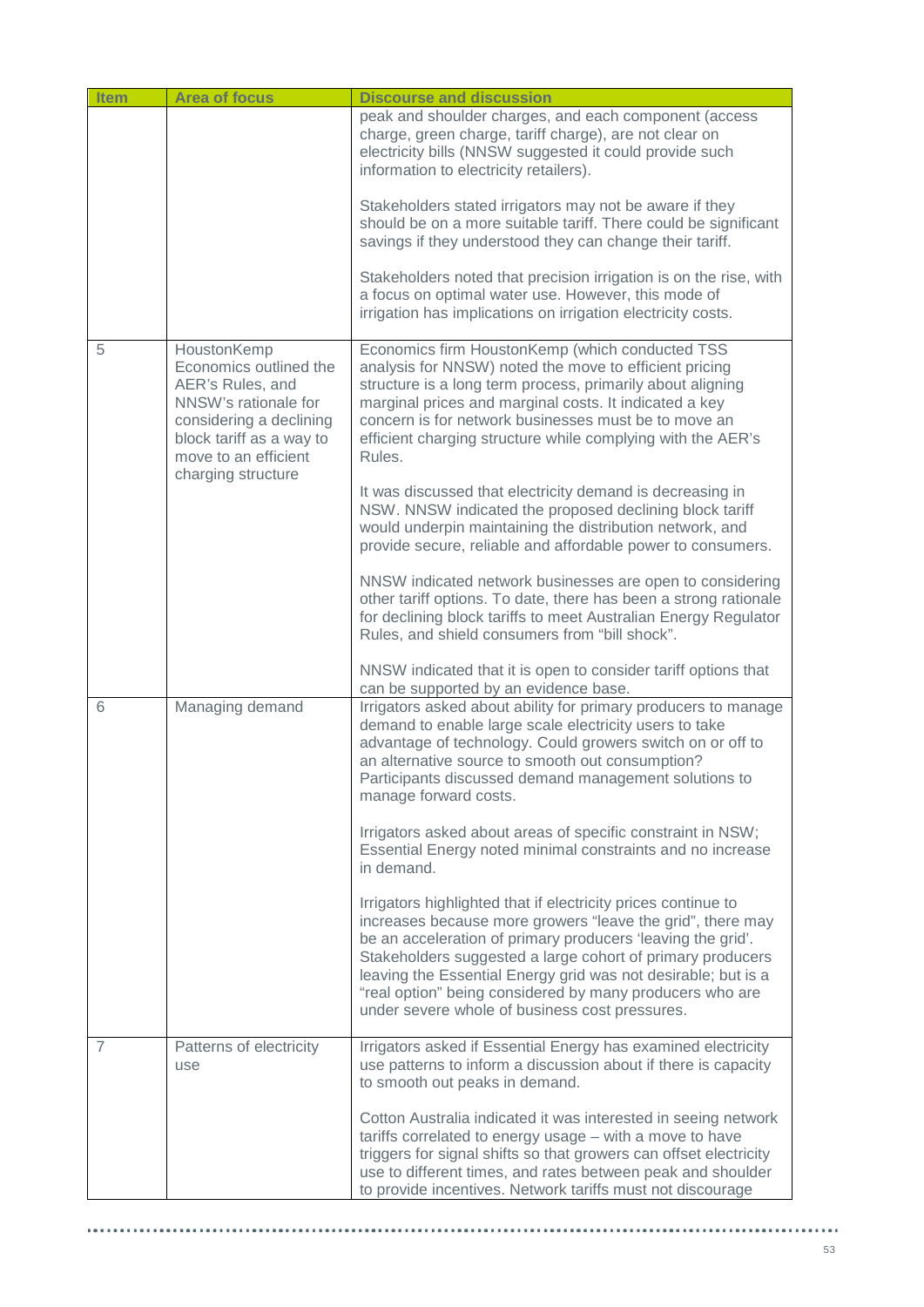| Item | Area of focus | Discourse and discussion |
|---|---|---|
| | | peak and shoulder charges, and each component (access charge, green charge, tariff charge), are not clear on electricity bills (NNSW suggested it could provide such information to electricity retailers).<br><br>Stakeholders stated irrigators may not be aware if they should be on a more suitable tariff. There could be significant savings if they understood they can change their tariff.<br><br>Stakeholders noted that precision irrigation is on the rise, with a focus on optimal water use. However, this mode of irrigation has implications on irrigation electricity costs. |
| 5 | HoustonKemp Economics outlined the AER's Rules, and NNSW's rationale for considering a declining block tariff as a way to move to an efficient charging structure | Economics firm HoustonKemp (which conducted TSS analysis for NNSW) noted the move to efficient pricing structure is a long term process, primarily about aligning marginal prices and marginal costs. It indicated a key concern is for network businesses must be to move an efficient charging structure while complying with the AER's Rules.<br><br>It was discussed that electricity demand is decreasing in NSW. NNSW indicated the proposed declining block tariff would underpin maintaining the distribution network, and provide secure, reliable and affordable power to consumers.<br><br>NNSW indicated network businesses are open to considering other tariff options. To date, there has been a strong rationale for declining block tariffs to meet Australian Energy Regulator Rules, and shield consumers from "bill shock".<br><br>NNSW indicated that it is open to consider tariff options that can be supported by an evidence base. |
| 6 | Managing demand | Irrigators asked about ability for primary producers to manage demand to enable large scale electricity users to take advantage of technology. Could growers switch on or off to an alternative source to smooth out consumption? Participants discussed demand management solutions to manage forward costs.<br><br>Irrigators asked about areas of specific constraint in NSW; Essential Energy noted minimal constraints and no increase in demand.<br><br>Irrigators highlighted that if electricity prices continue to increases because more growers "leave the grid", there may be an acceleration of primary producers 'leaving the grid'. Stakeholders suggested a large cohort of primary producers leaving the Essential Energy grid was not desirable; but is a "real option" being considered by many producers who are under severe whole of business cost pressures. |
| 7 | Patterns of electricity use | Irrigators asked if Essential Energy has examined electricity use patterns to inform a discussion about if there is capacity to smooth out peaks in demand.<br><br>Cotton Australia indicated it was interested in seeing network tariffs correlated to energy usage – with a move to have triggers for signal shifts so that growers can offset electricity use to different times, and rates between peak and shoulder to provide incentives. Network tariffs must not discourage |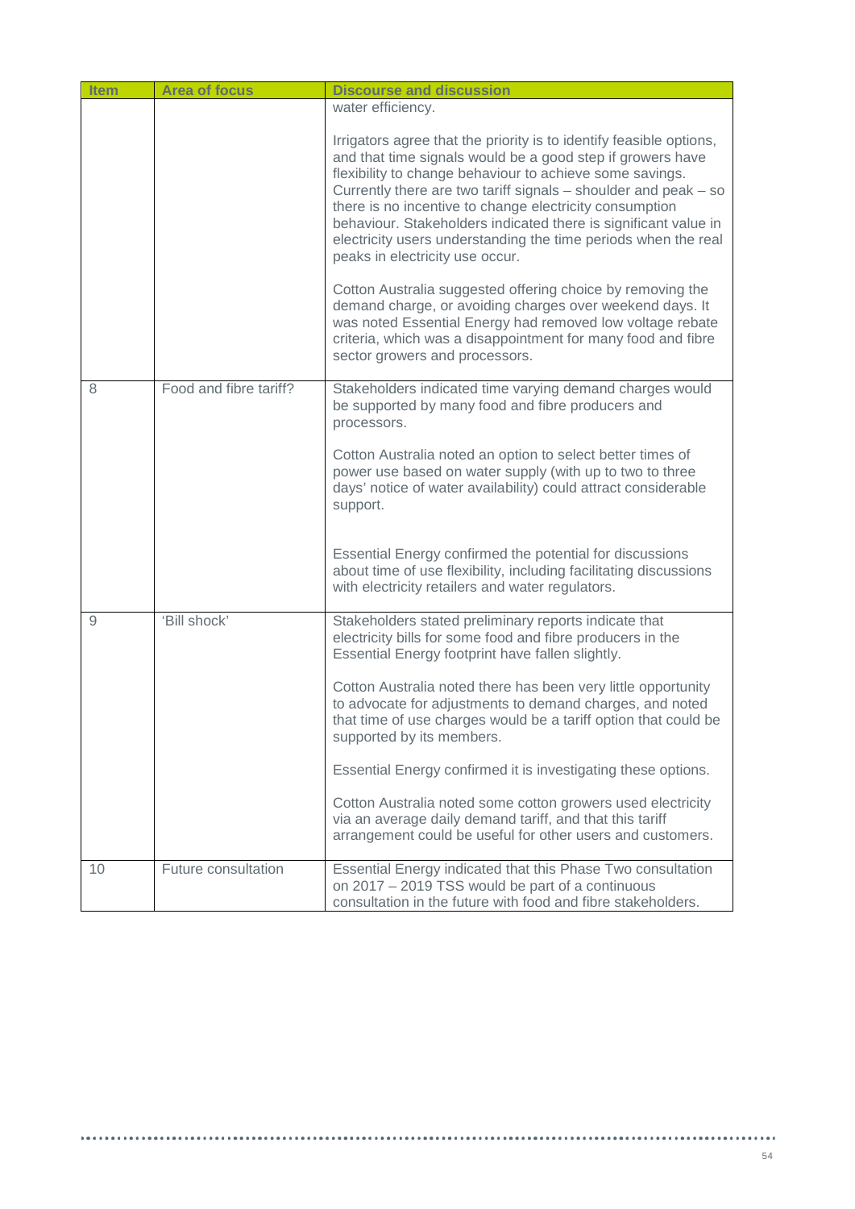| Item | Area of focus | Discourse and discussion |
|---|---|---|
| | | water efficiency.<br><br>Irrigators agree that the priority is to identify feasible options, and that time signals would be a good step if growers have flexibility to change behaviour to achieve some savings. Currently there are two tariff signals – shoulder and peak – so there is no incentive to change electricity consumption behaviour. Stakeholders indicated there is significant value in electricity users understanding the time periods when the real peaks in electricity use occur.<br><br>Cotton Australia suggested offering choice by removing the demand charge, or avoiding charges over weekend days. It was noted Essential Energy had removed low voltage rebate criteria, which was a disappointment for many food and fibre sector growers and processors. |
| 8 | Food and fibre tariff? | Stakeholders indicated time varying demand charges would be supported by many food and fibre producers and processors.<br><br>Cotton Australia noted an option to select better times of power use based on water supply (with up to two to three days' notice of water availability) could attract considerable support.<br><br>Essential Energy confirmed the potential for discussions about time of use flexibility, including facilitating discussions with electricity retailers and water regulators. |
| 9 | 'Bill shock' | Stakeholders stated preliminary reports indicate that electricity bills for some food and fibre producers in the Essential Energy footprint have fallen slightly.<br><br>Cotton Australia noted there has been very little opportunity to advocate for adjustments to demand charges, and noted that time of use charges would be a tariff option that could be supported by its members.<br><br>Essential Energy confirmed it is investigating these options.<br><br>Cotton Australia noted some cotton growers used electricity via an average daily demand tariff, and that this tariff arrangement could be useful for other users and customers. |
| 10 | Future consultation | Essential Energy indicated that this Phase Two consultation on 2017 – 2019 TSS would be part of a continuous consultation in the future with food and fibre stakeholders. |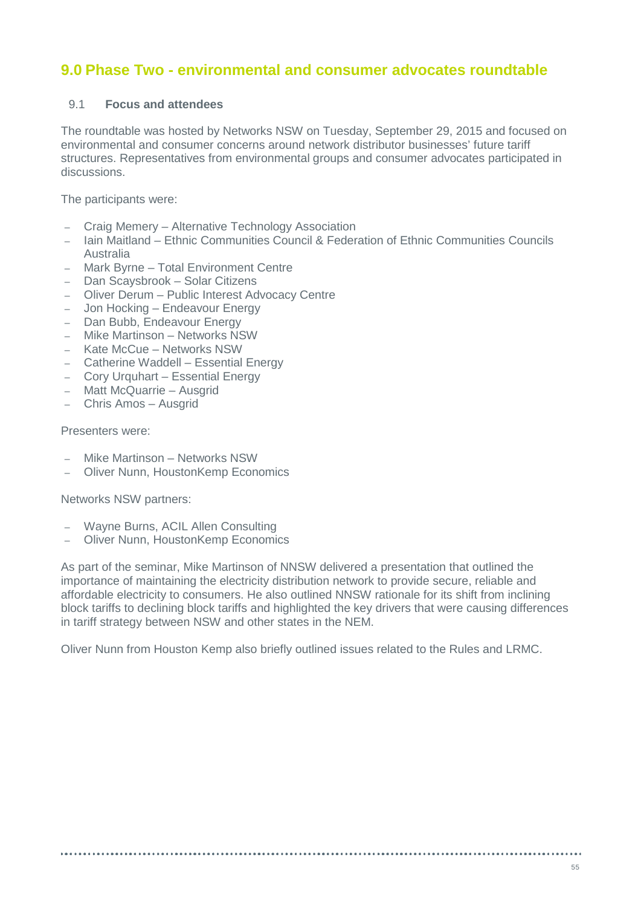## 9.0 Phase Two - environmental and consumer advocates roundtable

### 9.1 Focus and attendees

The roundtable was hosted by Networks NSW on Tuesday, September 29, 2015 and focused on environmental and consumer concerns around network distributor businesses' future tariff structures. Representatives from environmental groups and consumer advocates participated in discussions.

The participants were:

- Craig Memery – Alternative Technology Association
- Iain Maitland – Ethnic Communities Council & Federation of Ethnic Communities Councils Australia
- Mark Byrne – Total Environment Centre
- Dan Scaysbrook – Solar Citizens
- Oliver Derum – Public Interest Advocacy Centre
- Jon Hocking – Endeavour Energy
- Dan Bubb, Endeavour Energy
- Mike Martinson – Networks NSW
- Kate McCue – Networks NSW
- Catherine Waddell – Essential Energy
- Cory Urquhart – Essential Energy
- Matt McQuarrie – Ausgrid
- Chris Amos – Ausgrid

Presenters were:

- Mike Martinson – Networks NSW
- Oliver Nunn, HoustonKemp Economics

Networks NSW partners:

- Wayne Burns, ACIL Allen Consulting
- Oliver Nunn, HoustonKemp Economics

As part of the seminar, Mike Martinson of NNSW delivered a presentation that outlined the importance of maintaining the electricity distribution network to provide secure, reliable and affordable electricity to consumers. He also outlined NNSW rationale for its shift from inclining block tariffs to declining block tariffs and highlighted the key drivers that were causing differences in tariff strategy between NSW and other states in the NEM.

Oliver Nunn from Houston Kemp also briefly outlined issues related to the Rules and LRMC.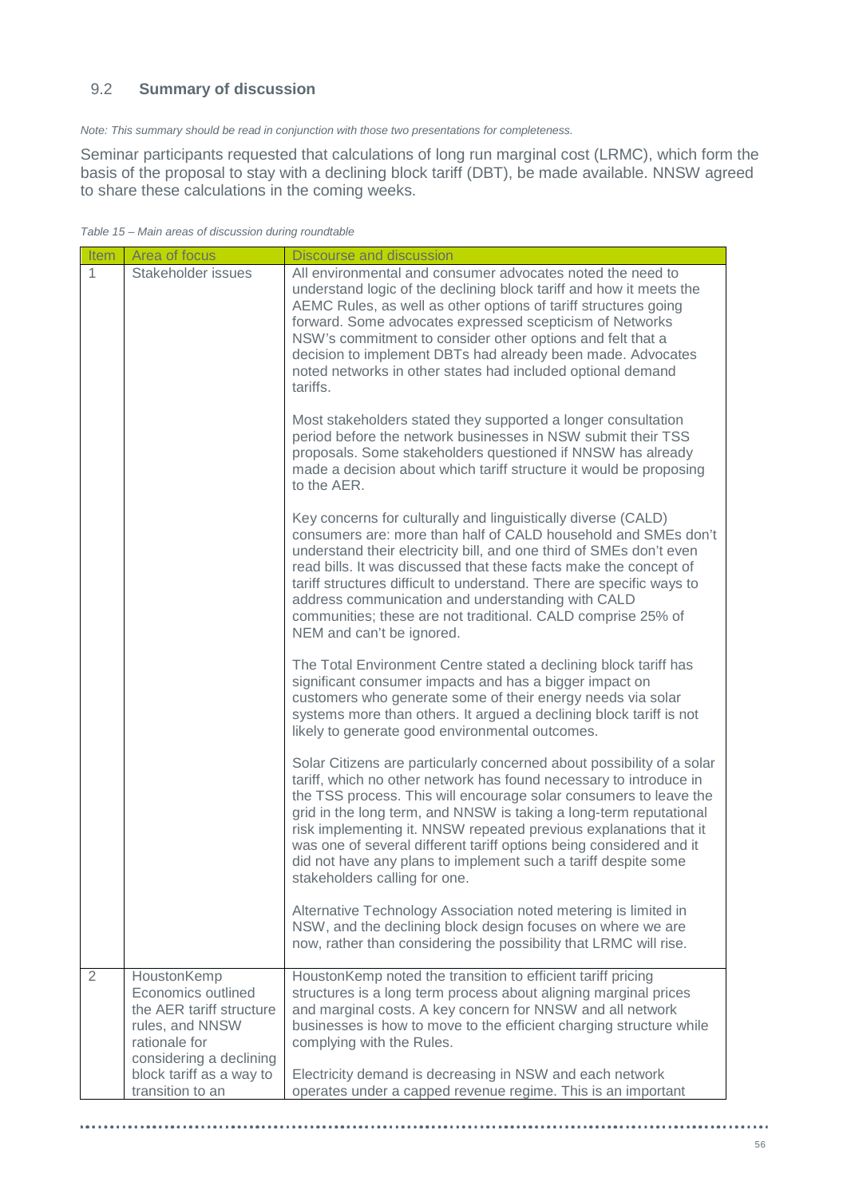## 9.2 Summary of discussion

*Note: This summary should be read in conjunction with those two presentations for completeness.*

Seminar participants requested that calculations of long run marginal cost (LRMC), which form the basis of the proposal to stay with a declining block tariff (DBT), be made available. NNSW agreed to share these calculations in the coming weeks.

*Table 15 – Main areas of discussion during roundtable*

| Item | Area of focus | Discourse and discussion |
|---|---|---|
| 1 | Stakeholder issues | All environmental and consumer advocates noted the need to understand logic of the declining block tariff and how it meets the AEMC Rules, as well as other options of tariff structures going forward. Some advocates expressed scepticism of Networks NSW's commitment to consider other options and felt that a decision to implement DBTs had already been made. Advocates noted networks in other states had included optional demand tariffs.<br><br>Most stakeholders stated they supported a longer consultation period before the network businesses in NSW submit their TSS proposals. Some stakeholders questioned if NNSW has already made a decision about which tariff structure it would be proposing to the AER.<br><br>Key concerns for culturally and linguistically diverse (CALD) consumers are: more than half of CALD household and SMEs don't understand their electricity bill, and one third of SMEs don't even read bills. It was discussed that these facts make the concept of tariff structures difficult to understand. There are specific ways to address communication and understanding with CALD communities; these are not traditional. CALD comprise 25% of NEM and can't be ignored.<br><br>The Total Environment Centre stated a declining block tariff has significant consumer impacts and has a bigger impact on customers who generate some of their energy needs via solar systems more than others. It argued a declining block tariff is not likely to generate good environmental outcomes.<br><br>Solar Citizens are particularly concerned about possibility of a solar tariff, which no other network has found necessary to introduce in the TSS process. This will encourage solar consumers to leave the grid in the long term, and NNSW is taking a long-term reputational risk implementing it. NNSW repeated previous explanations that it was one of several different tariff options being considered and it did not have any plans to implement such a tariff despite some stakeholders calling for one.<br><br>Alternative Technology Association noted metering is limited in NSW, and the declining block design focuses on where we are now, rather than considering the possibility that LRMC will rise. |
| 2 | HoustonKemp Economics outlined the AER tariff structure rules, and NNSW rationale for considering a declining block tariff as a way to transition to an | HoustonKemp noted the transition to efficient tariff pricing structures is a long term process about aligning marginal prices and marginal costs. A key concern for NNSW and all network businesses is how to move to the efficient charging structure while complying with the Rules.<br><br>Electricity demand is decreasing in NSW and each network operates under a capped revenue regime. This is an important |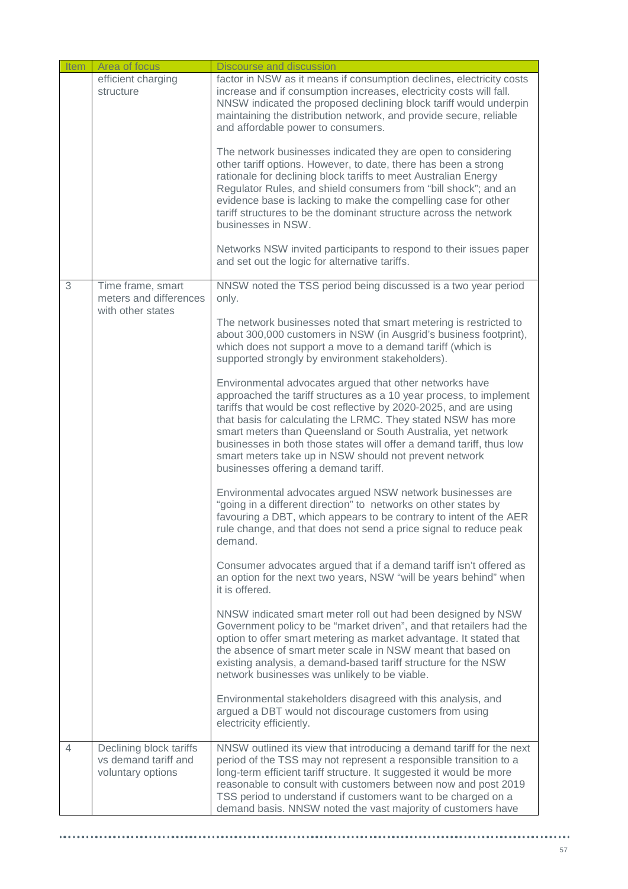| Item | Area of focus | Discourse and discussion |
|---|---|---|
| | efficient charging structure | factor in NSW as it means if consumption declines, electricity costs increase and if consumption increases, electricity costs will fall. NNSW indicated the proposed declining block tariff would underpin maintaining the distribution network, and provide secure, reliable and affordable power to consumers.<br><br>The network businesses indicated they are open to considering other tariff options. However, to date, there has been a strong rationale for declining block tariffs to meet Australian Energy Regulator Rules, and shield consumers from "bill shock"; and an evidence base is lacking to make the compelling case for other tariff structures to be the dominant structure across the network businesses in NSW.<br><br>Networks NSW invited participants to respond to their issues paper and set out the logic for alternative tariffs. |
| 3 | Time frame, smart meters and differences with other states | NNSW noted the TSS period being discussed is a two year period only.<br><br>The network businesses noted that smart metering is restricted to about 300,000 customers in NSW (in Ausgrid's business footprint), which does not support a move to a demand tariff (which is supported strongly by environment stakeholders).<br><br>Environmental advocates argued that other networks have approached the tariff structures as a 10 year process, to implement tariffs that would be cost reflective by 2020-2025, and are using that basis for calculating the LRMC. They stated NSW has more smart meters than Queensland or South Australia, yet network businesses in both those states will offer a demand tariff, thus low smart meters take up in NSW should not prevent network businesses offering a demand tariff.<br><br>Environmental advocates argued NSW network businesses are "going in a different direction" to networks on other states by favouring a DBT, which appears to be contrary to intent of the AER rule change, and that does not send a price signal to reduce peak demand.<br><br>Consumer advocates argued that if a demand tariff isn't offered as an option for the next two years, NSW "will be years behind" when it is offered.<br><br>NNSW indicated smart meter roll out had been designed by NSW Government policy to be "market driven", and that retailers had the option to offer smart metering as market advantage. It stated that the absence of smart meter scale in NSW meant that based on existing analysis, a demand-based tariff structure for the NSW network businesses was unlikely to be viable.<br><br>Environmental stakeholders disagreed with this analysis, and argued a DBT would not discourage customers from using electricity efficiently. |
| 4 | Declining block tariffs vs demand tariff and voluntary options | NSW outlined its view that introducing a demand tariff for the next period of the TSS may not represent a responsible transition to a long-term efficient tariff structure. It suggested it would be more reasonable to consult with customers between now and post 2019 TSS period to understand if customers want to be charged on a demand basis. NNSW noted the vast majority of customers have |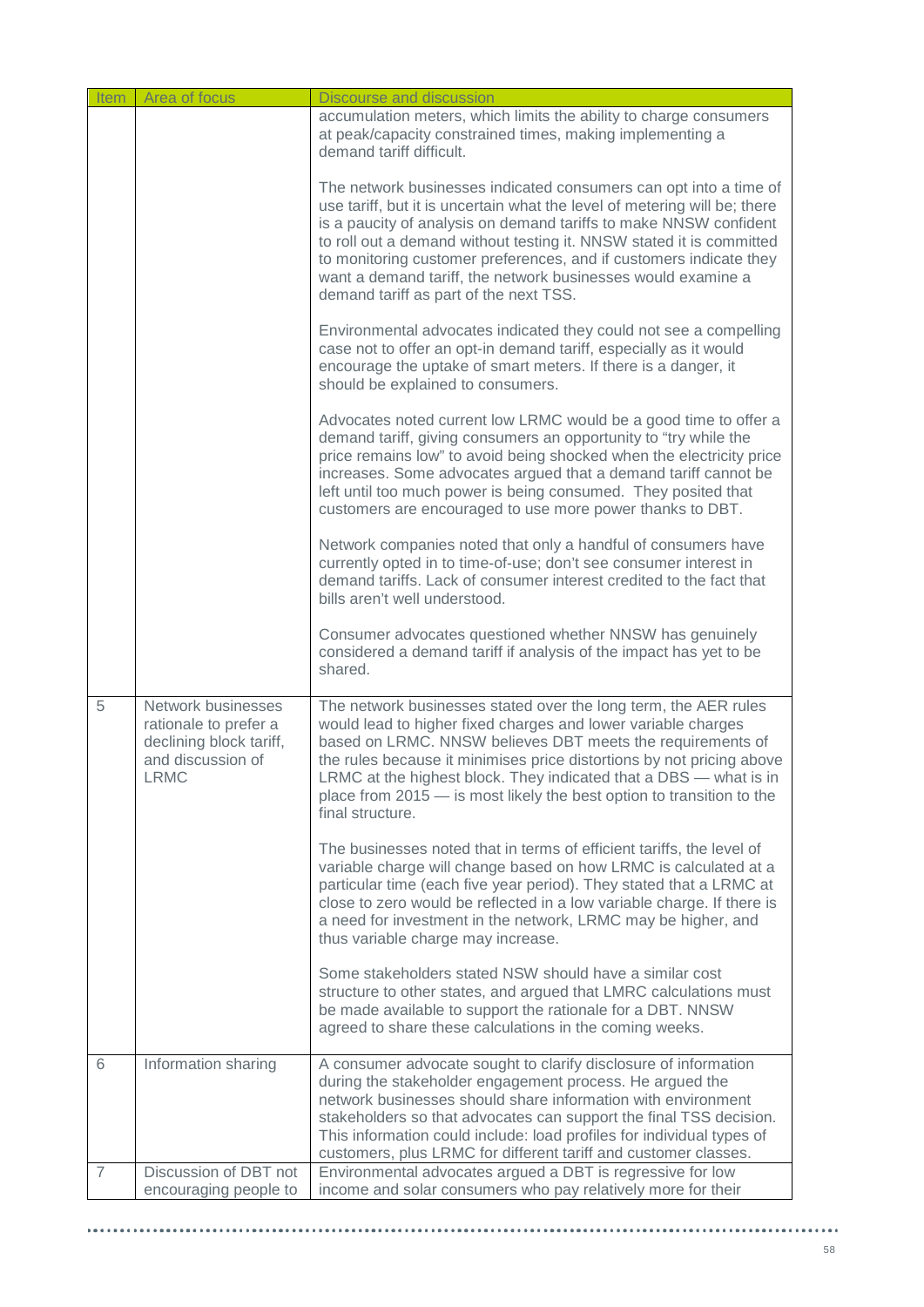| Item | Area of focus | Discourse and discussion |
|---|---|---|
| | | accumulation meters, which limits the ability to charge consumers at peak/capacity constrained times, making implementing a demand tariff difficult.<br><br>The network businesses indicated consumers can opt into a time of use tariff, but it is uncertain what the level of metering will be; there is a paucity of analysis on demand tariffs to make NNSW confident to roll out a demand without testing it. NNSW stated it is committed to monitoring customer preferences, and if customers indicate they want a demand tariff, the network businesses would examine a demand tariff as part of the next TSS.<br><br>Environmental advocates indicated they could not see a compelling case not to offer an opt-in demand tariff, especially as it would encourage the uptake of smart meters. If there is a danger, it should be explained to consumers.<br><br>Advocates noted current low LRMC would be a good time to offer a demand tariff, giving consumers an opportunity to "try while the price remains low" to avoid being shocked when the electricity price increases. Some advocates argued that a demand tariff cannot be left until too much power is being consumed. They posited that customers are encouraged to use more power thanks to DBT.<br><br>Network companies noted that only a handful of consumers have currently opted in to time-of-use; don't see consumer interest in demand tariffs. Lack of consumer interest credited to the fact that bills aren't well understood.<br><br>Consumer advocates questioned whether NNSW has genuinely considered a demand tariff if analysis of the impact has yet to be shared. |
| 5 | Network businesses rationale to prefer a declining block tariff, and discussion of LRMC | The network businesses stated over the long term, the AER rules would lead to higher fixed charges and lower variable charges based on LRMC. NNSW believes DBT meets the requirements of the rules because it minimises price distortions by not pricing above LRMC at the highest block. They indicated that a DBS — what is in place from 2015 — is most likely the best option to transition to the final structure.<br><br>The businesses noted that in terms of efficient tariffs, the level of variable charge will change based on how LRMC is calculated at a particular time (each five year period). They stated that a LRMC at close to zero would be reflected in a low variable charge. If there is a need for investment in the network, LRMC may be higher, and thus variable charge may increase.<br><br>Some stakeholders stated NSW should have a similar cost structure to other states, and argued that LMRC calculations must be made available to support the rationale for a DBT. NNSW agreed to share these calculations in the coming weeks. |
| 6 | Information sharing | A consumer advocate sought to clarify disclosure of information during the stakeholder engagement process. He argued the network businesses should share information with environment stakeholders so that advocates can support the final TSS decision. This information could include: load profiles for individual types of customers, plus LRMC for different tariff and customer classes. |
| 7 | Discussion of DBT not encouraging people to | Environmental advocates argued a DBT is regressive for low income and solar consumers who pay relatively more for their |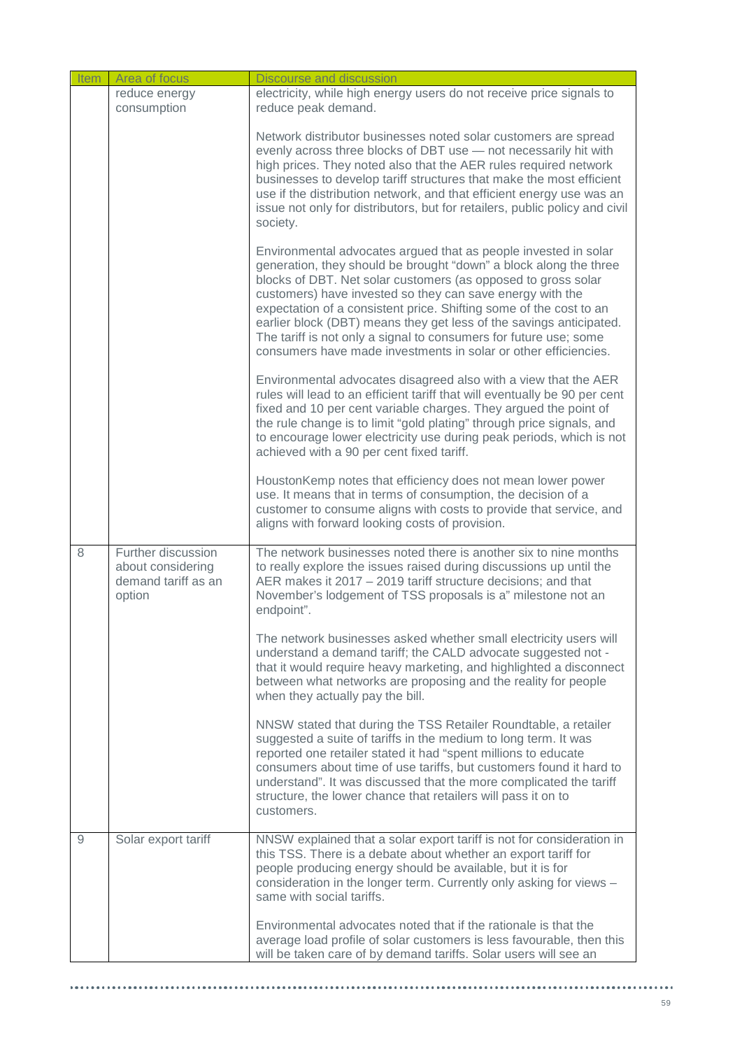| Item | Area of focus | Discourse and discussion |
|---|---|---|
| | reduce energy consumption | electricity, while high energy users do not receive price signals to reduce peak demand.<br><br>Network distributor businesses noted solar customers are spread evenly across three blocks of DBT use — not necessarily hit with high prices. They noted also that the AER rules required network businesses to develop tariff structures that make the most efficient use if the distribution network, and that efficient energy use was an issue not only for distributors, but for retailers, public policy and civil society.<br><br>Environmental advocates argued that as people invested in solar generation, they should be brought "down" a block along the three blocks of DBT. Net solar customers (as opposed to gross solar customers) have invested so they can save energy with the expectation of a consistent price. Shifting some of the cost to an earlier block (DBT) means they get less of the savings anticipated. The tariff is not only a signal to consumers for future use; some consumers have made investments in solar or other efficiencies.<br><br>Environmental advocates disagreed also with a view that the AER rules will lead to an efficient tariff that will eventually be 90 per cent fixed and 10 per cent variable charges. They argued the point of the rule change is to limit "gold plating" through price signals, and to encourage lower electricity use during peak periods, which is not achieved with a 90 per cent fixed tariff.<br><br>HoustonKemp notes that efficiency does not mean lower power use. It means that in terms of consumption, the decision of a customer to consume aligns with costs to provide that service, and aligns with forward looking costs of provision. |
| 8 | Further discussion about considering demand tariff as an option | The network businesses noted there is another six to nine months to really explore the issues raised during discussions up until the AER makes it 2017 – 2019 tariff structure decisions; and that November's lodgement of TSS proposals is a" milestone not an endpoint".<br><br>The network businesses asked whether small electricity users will understand a demand tariff; the CALD advocate suggested not - that it would require heavy marketing, and highlighted a disconnect between what networks are proposing and the reality for people when they actually pay the bill.<br><br>NNSW stated that during the TSS Retailer Roundtable, a retailer suggested a suite of tariffs in the medium to long term. It was reported one retailer stated it had "spent millions to educate consumers about time of use tariffs, but customers found it hard to understand". It was discussed that the more complicated the tariff structure, the lower chance that retailers will pass it on to customers. |
| 9 | Solar export tariff | NNSW explained that a solar export tariff is not for consideration in this TSS. There is a debate about whether an export tariff for people producing energy should be available, but it is for consideration in the longer term. Currently only asking for views – same with social tariffs.<br><br>Environmental advocates noted that if the rationale is that the average load profile of solar customers is less favourable, then this will be taken care of by demand tariffs. Solar users will see an |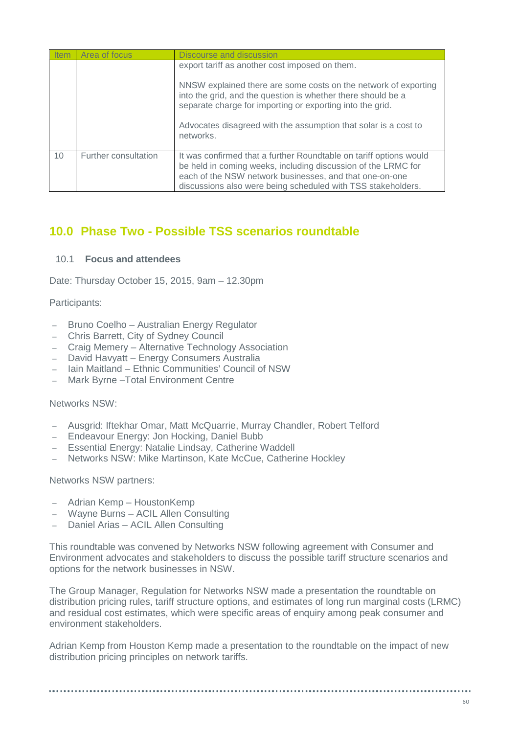| Item | Area of focus | Discourse and discussion |
|---|---|---|
| | | export tariff as another cost imposed on them.<br><br>NNSW explained there are some costs on the network of exporting into the grid, and the question is whether there should be a separate charge for importing or exporting into the grid.<br><br>Advocates disagreed with the assumption that solar is a cost to networks. |
| 10 | Further consultation | It was confirmed that a further Roundtable on tariff options would be held in coming weeks, including discussion of the LRMC for each of the NSW network businesses, and that one-on-one discussions also were being scheduled with TSS stakeholders. |

# 10.0 Phase Two - Possible TSS scenarios roundtable

## 10.1 Focus and attendees

Date: Thursday October 15, 2015, 9am – 12.30pm

Participants:

- Bruno Coelho – Australian Energy Regulator
- Chris Barrett, City of Sydney Council
- Craig Memery – Alternative Technology Association
- David Havyatt – Energy Consumers Australia
- Iain Maitland – Ethnic Communities' Council of NSW
- Mark Byrne –Total Environment Centre

Networks NSW:

- Ausgrid: Iftekhar Omar, Matt McQuarrie, Murray Chandler, Robert Telford
- Endeavour Energy: Jon Hocking, Daniel Bubb
- Essential Energy: Natalie Lindsay, Catherine Waddell
- Networks NSW: Mike Martinson, Kate McCue, Catherine Hockley

Networks NSW partners:

- Adrian Kemp – HoustonKemp
- Wayne Burns – ACIL Allen Consulting
- Daniel Arias – ACIL Allen Consulting

This roundtable was convened by Networks NSW following agreement with Consumer and Environment advocates and stakeholders to discuss the possible tariff structure scenarios and options for the network businesses in NSW.

The Group Manager, Regulation for Networks NSW made a presentation the roundtable on distribution pricing rules, tariff structure options, and estimates of long run marginal costs (LRMC) and residual cost estimates, which were specific areas of enquiry among peak consumer and environment stakeholders.

Adrian Kemp from Houston Kemp made a presentation to the roundtable on the impact of new distribution pricing principles on network tariffs.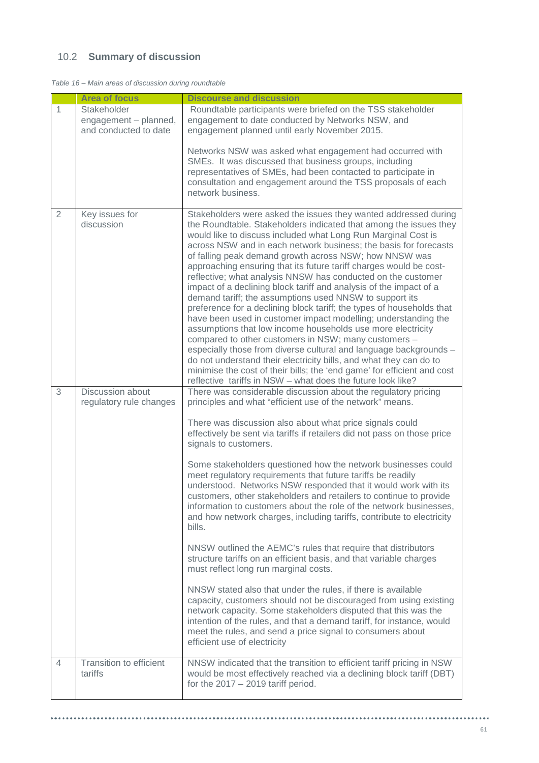## 10.2 Summary of discussion

*Table 16 – Main areas of discussion during roundtable*

| | Area of focus | Discourse and discussion |
|---|---|---|
| 1 | Stakeholder engagement – planned, and conducted to date | Roundtable participants were briefed on the TSS stakeholder engagement to date conducted by Networks NSW, and engagement planned until early November 2015.<br><br>Networks NSW was asked what engagement had occurred with SMEs. It was discussed that business groups, including representatives of SMEs, had been contacted to participate in consultation and engagement around the TSS proposals of each network business. |
| 2 | Key issues for discussion | Stakeholders were asked the issues they wanted addressed during the Roundtable. Stakeholders indicated that among the issues they would like to discuss included what Long Run Marginal Cost is across NSW and in each network business; the basis for forecasts of falling peak demand growth across NSW; how NNSW was approaching ensuring that its future tariff charges would be cost-reflective; what analysis NNSW has conducted on the customer impact of a declining block tariff and analysis of the impact of a demand tariff; the assumptions used NNSW to support its preference for a declining block tariff; the types of households that have been used in customer impact modelling; understanding the assumptions that low income households use more electricity compared to other customers in NSW; many customers – especially those from diverse cultural and language backgrounds – do not understand their electricity bills, and what they can do to minimise the cost of their bills; the 'end game' for efficient and cost reflective tariffs in NSW – what does the future look like? |
| 3 | Discussion about regulatory rule changes | There was considerable discussion about the regulatory pricing principles and what "efficient use of the network" means.<br><br>There was discussion also about what price signals could effectively be sent via tariffs if retailers did not pass on those price signals to customers.<br><br>Some stakeholders questioned how the network businesses could meet regulatory requirements that future tariffs be readily understood. Networks NSW responded that it would work with its customers, other stakeholders and retailers to continue to provide information to customers about the role of the network businesses, and how network charges, including tariffs, contribute to electricity bills.<br><br>NNSW outlined the AEMC's rules that require that distributors structure tariffs on an efficient basis, and that variable charges must reflect long run marginal costs.<br><br>NNSW stated also that under the rules, if there is available capacity, customers should not be discouraged from using existing network capacity. Some stakeholders disputed that this was the intention of the rules, and that a demand tariff, for instance, would meet the rules, and send a price signal to consumers about efficient use of electricity |
| 4 | Transition to efficient tariffs | NNSW indicated that the transition to efficient tariff pricing in NSW would be most effectively reached via a declining block tariff (DBT) for the 2017 – 2019 tariff period. |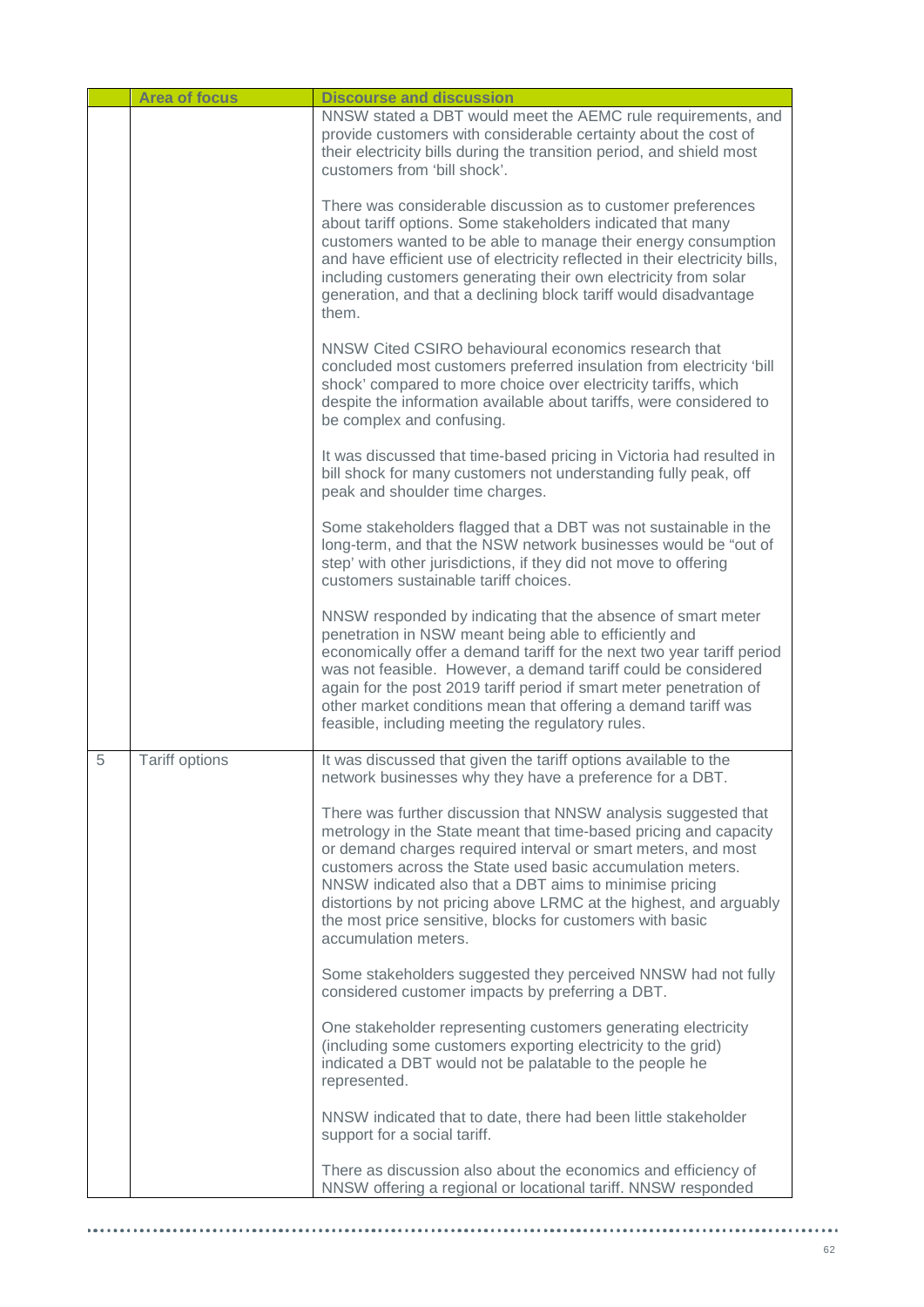|  | Area of focus | Discourse and discussion |
|---|---|---|
|  |  | NNSW stated a DBT would meet the AEMC rule requirements, and provide customers with considerable certainty about the cost of their electricity bills during the transition period, and shield most customers from 'bill shock'.<br><br>There was considerable discussion as to customer preferences about tariff options. Some stakeholders indicated that many customers wanted to be able to manage their energy consumption and have efficient use of electricity reflected in their electricity bills, including customers generating their own electricity from solar generation, and that a declining block tariff would disadvantage them.<br><br>NNSW Cited CSIRO behavioural economics research that concluded most customers preferred insulation from electricity 'bill shock' compared to more choice over electricity tariffs, which despite the information available about tariffs, were considered to be complex and confusing.<br><br>It was discussed that time-based pricing in Victoria had resulted in bill shock for many customers not understanding fully peak, off peak and shoulder time charges.<br><br>Some stakeholders flagged that a DBT was not sustainable in the long-term, and that the NSW network businesses would be "out of step' with other jurisdictions, if they did not move to offering customers sustainable tariff choices.<br><br>NNSW responded by indicating that the absence of smart meter penetration in NSW meant being able to efficiently and economically offer a demand tariff for the next two year tariff period was not feasible. However, a demand tariff could be considered again for the post 2019 tariff period if smart meter penetration of other market conditions mean that offering a demand tariff was feasible, including meeting the regulatory rules. |
| 5 | Tariff options | It was discussed that given the tariff options available to the network businesses why they have a preference for a DBT.<br><br>There was further discussion that NNSW analysis suggested that metrology in the State meant that time-based pricing and capacity or demand charges required interval or smart meters, and most customers across the State used basic accumulation meters. NNSW indicated also that a DBT aims to minimise pricing distortions by not pricing above LRMC at the highest, and arguably the most price sensitive, blocks for customers with basic accumulation meters.<br><br>Some stakeholders suggested they perceived NNSW had not fully considered customer impacts by preferring a DBT.<br><br>One stakeholder representing customers generating electricity (including some customers exporting electricity to the grid) indicated a DBT would not be palatable to the people he represented.<br><br>NNSW indicated that to date, there had been little stakeholder support for a social tariff.<br><br>There as discussion also about the economics and efficiency of NNSW offering a regional or locational tariff. NNSW responded |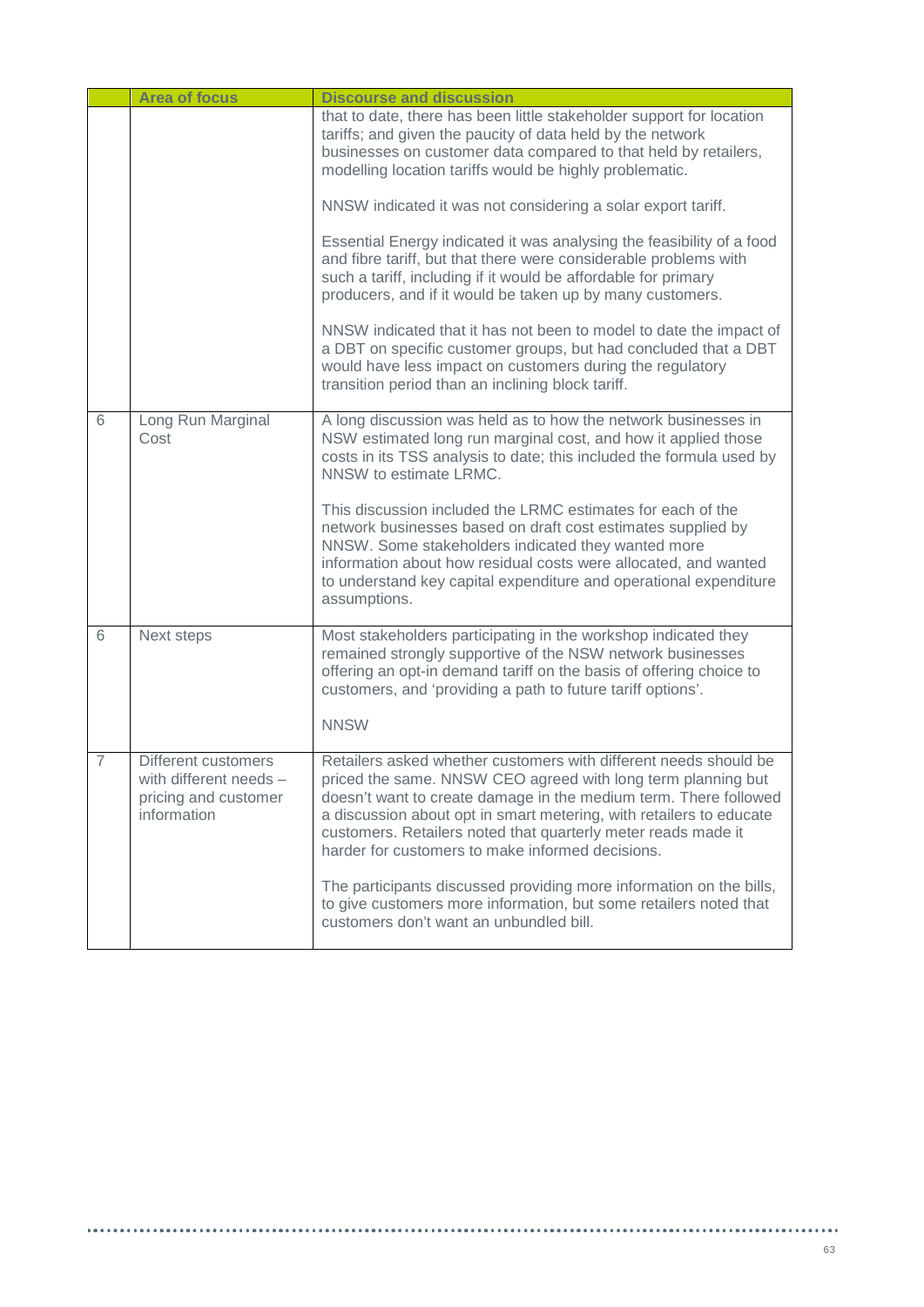| | Area of focus | Discourse and discussion |
|---|---|---|
| | | that to date, there has been little stakeholder support for location tariffs; and given the paucity of data held by the network businesses on customer data compared to that held by retailers, modelling location tariffs would be highly problematic.<br><br>NNSW indicated it was not considering a solar export tariff.<br><br>Essential Energy indicated it was analysing the feasibility of a food and fibre tariff, but that there were considerable problems with such a tariff, including if it would be affordable for primary producers, and if it would be taken up by many customers.<br><br>NNSW indicated that it has not been to model to date the impact of a DBT on specific customer groups, but had concluded that a DBT would have less impact on customers during the regulatory transition period than an inclining block tariff. |
| 6 | Long Run Marginal Cost | A long discussion was held as to how the network businesses in NSW estimated long run marginal cost, and how it applied those costs in its TSS analysis to date; this included the formula used by NNSW to estimate LRMC.<br><br>This discussion included the LRMC estimates for each of the network businesses based on draft cost estimates supplied by NNSW. Some stakeholders indicated they wanted more information about how residual costs were allocated, and wanted to understand key capital expenditure and operational expenditure assumptions. |
| 6 | Next steps | Most stakeholders participating in the workshop indicated they remained strongly supportive of the NSW network businesses offering an opt-in demand tariff on the basis of offering choice to customers, and 'providing a path to future tariff options'.<br><br>NNSW |
| 7 | Different customers with different needs – pricing and customer information | Retailers asked whether customers with different needs should be priced the same. NNSW CEO agreed with long term planning but doesn't want to create damage in the medium term. There followed a discussion about opt in smart metering, with retailers to educate customers. Retailers noted that quarterly meter reads made it harder for customers to make informed decisions.<br><br>The participants discussed providing more information on the bills, to give customers more information, but some retailers noted that customers don't want an unbundled bill. |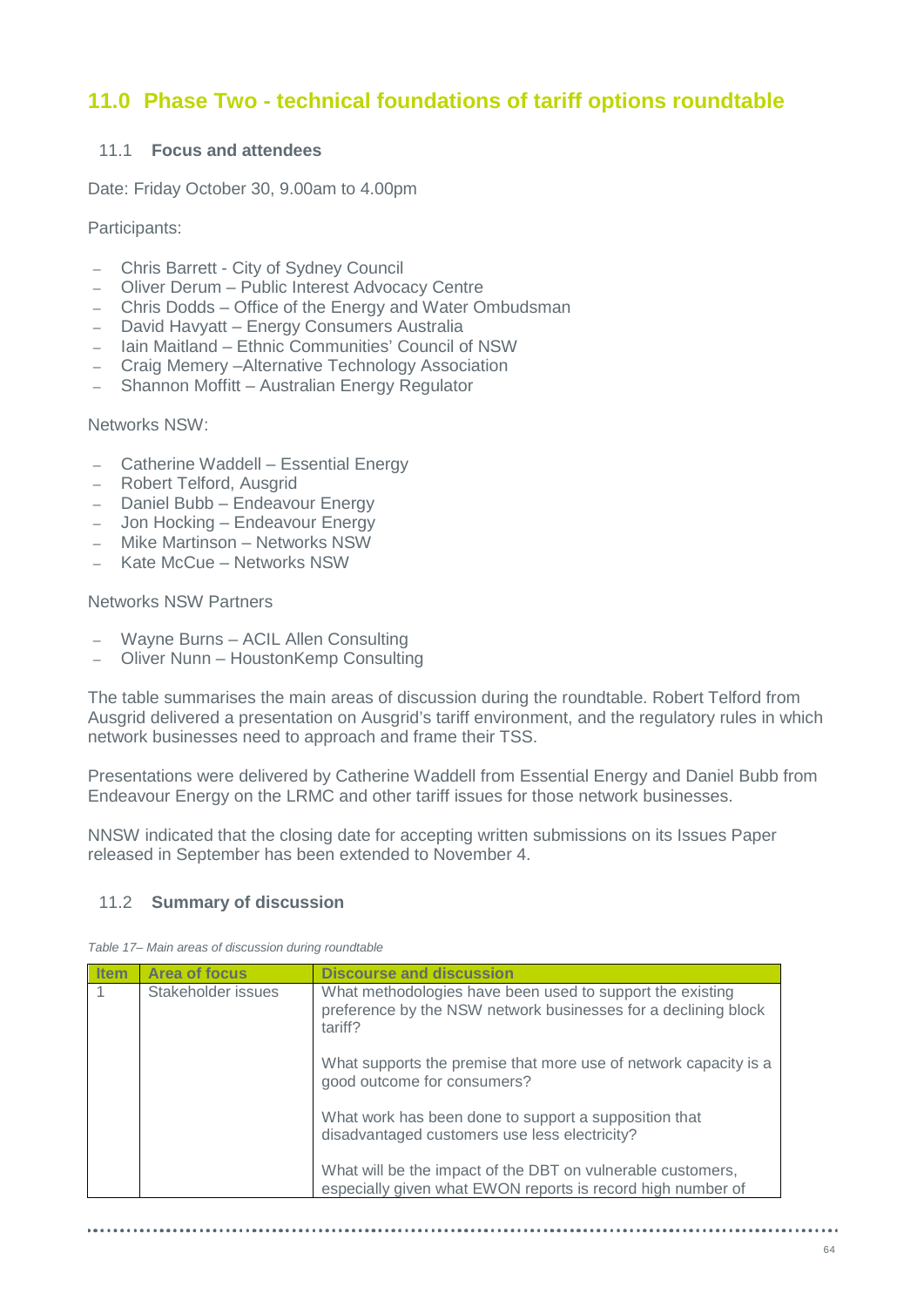## 11.0 Phase Two - technical foundations of tariff options roundtable

### 11.1 Focus and attendees

Date: Friday October 30, 9.00am to 4.00pm

Participants:

- Chris Barrett - City of Sydney Council
- Oliver Derum – Public Interest Advocacy Centre
- Chris Dodds – Office of the Energy and Water Ombudsman
- David Havyatt – Energy Consumers Australia
- Iain Maitland – Ethnic Communities' Council of NSW
- Craig Memery –Alternative Technology Association
- Shannon Moffitt – Australian Energy Regulator

Networks NSW:

- Catherine Waddell – Essential Energy
- Robert Telford, Ausgrid
- Daniel Bubb – Endeavour Energy
- Jon Hocking – Endeavour Energy
- Mike Martinson – Networks NSW
- Kate McCue – Networks NSW

Networks NSW Partners

- Wayne Burns – ACIL Allen Consulting
- Oliver Nunn – HoustonKemp Consulting

The table summarises the main areas of discussion during the roundtable. Robert Telford from Ausgrid delivered a presentation on Ausgrid's tariff environment, and the regulatory rules in which network businesses need to approach and frame their TSS.

Presentations were delivered by Catherine Waddell from Essential Energy and Daniel Bubb from Endeavour Energy on the LRMC and other tariff issues for those network businesses.

NNSW indicated that the closing date for accepting written submissions on its Issues Paper released in September has been extended to November 4.

### 11.2 Summary of discussion

*Table 17– Main areas of discussion during roundtable*

| Item | Area of focus | Discourse and discussion |
|---|---|---|
| 1 | Stakeholder issues | What methodologies have been used to support the existing preference by the NSW network businesses for a declining block tariff?<br><br>What supports the premise that more use of network capacity is a good outcome for consumers?<br><br>What work has been done to support a supposition that disadvantaged customers use less electricity?<br><br>What will be the impact of the DBT on vulnerable customers, especially given what EWON reports is record high number of |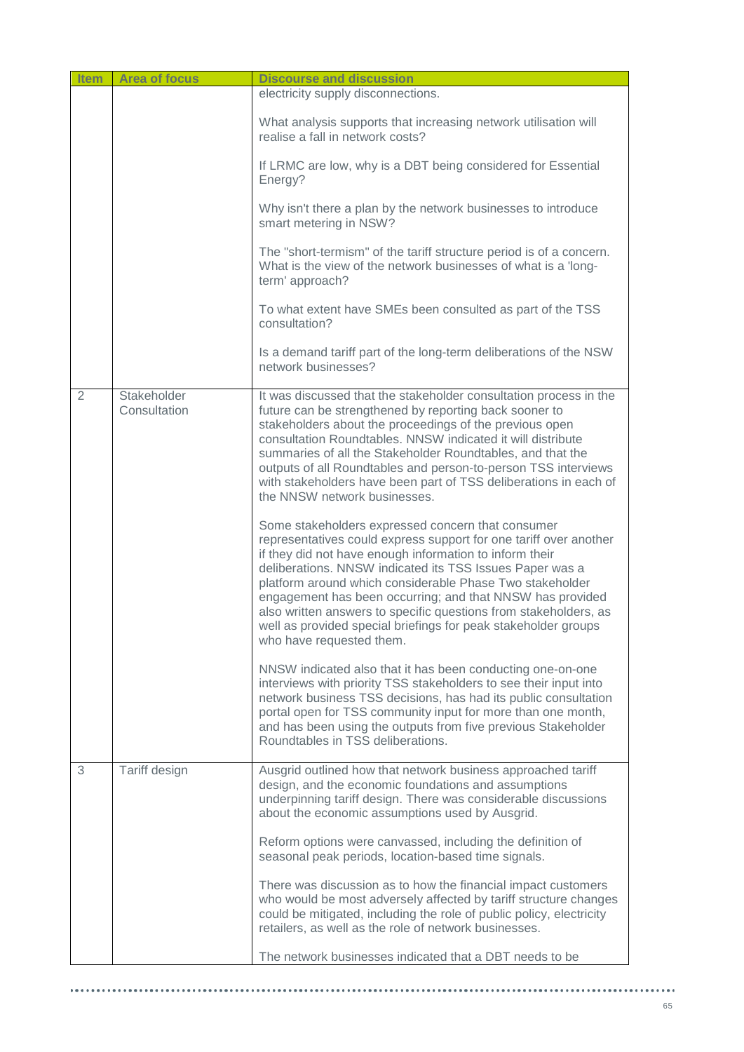| Item | Area of focus | Discourse and discussion |
|---|---|---|
| | | electricity supply disconnections.<br><br>What analysis supports that increasing network utilisation will realise a fall in network costs?<br><br>If LRMC are low, why is a DBT being considered for Essential Energy?<br><br>Why isn't there a plan by the network businesses to introduce smart metering in NSW?<br><br>The "short-termism" of the tariff structure period is of a concern. What is the view of the network businesses of what is a 'long-term' approach?<br><br>To what extent have SMEs been consulted as part of the TSS consultation?<br><br>Is a demand tariff part of the long-term deliberations of the NSW network businesses? |
| 2 | Stakeholder Consultation | It was discussed that the stakeholder consultation process in the future can be strengthened by reporting back sooner to stakeholders about the proceedings of the previous open consultation Roundtables. NNSW indicated it will distribute summaries of all the Stakeholder Roundtables, and that the outputs of all Roundtables and person-to-person TSS interviews with stakeholders have been part of TSS deliberations in each of the NNSW network businesses.<br><br>Some stakeholders expressed concern that consumer representatives could express support for one tariff over another if they did not have enough information to inform their deliberations. NNSW indicated its TSS Issues Paper was a platform around which considerable Phase Two stakeholder engagement has been occurring; and that NNSW has provided also written answers to specific questions from stakeholders, as well as provided special briefings for peak stakeholder groups who have requested them.<br><br>NNSW indicated also that it has been conducting one-on-one interviews with priority TSS stakeholders to see their input into network business TSS decisions, has had its public consultation portal open for TSS community input for more than one month, and has been using the outputs from five previous Stakeholder Roundtables in TSS deliberations. |
| 3 | Tariff design | Ausgrid outlined how that network business approached tariff design, and the economic foundations and assumptions underpinning tariff design. There was considerable discussions about the economic assumptions used by Ausgrid.<br><br>Reform options were canvassed, including the definition of seasonal peak periods, location-based time signals.<br><br>There was discussion as to how the financial impact customers who would be most adversely affected by tariff structure changes could be mitigated, including the role of public policy, electricity retailers, as well as the role of network businesses.<br><br>The network businesses indicated that a DBT needs to be |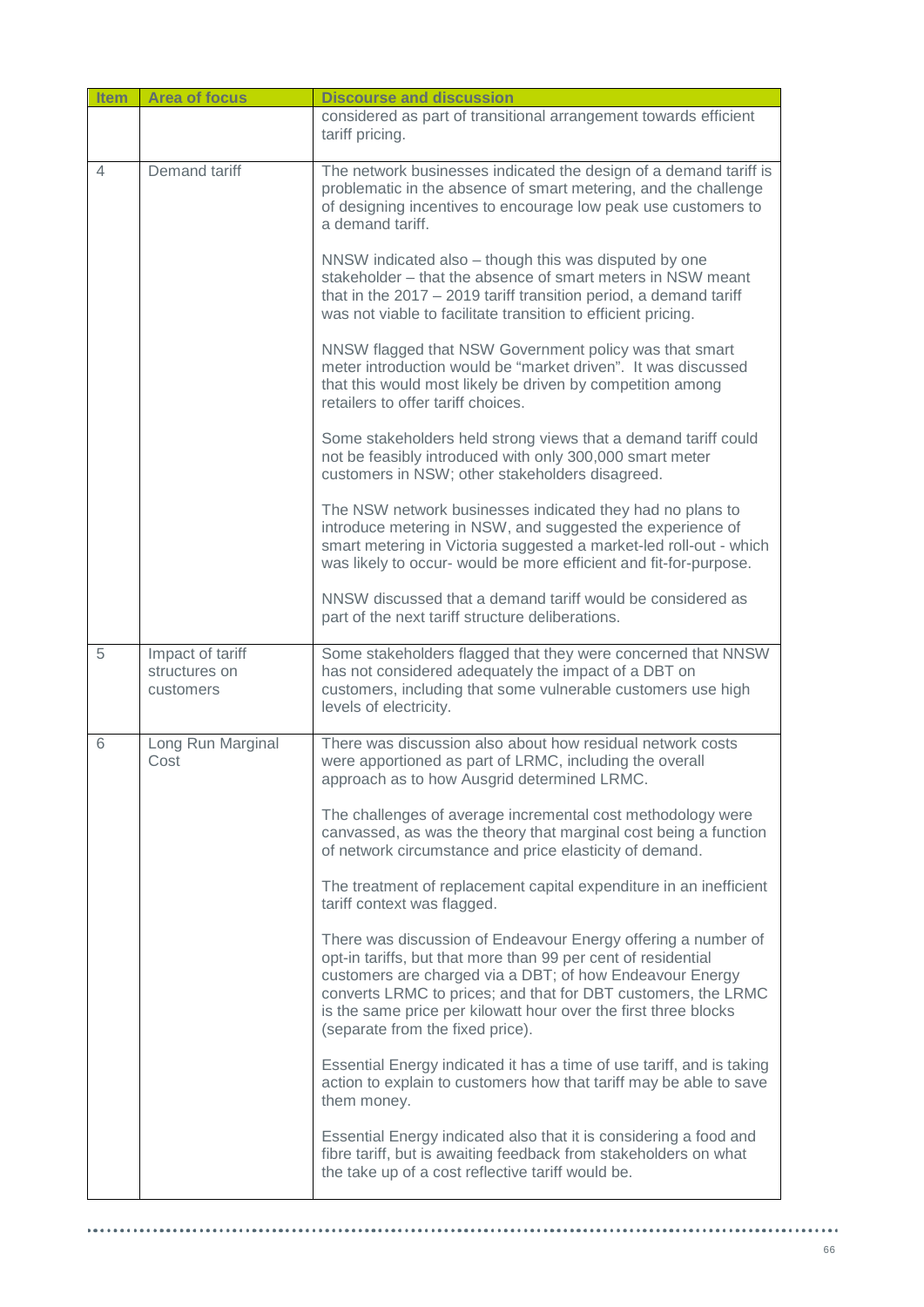| Item | Area of focus | Discourse and discussion |
| --- | --- | --- |
| | | considered as part of transitional arrangement towards efficient tariff pricing. |
| 4 | Demand tariff | The network businesses indicated the design of a demand tariff is problematic in the absence of smart metering, and the challenge of designing incentives to encourage low peak use customers to a demand tariff.<br><br>NNSW indicated also – though this was disputed by one stakeholder – that the absence of smart meters in NSW meant that in the 2017 – 2019 tariff transition period, a demand tariff was not viable to facilitate transition to efficient pricing.<br><br>NNSW flagged that NSW Government policy was that smart meter introduction would be "market driven". It was discussed that this would most likely be driven by competition among retailers to offer tariff choices.<br><br>Some stakeholders held strong views that a demand tariff could not be feasibly introduced with only 300,000 smart meter customers in NSW; other stakeholders disagreed.<br><br>The NSW network businesses indicated they had no plans to introduce metering in NSW, and suggested the experience of smart metering in Victoria suggested a market-led roll-out - which was likely to occur- would be more efficient and fit-for-purpose.<br><br>NNSW discussed that a demand tariff would be considered as part of the next tariff structure deliberations. |
| 5 | Impact of tariff structures on customers | Some stakeholders flagged that they were concerned that NNSW has not considered adequately the impact of a DBT on customers, including that some vulnerable customers use high levels of electricity. |
| 6 | Long Run Marginal Cost | There was discussion also about how residual network costs were apportioned as part of LRMC, including the overall approach as to how Ausgrid determined LRMC.<br><br>The challenges of average incremental cost methodology were canvassed, as was the theory that marginal cost being a function of network circumstance and price elasticity of demand.<br><br>The treatment of replacement capital expenditure in an inefficient tariff context was flagged.<br><br>There was discussion of Endeavour Energy offering a number of opt-in tariffs, but that more than 99 per cent of residential customers are charged via a DBT; of how Endeavour Energy converts LRMC to prices; and that for DBT customers, the LRMC is the same price per kilowatt hour over the first three blocks (separate from the fixed price).<br><br>Essential Energy indicated it has a time of use tariff, and is taking action to explain to customers how that tariff may be able to save them money.<br><br>Essential Energy indicated also that it is considering a food and fibre tariff, but is awaiting feedback from stakeholders on what the take up of a cost reflective tariff would be. |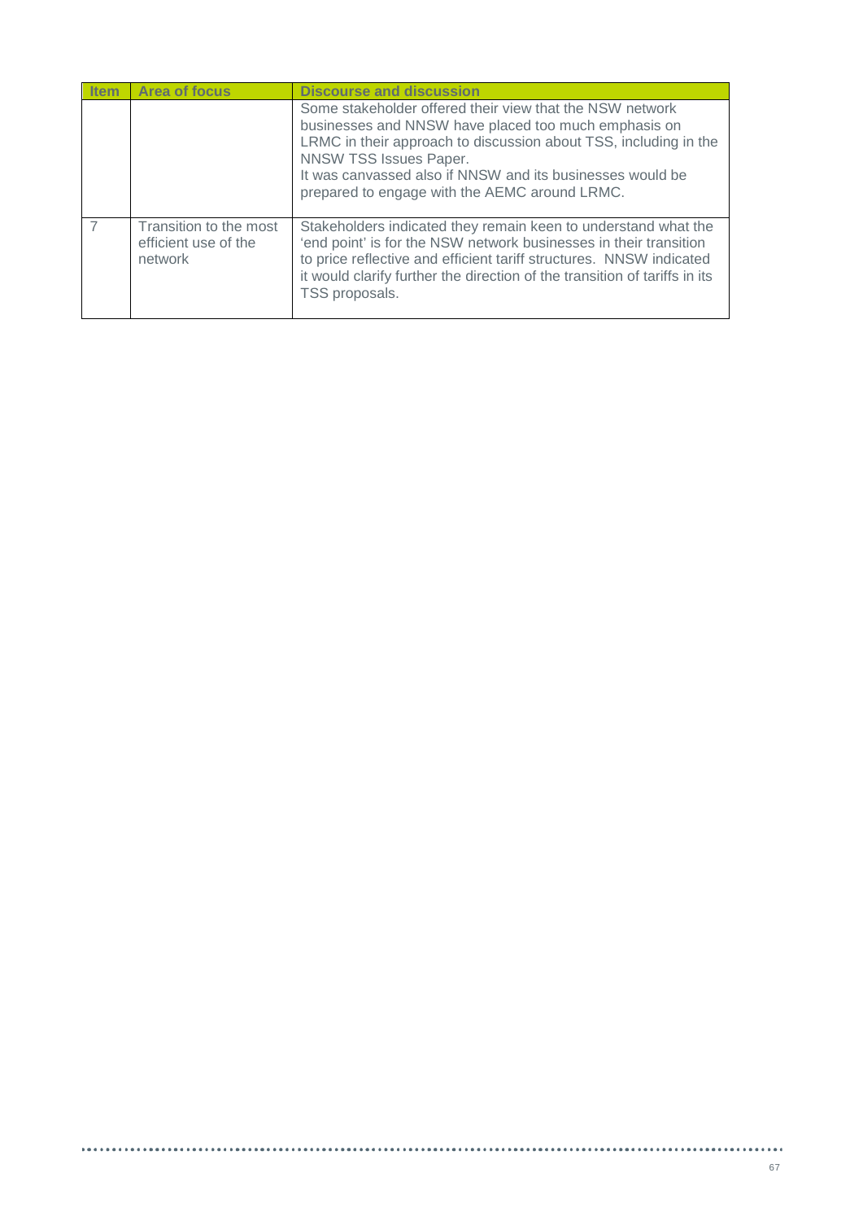| Item | Area of focus | Discourse and discussion |
|---|---|---|
| | | Some stakeholder offered their view that the NSW network businesses and NNSW have placed too much emphasis on LRMC in their approach to discussion about TSS, including in the NNSW TSS Issues Paper.<br>It was canvassed also if NNSW and its businesses would be prepared to engage with the AEMC around LRMC. |
| 7 | Transition to the most efficient use of the network | Stakeholders indicated they remain keen to understand what the 'end point' is for the NSW network businesses in their transition to price reflective and efficient tariff structures. NNSW indicated it would clarify further the direction of the transition of tariffs in its TSS proposals. |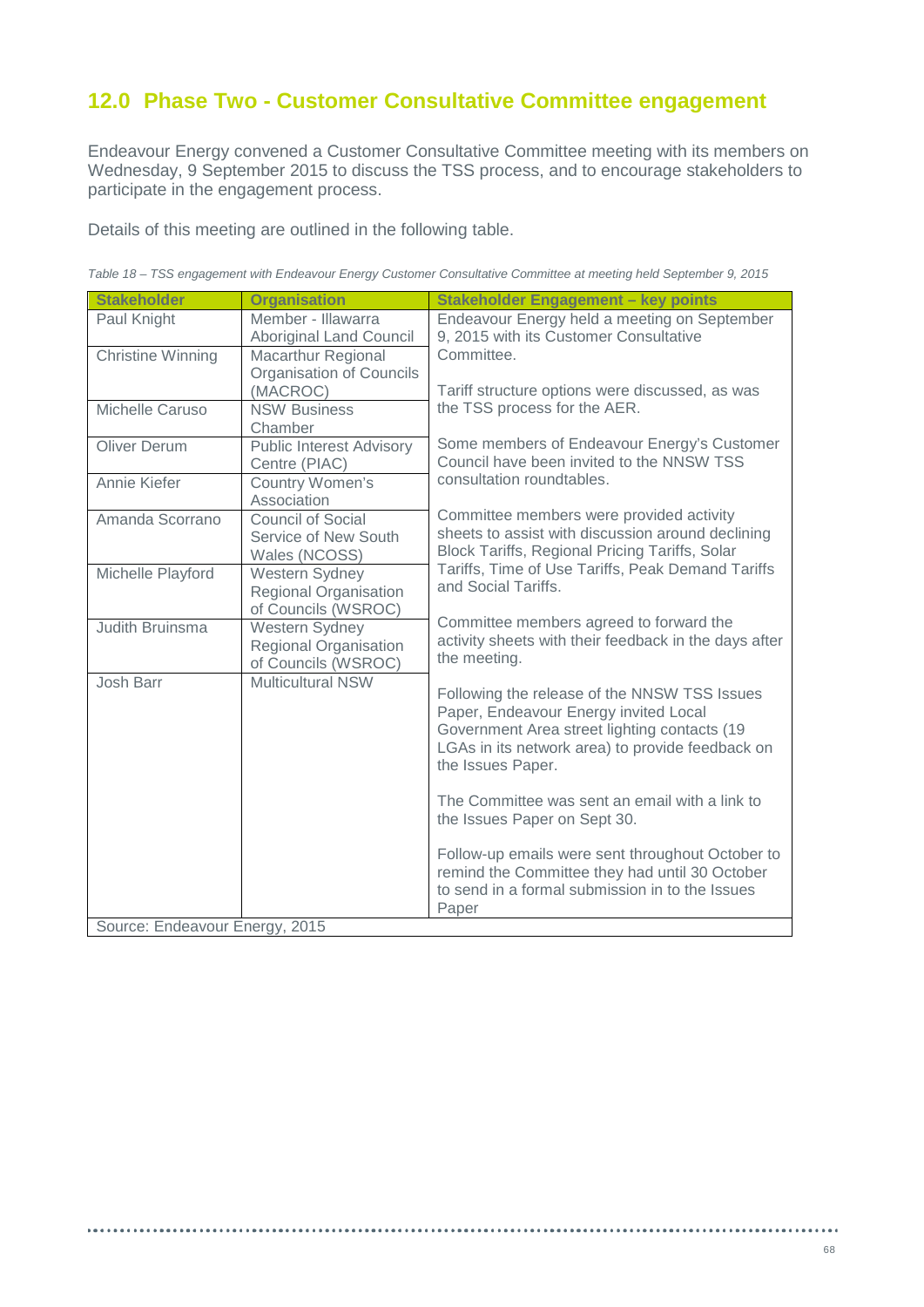## 12.0 Phase Two - Customer Consultative Committee engagement

Endeavour Energy convened a Customer Consultative Committee meeting with its members on Wednesday, 9 September 2015 to discuss the TSS process, and to encourage stakeholders to participate in the engagement process.

Details of this meeting are outlined in the following table.

*Table 18 – TSS engagement with Endeavour Energy Customer Consultative Committee at meeting held September 9, 2015*

| Stakeholder | Organisation | Stakeholder Engagement – key points |
|---|---|---|
| Paul Knight | Member - Illawarra Aboriginal Land Council | Endeavour Energy held a meeting on September 9, 2015 with its Customer Consultative Committee.<br><br>Tariff structure options were discussed, as was the TSS process for the AER.<br><br>Some members of Endeavour Energy's Customer Council have been invited to the NNSW TSS consultation roundtables.<br><br>Committee members were provided activity sheets to assist with discussion around declining Block Tariffs, Regional Pricing Tariffs, Solar Tariffs, Time of Use Tariffs, Peak Demand Tariffs and Social Tariffs.<br><br>Committee members agreed to forward the activity sheets with their feedback in the days after the meeting.<br><br>Following the release of the NNSW TSS Issues Paper, Endeavour Energy invited Local Government Area street lighting contacts (19 LGAs in its network area) to provide feedback on the Issues Paper.<br><br>The Committee was sent an email with a link to the Issues Paper on Sept 30.<br><br>Follow-up emails were sent throughout October to remind the Committee they had until 30 October to send in a formal submission in to the Issues Paper |
| Christine Winning | Macarthur Regional Organisation of Councils (MACROC) | |
| Michelle Caruso | NSW Business Chamber | |
| Oliver Derum | Public Interest Advisory Centre (PIAC) | |
| Annie Kiefer | Country Women's Association | |
| Amanda Scorrano | Council of Social Service of New South Wales (NCOSS) | |
| Michelle Playford | Western Sydney Regional Organisation of Councils (WSROC) | |
| Judith Bruinsma | Western Sydney Regional Organisation of Councils (WSROC) | |
| Josh Barr | Multicultural NSW | |

Source: Endeavour Energy, 2015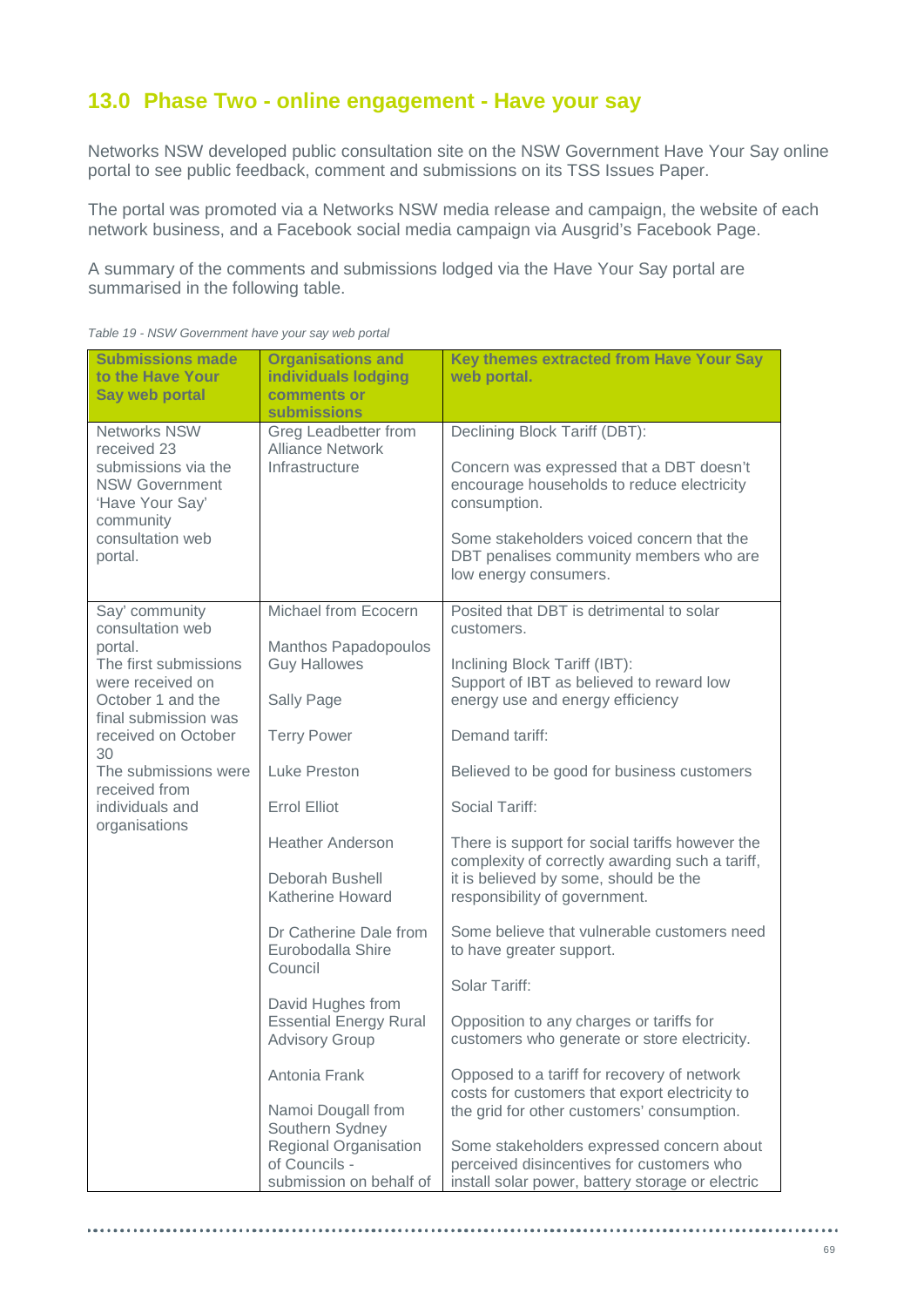## 13.0 Phase Two - online engagement - Have your say

Networks NSW developed public consultation site on the NSW Government Have Your Say online portal to see public feedback, comment and submissions on its TSS Issues Paper.

The portal was promoted via a Networks NSW media release and campaign, the website of each network business, and a Facebook social media campaign via Ausgrid's Facebook Page.

A summary of the comments and submissions lodged via the Have Your Say portal are summarised in the following table.

*Table 19 - NSW Government have your say web portal*

| Submissions made to the Have Your Say web portal | Organisations and individuals lodging comments or submissions | Key themes extracted from Have Your Say web portal. |
|---|---|---|
| Networks NSW received 23 submissions via the NSW Government 'Have Your Say' community consultation web portal. | Greg Leadbetter from Alliance Network Infrastructure | Declining Block Tariff (DBT):<br><br>Concern was expressed that a DBT doesn't encourage households to reduce electricity consumption.<br><br>Some stakeholders voiced concern that the DBT penalises community members who are low energy consumers. |
| Say' community consultation web portal.<br>The first submissions were received on October 1 and the final submission was received on October 30<br>The submissions were received from individuals and organisations | Michael from Ecocern<br><br>Manthos Papadopoulos<br>Guy Hallowes<br><br>Sally Page<br><br>Terry Power<br><br>Luke Preston<br><br>Errol Elliot<br><br>Heather Anderson<br><br>Deborah Bushell<br>Katherine Howard<br><br>Dr Catherine Dale from Eurobodalla Shire Council<br><br>David Hughes from Essential Energy Rural Advisory Group<br><br>Antonia Frank<br><br>Namoi Dougall from Southern Sydney Regional Organisation of Councils - submission on behalf of | Posited that DBT is detrimental to solar customers.<br><br>Inclining Block Tariff (IBT):<br>Support of IBT as believed to reward low energy use and energy efficiency<br><br>Demand tariff:<br><br>Believed to be good for business customers<br><br>Social Tariff:<br><br>There is support for social tariffs however the complexity of correctly awarding such a tariff, it is believed by some, should be the responsibility of government.<br><br>Some believe that vulnerable customers need to have greater support.<br><br>Solar Tariff:<br><br>Opposition to any charges or tariffs for customers who generate or store electricity.<br><br>Opposed to a tariff for recovery of network costs for customers that export electricity to the grid for other customers' consumption.<br><br>Some stakeholders expressed concern about perceived disincentives for customers who install solar power, battery storage or electric |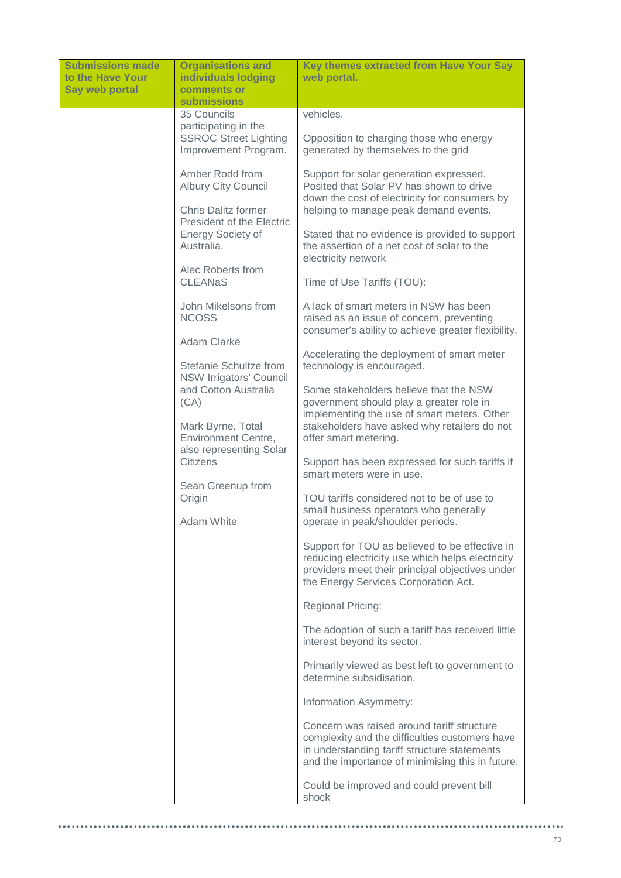| Submissions made to the Have Your Say web portal | Organisations and individuals lodging comments or submissions | Key themes extracted from Have Your Say web portal. |
|---|---|---|
| | 35 Councils participating in the SSROC Street Lighting Improvement Program.<br><br>Amber Rodd from Albury City Council<br><br>Chris Dalitz former President of the Electric Energy Society of Australia.<br><br>Alec Roberts from CLEANaS<br><br>John Mikelsons from NCOSS<br><br>Adam Clarke<br><br>Stefanie Schultze from NSW Irrigators' Council and Cotton Australia (CA)<br><br>Mark Byrne, Total Environment Centre, also representing Solar Citizens<br><br>Sean Greenup from Origin<br><br>Adam White | vehicles.<br><br>Opposition to charging those who energy generated by themselves to the grid<br><br>Support for solar generation expressed. Posited that Solar PV has shown to drive down the cost of electricity for consumers by helping to manage peak demand events.<br><br>Stated that no evidence is provided to support the assertion of a net cost of solar to the electricity network<br><br>Time of Use Tariffs (TOU):<br><br>A lack of smart meters in NSW has been raised as an issue of concern, preventing consumer's ability to achieve greater flexibility.<br><br>Accelerating the deployment of smart meter technology is encouraged.<br><br>Some stakeholders believe that the NSW government should play a greater role in implementing the use of smart meters. Other stakeholders have asked why retailers do not offer smart metering.<br><br>Support has been expressed for such tariffs if smart meters were in use.<br><br>TOU tariffs considered not to be of use to small business operators who generally operate in peak/shoulder periods.<br><br>Support for TOU as believed to be effective in reducing electricity use which helps electricity providers meet their principal objectives under the Energy Services Corporation Act.<br><br>Regional Pricing:<br><br>The adoption of such a tariff has received little interest beyond its sector.<br><br>Primarily viewed as best left to government to determine subsidisation.<br><br>Information Asymmetry:<br><br>Concern was raised around tariff structure complexity and the difficulties customers have in understanding tariff structure statements and the importance of minimising this in future.<br><br>Could be improved and could prevent bill shock |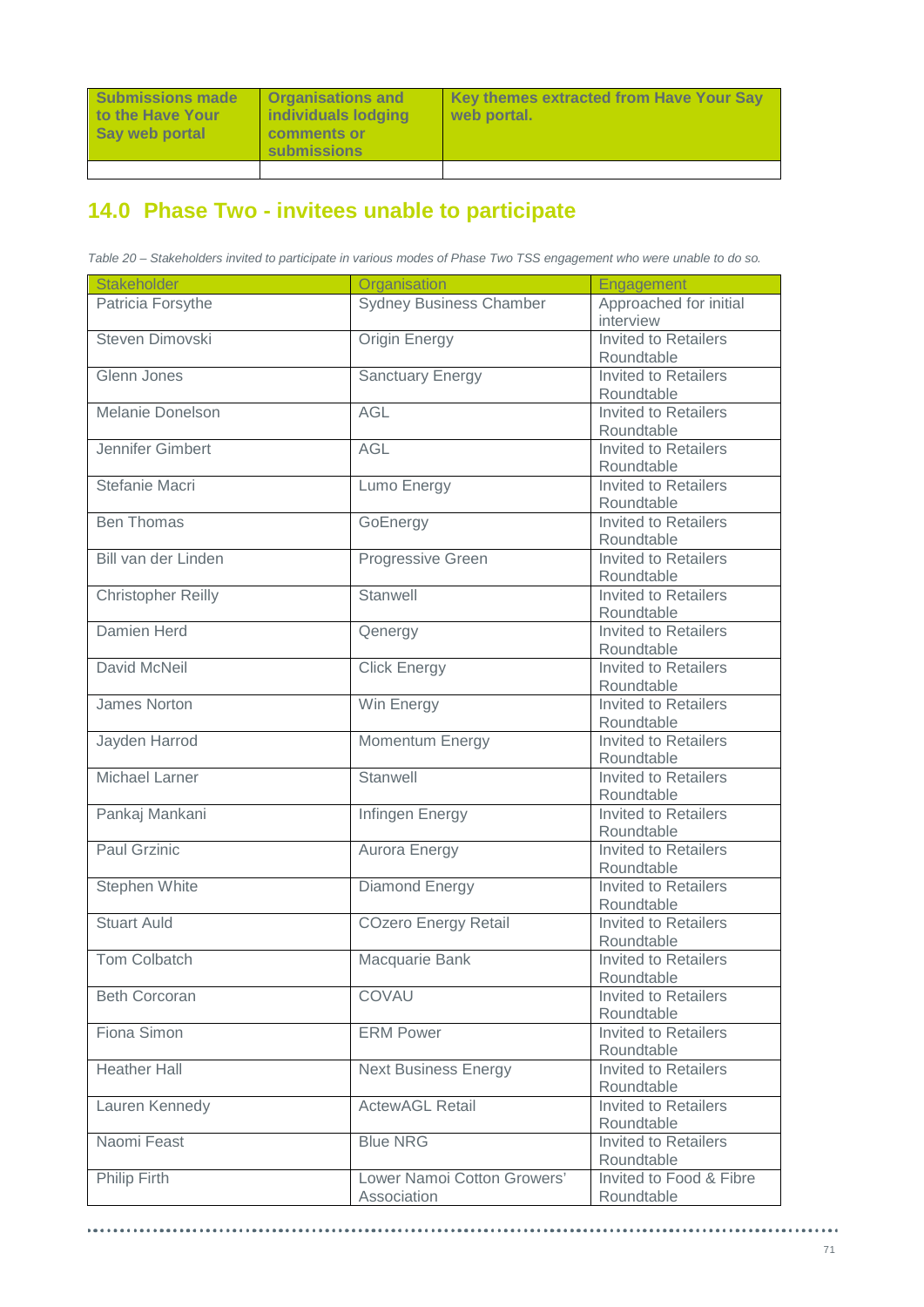| Submissions made to the Have Your Say web portal | Organisations and individuals lodging comments or submissions | Key themes extracted from Have Your Say web portal. |
|---|---|---|
| | | |

## 14.0 Phase Two - invitees unable to participate

*Table 20 – Stakeholders invited to participate in various modes of Phase Two TSS engagement who were unable to do so.*

| Stakeholder | Organisation | Engagement |
|---|---|---|
| Patricia Forsythe | Sydney Business Chamber | Approached for initial interview |
| Steven Dimovski | Origin Energy | Invited to Retailers Roundtable |
| Glenn Jones | Sanctuary Energy | Invited to Retailers Roundtable |
| Melanie Donelson | AGL | Invited to Retailers Roundtable |
| Jennifer Gimbert | AGL | Invited to Retailers Roundtable |
| Stefanie Macri | Lumo Energy | Invited to Retailers Roundtable |
| Ben Thomas | GoEnergy | Invited to Retailers Roundtable |
| Bill van der Linden | Progressive Green | Invited to Retailers Roundtable |
| Christopher Reilly | Stanwell | Invited to Retailers Roundtable |
| Damien Herd | Qenergy | Invited to Retailers Roundtable |
| David McNeil | Click Energy | Invited to Retailers Roundtable |
| James Norton | Win Energy | Invited to Retailers Roundtable |
| Jayden Harrod | Momentum Energy | Invited to Retailers Roundtable |
| Michael Larner | Stanwell | Invited to Retailers Roundtable |
| Pankaj Mankani | Infingen Energy | Invited to Retailers Roundtable |
| Paul Grzinic | Aurora Energy | Invited to Retailers Roundtable |
| Stephen White | Diamond Energy | Invited to Retailers Roundtable |
| Stuart Auld | COzero Energy Retail | Invited to Retailers Roundtable |
| Tom Colbatch | Macquarie Bank | Invited to Retailers Roundtable |
| Beth Corcoran | COVAU | Invited to Retailers Roundtable |
| Fiona Simon | ERM Power | Invited to Retailers Roundtable |
| Heather Hall | Next Business Energy | Invited to Retailers Roundtable |
| Lauren Kennedy | ActewAGL Retail | Invited to Retailers Roundtable |
| Naomi Feast | Blue NRG | Invited to Retailers Roundtable |
| Philip Firth | Lower Namoi Cotton Growers' Association | Invited to Food & Fibre Roundtable |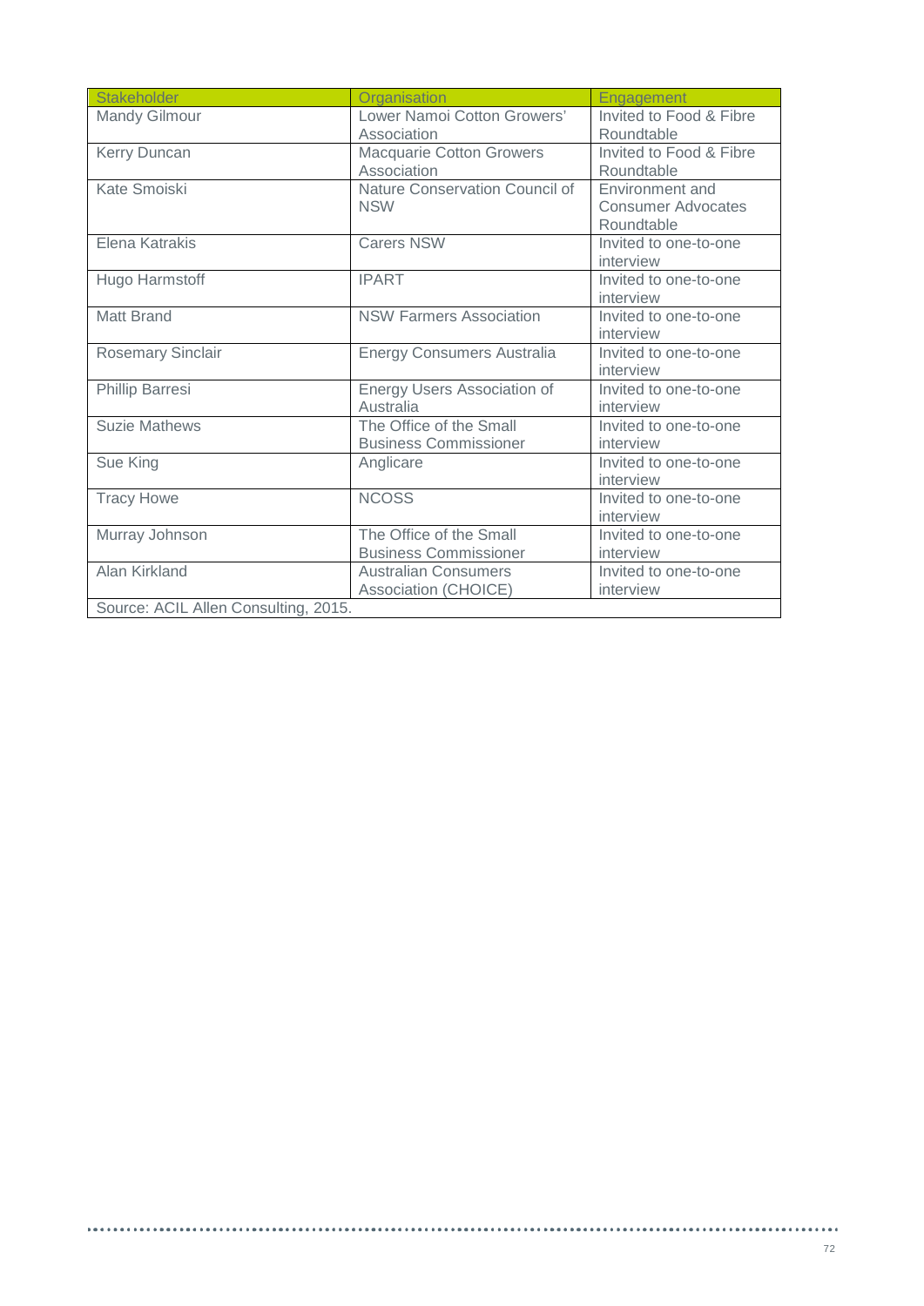| Stakeholder | Organisation | Engagement |
|---|---|---|
| Mandy Gilmour | Lower Namoi Cotton Growers' Association | Invited to Food & Fibre Roundtable |
| Kerry Duncan | Macquarie Cotton Growers Association | Invited to Food & Fibre Roundtable |
| Kate Smoiski | Nature Conservation Council of NSW | Environment and Consumer Advocates Roundtable |
| Elena Katrakis | Carers NSW | Invited to one-to-one interview |
| Hugo Harmstoff | IPART | Invited to one-to-one interview |
| Matt Brand | NSW Farmers Association | Invited to one-to-one interview |
| Rosemary Sinclair | Energy Consumers Australia | Invited to one-to-one interview |
| Phillip Barresi | Energy Users Association of Australia | Invited to one-to-one interview |
| Suzie Mathews | The Office of the Small Business Commissioner | Invited to one-to-one interview |
| Sue King | Anglicare | Invited to one-to-one interview |
| Tracy Howe | NCOSS | Invited to one-to-one interview |
| Murray Johnson | The Office of the Small Business Commissioner | Invited to one-to-one interview |
| Alan Kirkland | Australian Consumers Association (CHOICE) | Invited to one-to-one interview |

Source: ACIL Allen Consulting, 2015.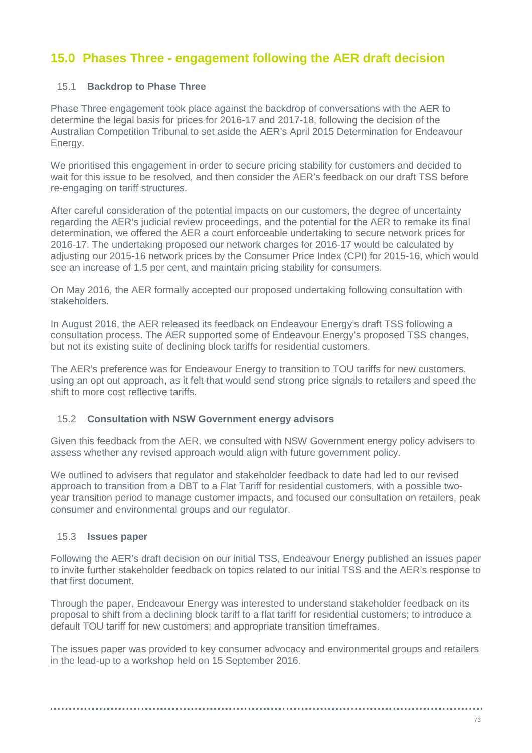## 15.0 Phases Three - engagement following the AER draft decision

### 15.1 Backdrop to Phase Three

Phase Three engagement took place against the backdrop of conversations with the AER to determine the legal basis for prices for 2016-17 and 2017-18, following the decision of the Australian Competition Tribunal to set aside the AER's April 2015 Determination for Endeavour Energy.

We prioritised this engagement in order to secure pricing stability for customers and decided to wait for this issue to be resolved, and then consider the AER's feedback on our draft TSS before re-engaging on tariff structures.

After careful consideration of the potential impacts on our customers, the degree of uncertainty regarding the AER's judicial review proceedings, and the potential for the AER to remake its final determination, we offered the AER a court enforceable undertaking to secure network prices for 2016-17. The undertaking proposed our network charges for 2016-17 would be calculated by adjusting our 2015-16 network prices by the Consumer Price Index (CPI) for 2015-16, which would see an increase of 1.5 per cent, and maintain pricing stability for consumers.

On May 2016, the AER formally accepted our proposed undertaking following consultation with stakeholders.

In August 2016, the AER released its feedback on Endeavour Energy's draft TSS following a consultation process. The AER supported some of Endeavour Energy's proposed TSS changes, but not its existing suite of declining block tariffs for residential customers.

The AER's preference was for Endeavour Energy to transition to TOU tariffs for new customers, using an opt out approach, as it felt that would send strong price signals to retailers and speed the shift to more cost reflective tariffs.

### 15.2 Consultation with NSW Government energy advisors

Given this feedback from the AER, we consulted with NSW Government energy policy advisers to assess whether any revised approach would align with future government policy.

We outlined to advisers that regulator and stakeholder feedback to date had led to our revised approach to transition from a DBT to a Flat Tariff for residential customers, with a possible two-year transition period to manage customer impacts, and focused our consultation on retailers, peak consumer and environmental groups and our regulator.

### 15.3 Issues paper

Following the AER's draft decision on our initial TSS, Endeavour Energy published an issues paper to invite further stakeholder feedback on topics related to our initial TSS and the AER's response to that first document.

Through the paper, Endeavour Energy was interested to understand stakeholder feedback on its proposal to shift from a declining block tariff to a flat tariff for residential customers; to introduce a default TOU tariff for new customers; and appropriate transition timeframes.

The issues paper was provided to key consumer advocacy and environmental groups and retailers in the lead-up to a workshop held on 15 September 2016.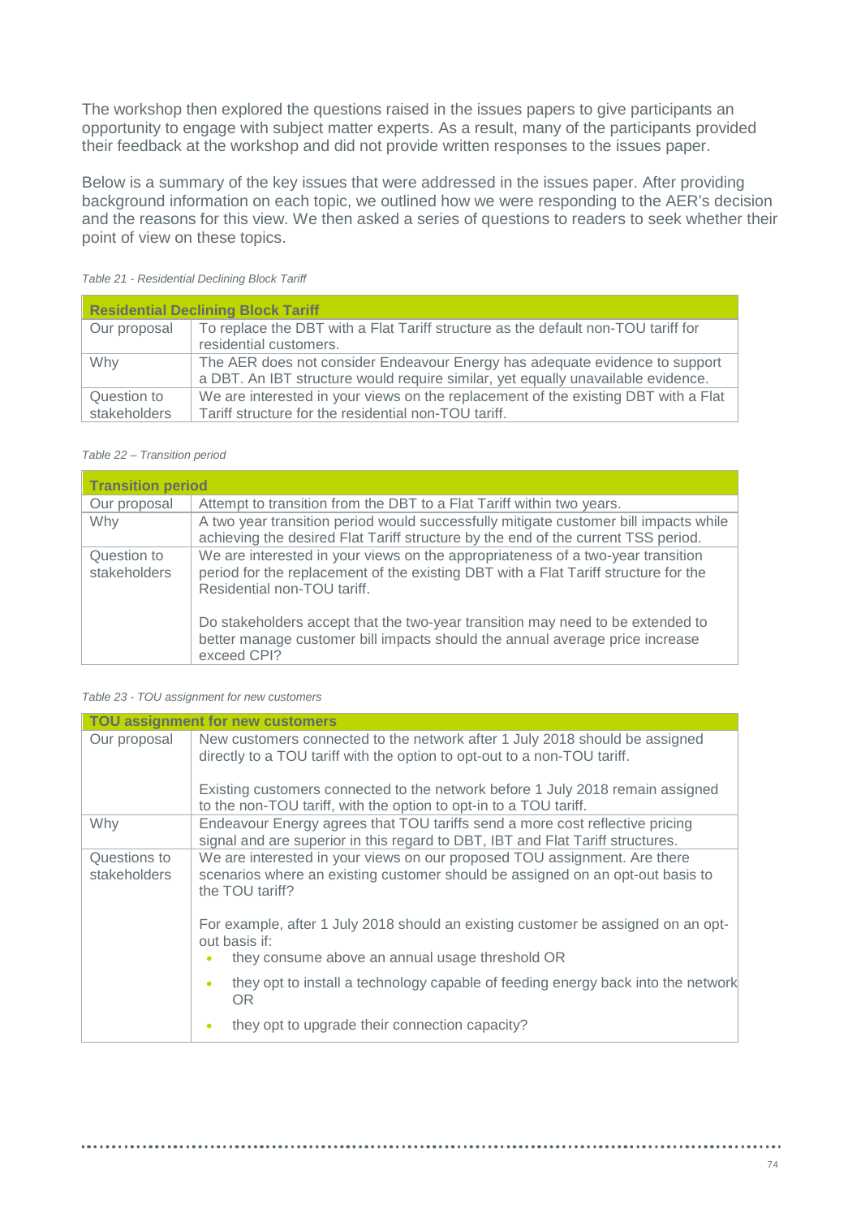The workshop then explored the questions raised in the issues papers to give participants an opportunity to engage with subject matter experts. As a result, many of the participants provided their feedback at the workshop and did not provide written responses to the issues paper.

Below is a summary of the key issues that were addressed in the issues paper. After providing background information on each topic, we outlined how we were responding to the AER's decision and the reasons for this view. We then asked a series of questions to readers to seek whether their point of view on these topics.

*Table 21 - Residential Declining Block Tariff*

| **Residential Declining Block Tariff** | |
|---|---|
| Our proposal | To replace the DBT with a Flat Tariff structure as the default non-TOU tariff for residential customers. |
| Why | The AER does not consider Endeavour Energy has adequate evidence to support a DBT. An IBT structure would require similar, yet equally unavailable evidence. |
| Question to stakeholders | We are interested in your views on the replacement of the existing DBT with a Flat Tariff structure for the residential non-TOU tariff. |

*Table 22 – Transition period*

| **Transition period** | |
|---|---|
| Our proposal | Attempt to transition from the DBT to a Flat Tariff within two years. |
| Why | A two year transition period would successfully mitigate customer bill impacts while achieving the desired Flat Tariff structure by the end of the current TSS period. |
| Question to stakeholders | We are interested in your views on the appropriateness of a two-year transition period for the replacement of the existing DBT with a Flat Tariff structure for the Residential non-TOU tariff.<br><br>Do stakeholders accept that the two-year transition may need to be extended to better manage customer bill impacts should the annual average price increase exceed CPI? |

*Table 23 - TOU assignment for new customers*

| **TOU assignment for new customers** | |
|---|---|
| Our proposal | New customers connected to the network after 1 July 2018 should be assigned directly to a TOU tariff with the option to opt-out to a non-TOU tariff.<br><br>Existing customers connected to the network before 1 July 2018 remain assigned to the non-TOU tariff, with the option to opt-in to a TOU tariff. |
| Why | Endeavour Energy agrees that TOU tariffs send a more cost reflective pricing signal and are superior in this regard to DBT, IBT and Flat Tariff structures. |
| Questions to stakeholders | We are interested in your views on our proposed TOU assignment. Are there scenarios where an existing customer should be assigned on an opt-out basis to the TOU tariff?<br><br>For example, after 1 July 2018 should an existing customer be assigned on an opt-out basis if:<br>• they consume above an annual usage threshold OR<br>• they opt to install a technology capable of feeding energy back into the network OR<br>• they opt to upgrade their connection capacity? |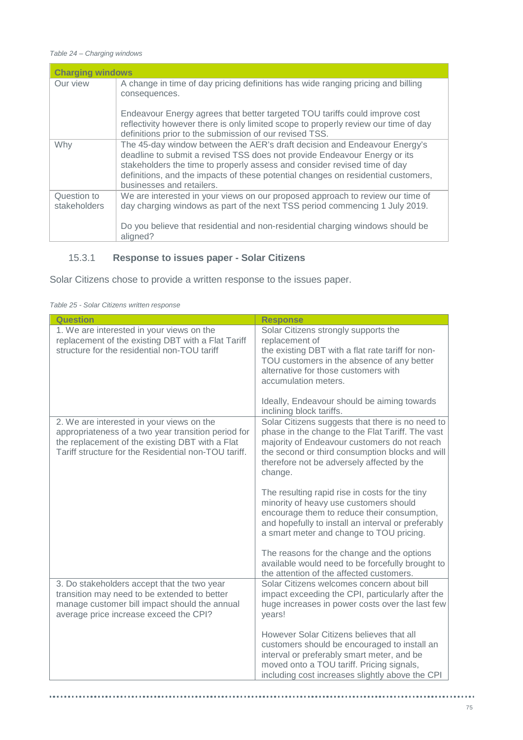*Table 24 – Charging windows*

| Charging windows | |
|---|---|
| Our view | A change in time of day pricing definitions has wide ranging pricing and billing consequences.<br><br>Endeavour Energy agrees that better targeted TOU tariffs could improve cost reflectivity however there is only limited scope to properly review our time of day definitions prior to the submission of our revised TSS. |
| Why | The 45-day window between the AER's draft decision and Endeavour Energy's deadline to submit a revised TSS does not provide Endeavour Energy or its stakeholders the time to properly assess and consider revised time of day definitions, and the impacts of these potential changes on residential customers, businesses and retailers. |
| Question to stakeholders | We are interested in your views on our proposed approach to review our time of day charging windows as part of the next TSS period commencing 1 July 2019.<br><br>Do you believe that residential and non-residential charging windows should be aligned? |

### 15.3.1 Response to issues paper - Solar Citizens

Solar Citizens chose to provide a written response to the issues paper.

*Table 25 - Solar Citizens written response*

| Question | Response |
|---|---|
| 1. We are interested in your views on the replacement of the existing DBT with a Flat Tariff structure for the residential non-TOU tariff | Solar Citizens strongly supports the replacement of the existing DBT with a flat rate tariff for non-TOU customers in the absence of any better alternative for those customers with accumulation meters.<br><br>Ideally, Endeavour should be aiming towards inclining block tariffs. |
| 2. We are interested in your views on the appropriateness of a two year transition period for the replacement of the existing DBT with a Flat Tariff structure for the Residential non-TOU tariff. | Solar Citizens suggests that there is no need to phase in the change to the Flat Tariff. The vast majority of Endeavour customers do not reach the second or third consumption blocks and will therefore not be adversely affected by the change.<br><br>The resulting rapid rise in costs for the tiny minority of heavy use customers should encourage them to reduce their consumption, and hopefully to install an interval or preferably a smart meter and change to TOU pricing.<br><br>The reasons for the change and the options available would need to be forcefully brought to the attention of the affected customers. |
| 3. Do stakeholders accept that the two year transition may need to be extended to better manage customer bill impact should the annual average price increase exceed the CPI? | Solar Citizens welcomes concern about bill impact exceeding the CPI, particularly after the huge increases in power costs over the last few years!<br><br>However Solar Citizens believes that all customers should be encouraged to install an interval or preferably smart meter, and be moved onto a TOU tariff. Pricing signals, including cost increases slightly above the CPI |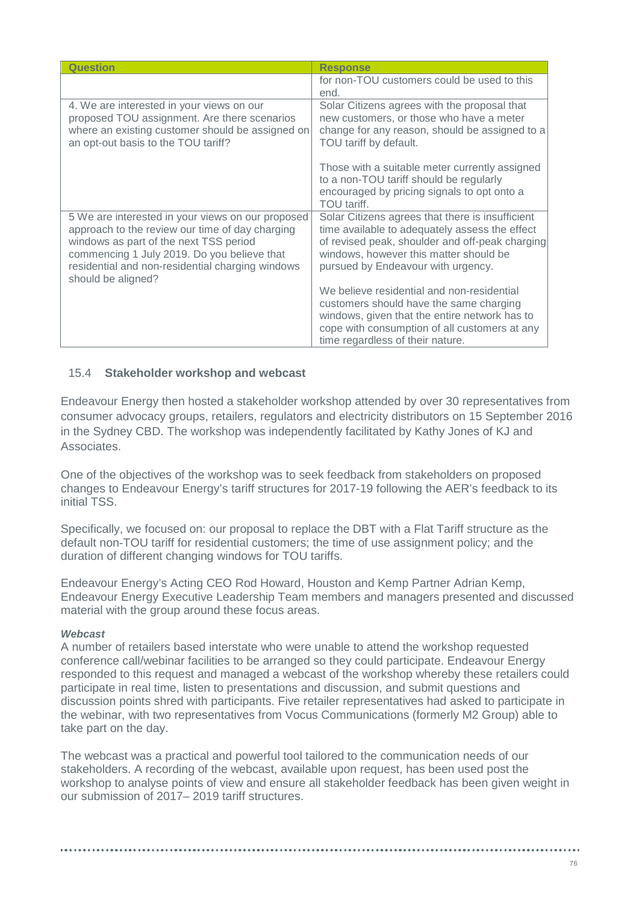| Question | Response |
| --- | --- |
| | for non-TOU customers could be used to this end. |
| 4. We are interested in your views on our proposed TOU assignment. Are there scenarios where an existing customer should be assigned on an opt-out basis to the TOU tariff? | Solar Citizens agrees with the proposal that new customers, or those who have a meter change for any reason, should be assigned to a TOU tariff by default.<br><br>Those with a suitable meter currently assigned to a non-TOU tariff should be regularly encouraged by pricing signals to opt onto a TOU tariff. |
| 5 We are interested in your views on our proposed approach to the review our time of day charging windows as part of the next TSS period commencing 1 July 2019. Do you believe that residential and non-residential charging windows should be aligned? | Solar Citizens agrees that there is insufficient time available to adequately assess the effect of revised peak, shoulder and off-peak charging windows, however this matter should be pursued by Endeavour with urgency.<br><br>We believe residential and non-residential customers should have the same charging windows, given that the entire network has to cope with consumption of all customers at any time regardless of their nature. |

## 15.4 Stakeholder workshop and webcast

Endeavour Energy then hosted a stakeholder workshop attended by over 30 representatives from consumer advocacy groups, retailers, regulators and electricity distributors on 15 September 2016 in the Sydney CBD. The workshop was independently facilitated by Kathy Jones of KJ and Associates.

One of the objectives of the workshop was to seek feedback from stakeholders on proposed changes to Endeavour Energy's tariff structures for 2017-19 following the AER's feedback to its initial TSS.

Specifically, we focused on: our proposal to replace the DBT with a Flat Tariff structure as the default non-TOU tariff for residential customers; the time of use assignment policy; and the duration of different changing windows for TOU tariffs.

Endeavour Energy's Acting CEO Rod Howard, Houston and Kemp Partner Adrian Kemp, Endeavour Energy Executive Leadership Team members and managers presented and discussed material with the group around these focus areas.

***Webcast***

A number of retailers based interstate who were unable to attend the workshop requested conference call/webinar facilities to be arranged so they could participate. Endeavour Energy responded to this request and managed a webcast of the workshop whereby these retailers could participate in real time, listen to presentations and discussion, and submit questions and discussion points shred with participants. Five retailer representatives had asked to participate in the webinar, with two representatives from Vocus Communications (formerly M2 Group) able to take part on the day.

The webcast was a practical and powerful tool tailored to the communication needs of our stakeholders. A recording of the webcast, available upon request, has been used post the workshop to analyse points of view and ensure all stakeholder feedback has been given weight in our submission of 2017– 2019 tariff structures.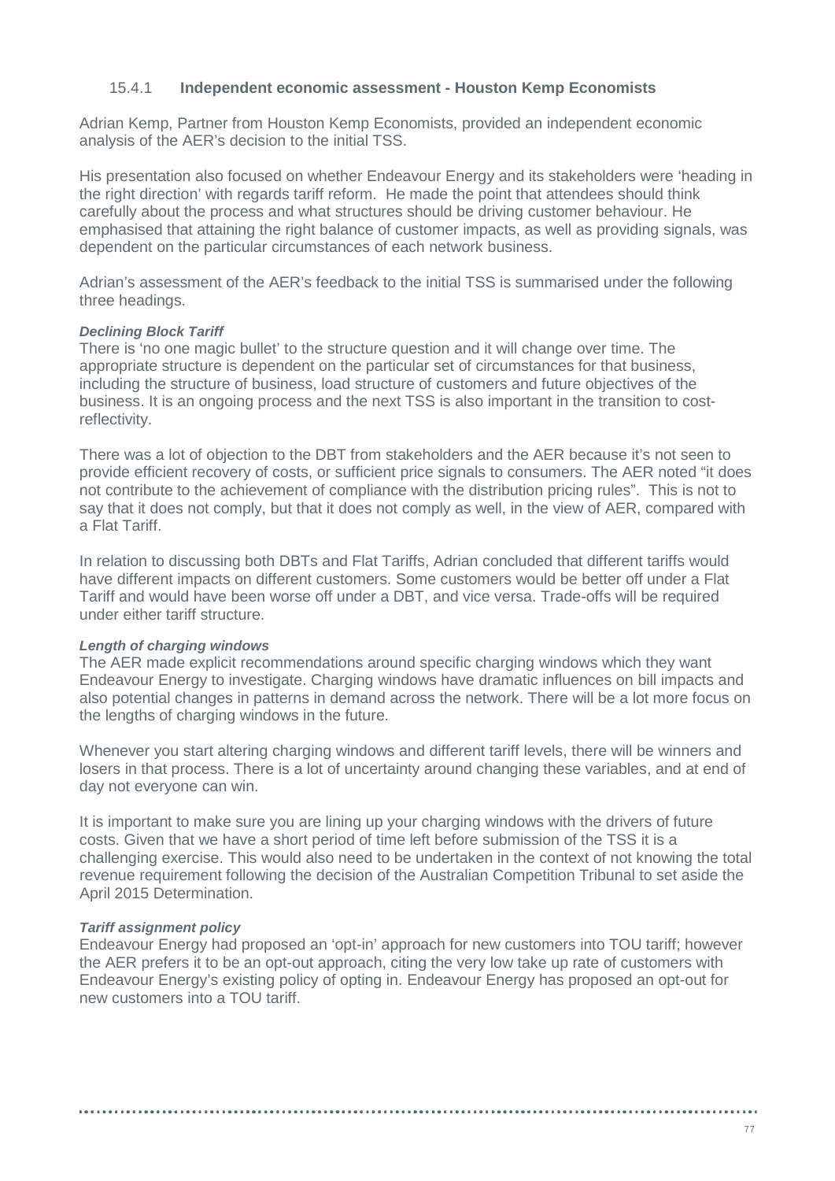### 15.4.1 Independent economic assessment - Houston Kemp Economists

Adrian Kemp, Partner from Houston Kemp Economists, provided an independent economic analysis of the AER's decision to the initial TSS.

His presentation also focused on whether Endeavour Energy and its stakeholders were 'heading in the right direction' with regards tariff reform. He made the point that attendees should think carefully about the process and what structures should be driving customer behaviour. He emphasised that attaining the right balance of customer impacts, as well as providing signals, was dependent on the particular circumstances of each network business.

Adrian's assessment of the AER's feedback to the initial TSS is summarised under the following three headings.

***Declining Block Tariff***

There is 'no one magic bullet' to the structure question and it will change over time. The appropriate structure is dependent on the particular set of circumstances for that business, including the structure of business, load structure of customers and future objectives of the business. It is an ongoing process and the next TSS is also important in the transition to cost-reflectivity.

There was a lot of objection to the DBT from stakeholders and the AER because it's not seen to provide efficient recovery of costs, or sufficient price signals to consumers. The AER noted "it does not contribute to the achievement of compliance with the distribution pricing rules". This is not to say that it does not comply, but that it does not comply as well, in the view of AER, compared with a Flat Tariff.

In relation to discussing both DBTs and Flat Tariffs, Adrian concluded that different tariffs would have different impacts on different customers. Some customers would be better off under a Flat Tariff and would have been worse off under a DBT, and vice versa. Trade-offs will be required under either tariff structure.

***Length of charging windows***

The AER made explicit recommendations around specific charging windows which they want Endeavour Energy to investigate. Charging windows have dramatic influences on bill impacts and also potential changes in patterns in demand across the network. There will be a lot more focus on the lengths of charging windows in the future.

Whenever you start altering charging windows and different tariff levels, there will be winners and losers in that process. There is a lot of uncertainty around changing these variables, and at end of day not everyone can win.

It is important to make sure you are lining up your charging windows with the drivers of future costs. Given that we have a short period of time left before submission of the TSS it is a challenging exercise. This would also need to be undertaken in the context of not knowing the total revenue requirement following the decision of the Australian Competition Tribunal to set aside the April 2015 Determination.

***Tariff assignment policy***

Endeavour Energy had proposed an 'opt-in' approach for new customers into TOU tariff; however the AER prefers it to be an opt-out approach, citing the very low take up rate of customers with Endeavour Energy's existing policy of opting in. Endeavour Energy has proposed an opt-out for new customers into a TOU tariff.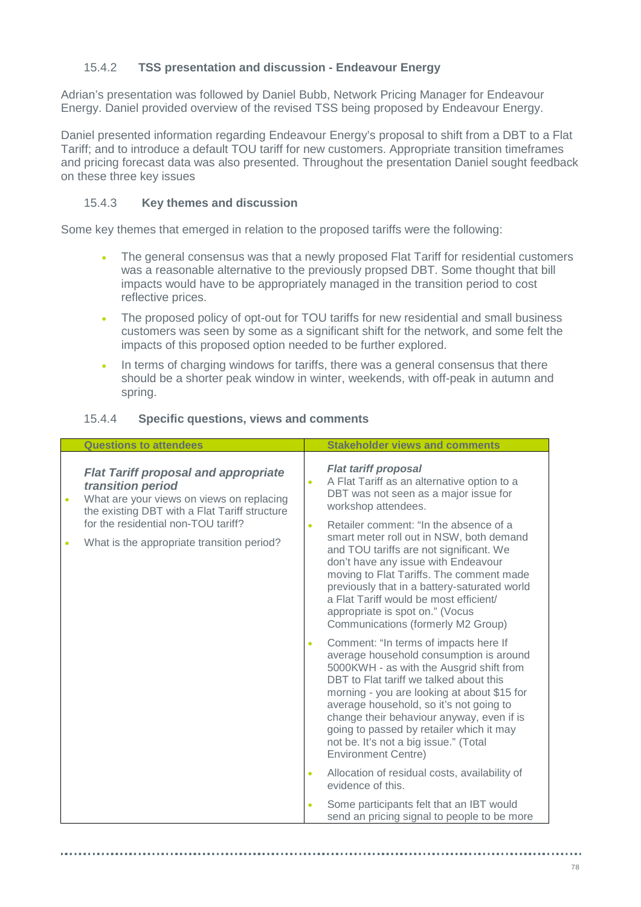### 15.4.2 TSS presentation and discussion - Endeavour Energy

Adrian's presentation was followed by Daniel Bubb, Network Pricing Manager for Endeavour Energy. Daniel provided overview of the revised TSS being proposed by Endeavour Energy.

Daniel presented information regarding Endeavour Energy's proposal to shift from a DBT to a Flat Tariff; and to introduce a default TOU tariff for new customers. Appropriate transition timeframes and pricing forecast data was also presented. Throughout the presentation Daniel sought feedback on these three key issues

### 15.4.3 Key themes and discussion

Some key themes that emerged in relation to the proposed tariffs were the following:

- The general consensus was that a newly proposed Flat Tariff for residential customers was a reasonable alternative to the previously propsed DBT. Some thought that bill impacts would have to be appropriately managed in the transition period to cost reflective prices.
- The proposed policy of opt-out for TOU tariffs for new residential and small business customers was seen by some as a significant shift for the network, and some felt the impacts of this proposed option needed to be further explored.
- In terms of charging windows for tariffs, there was a general consensus that there should be a shorter peak window in winter, weekends, with off-peak in autumn and spring.

### 15.4.4 Specific questions, views and comments

| Questions to attendees | Stakeholder views and comments |
|---|---|
| ***Flat Tariff proposal and appropriate transition period***<br>• What are your views on views on replacing the existing DBT with a Flat Tariff structure for the residential non-TOU tariff?<br>• What is the appropriate transition period? | ***Flat tariff proposal***<br>• A Flat Tariff as an alternative option to a DBT was not seen as a major issue for workshop attendees.<br>• Retailer comment: "In the absence of a smart meter roll out in NSW, both demand and TOU tariffs are not significant. We don't have any issue with Endeavour moving to Flat Tariffs. The comment made previously that in a battery-saturated world a Flat Tariff would be most efficient/ appropriate is spot on." (Vocus Communications (formerly M2 Group)<br>• Comment: "In terms of impacts here If average household consumption is around 5000KWH - as with the Ausgrid shift from DBT to Flat tariff we talked about this morning - you are looking at about $15 for average household, so it's not going to change their behaviour anyway, even if is going to passed by retailer which it may not be. It's not a big issue." (Total Environment Centre)<br>• Allocation of residual costs, availability of evidence of this.<br>• Some participants felt that an IBT would send an pricing signal to people to be more |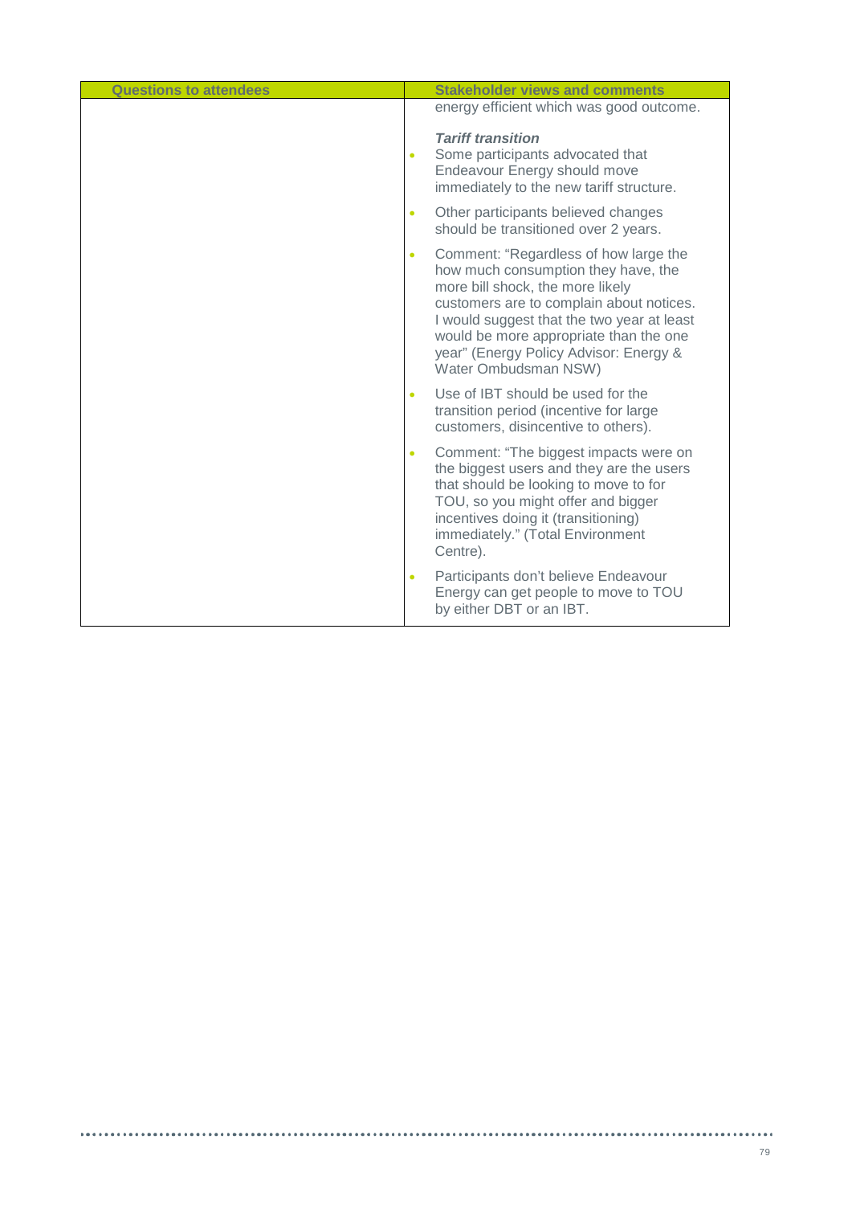| Questions to attendees | Stakeholder views and comments |
|---|---|
| | energy efficient which was good outcome.<br><br>***Tariff transition***<br>• Some participants advocated that Endeavour Energy should move immediately to the new tariff structure.<br>• Other participants believed changes should be transitioned over 2 years.<br>• Comment: "Regardless of how large the how much consumption they have, the more bill shock, the more likely customers are to complain about notices. I would suggest that the two year at least would be more appropriate than the one year" (Energy Policy Advisor: Energy & Water Ombudsman NSW)<br>• Use of IBT should be used for the transition period (incentive for large customers, disincentive to others).<br>• Comment: "The biggest impacts were on the biggest users and they are the users that should be looking to move to for TOU, so you might offer and bigger incentives doing it (transitioning) immediately." (Total Environment Centre).<br>• Participants don't believe Endeavour Energy can get people to move to TOU by either DBT or an IBT. |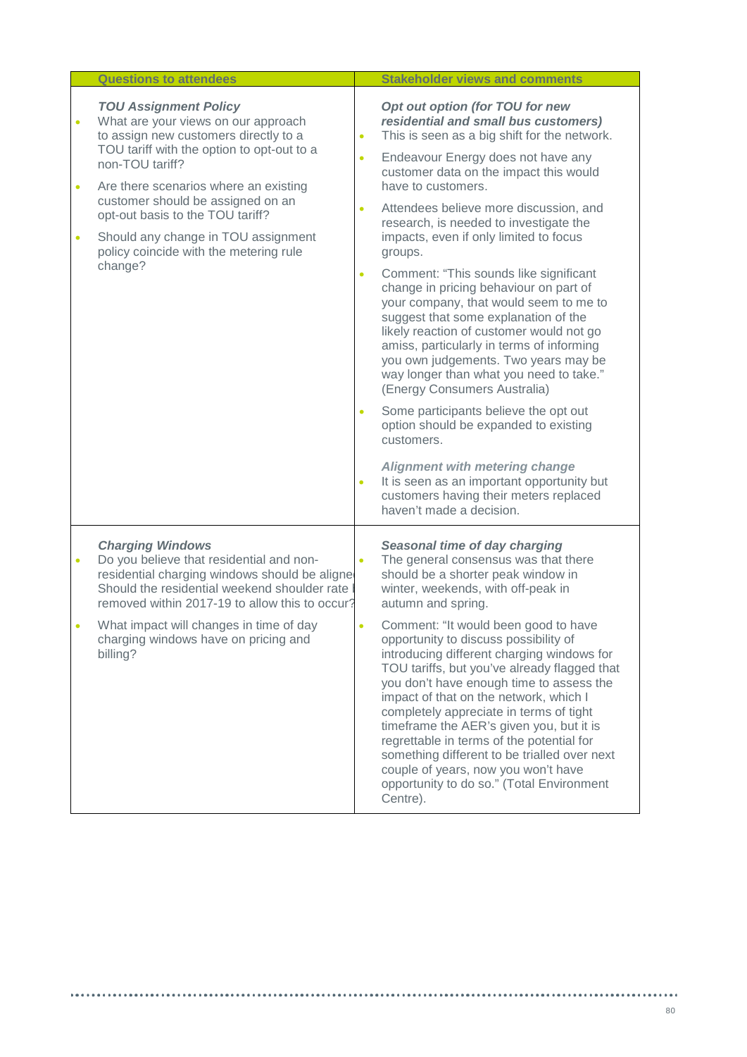| Questions to attendees | Stakeholder views and comments |
|---|---|
| ***TOU Assignment Policy***<br>• What are your views on our approach to assign new customers directly to a TOU tariff with the option to opt-out to a non-TOU tariff?<br>• Are there scenarios where an existing customer should be assigned on an opt-out basis to the TOU tariff?<br>• Should any change in TOU assignment policy coincide with the metering rule change? | ***Opt out option (for TOU for new residential and small bus customers)***<br>• This is seen as a big shift for the network.<br>• Endeavour Energy does not have any customer data on the impact this would have to customers.<br>• Attendees believe more discussion, and research, is needed to investigate the impacts, even if only limited to focus groups.<br>• Comment: "This sounds like significant change in pricing behaviour on part of your company, that would seem to me to suggest that some explanation of the likely reaction of customer would not go amiss, particularly in terms of informing you own judgements. Two years may be way longer than what you need to take." (Energy Consumers Australia)<br>• Some participants believe the opt out option should be expanded to existing customers.<br><br>***Alignment with metering change***<br>• It is seen as an important opportunity but customers having their meters replaced haven't made a decision. |
| ***Charging Windows***<br>• Do you believe that residential and non-residential charging windows should be aligne Should the residential weekend shoulder rate l removed within 2017-19 to allow this to occur?<br>• What impact will changes in time of day charging windows have on pricing and billing? | ***Seasonal time of day charging***<br>• The general consensus was that there should be a shorter peak window in winter, weekends, with off-peak in autumn and spring.<br>• Comment: "It would been good to have opportunity to discuss possibility of introducing different charging windows for TOU tariffs, but you've already flagged that you don't have enough time to assess the impact of that on the network, which I completely appreciate in terms of tight timeframe the AER's given you, but it is regrettable in terms of the potential for something different to be trialled over next couple of years, now you won't have opportunity to do so." (Total Environment Centre). |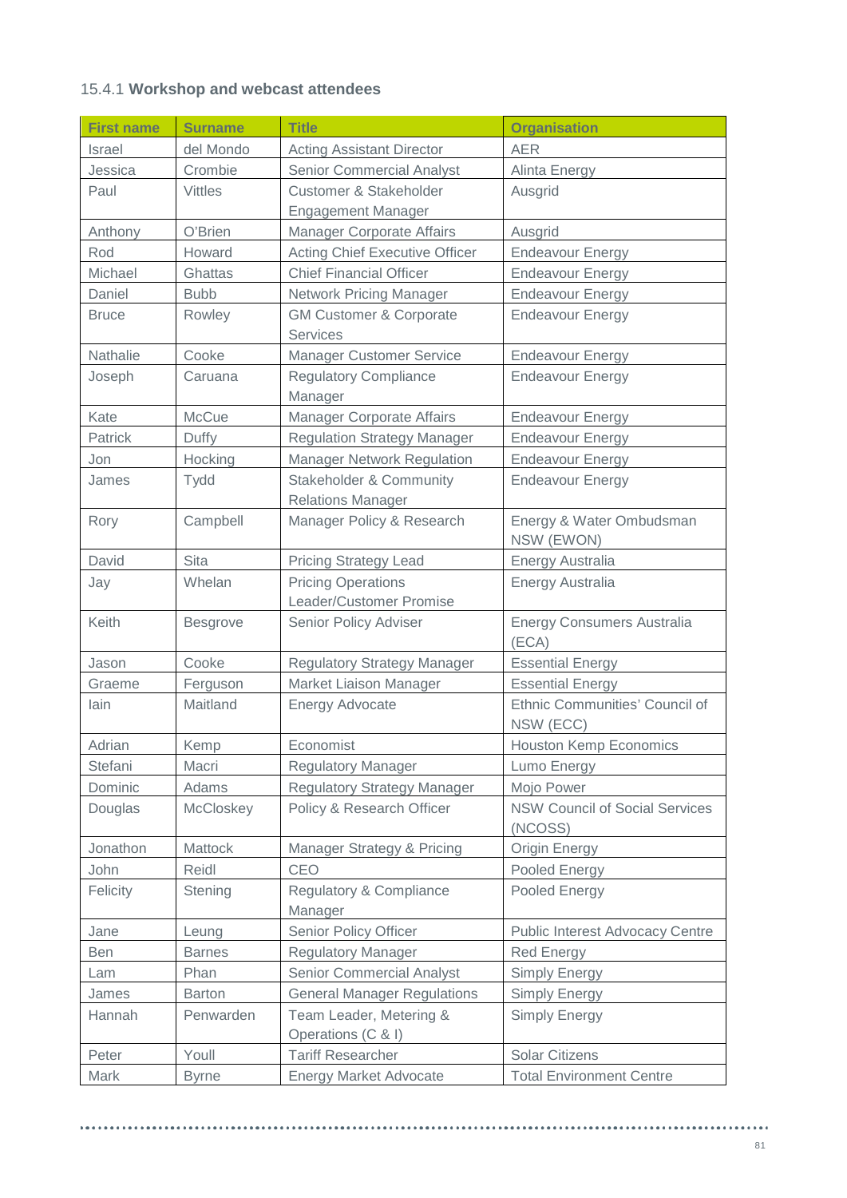### 15.4.1 **Workshop and webcast attendees**

| First name | Surname | Title | Organisation |
|---|---|---|---|
| Israel | del Mondo | Acting Assistant Director | AER |
| Jessica | Crombie | Senior Commercial Analyst | Alinta Energy |
| Paul | Vittles | Customer & Stakeholder Engagement Manager | Ausgrid |
| Anthony | O'Brien | Manager Corporate Affairs | Ausgrid |
| Rod | Howard | Acting Chief Executive Officer | Endeavour Energy |
| Michael | Ghattas | Chief Financial Officer | Endeavour Energy |
| Daniel | Bubb | Network Pricing Manager | Endeavour Energy |
| Bruce | Rowley | GM Customer & Corporate Services | Endeavour Energy |
| Nathalie | Cooke | Manager Customer Service | Endeavour Energy |
| Joseph | Caruana | Regulatory Compliance Manager | Endeavour Energy |
| Kate | McCue | Manager Corporate Affairs | Endeavour Energy |
| Patrick | Duffy | Regulation Strategy Manager | Endeavour Energy |
| Jon | Hocking | Manager Network Regulation | Endeavour Energy |
| James | Tydd | Stakeholder & Community Relations Manager | Endeavour Energy |
| Rory | Campbell | Manager Policy & Research | Energy & Water Ombudsman NSW (EWON) |
| David | Sita | Pricing Strategy Lead | Energy Australia |
| Jay | Whelan | Pricing Operations Leader/Customer Promise | Energy Australia |
| Keith | Besgrove | Senior Policy Adviser | Energy Consumers Australia (ECA) |
| Jason | Cooke | Regulatory Strategy Manager | Essential Energy |
| Graeme | Ferguson | Market Liaison Manager | Essential Energy |
| Iain | Maitland | Energy Advocate | Ethnic Communities' Council of NSW (ECC) |
| Adrian | Kemp | Economist | Houston Kemp Economics |
| Stefani | Macri | Regulatory Manager | Lumo Energy |
| Dominic | Adams | Regulatory Strategy Manager | Mojo Power |
| Douglas | McCloskey | Policy & Research Officer | NSW Council of Social Services (NCOSS) |
| Jonathon | Mattock | Manager Strategy & Pricing | Origin Energy |
| John | Reidl | CEO | Pooled Energy |
| Felicity | Stening | Regulatory & Compliance Manager | Pooled Energy |
| Jane | Leung | Senior Policy Officer | Public Interest Advocacy Centre |
| Ben | Barnes | Regulatory Manager | Red Energy |
| Lam | Phan | Senior Commercial Analyst | Simply Energy |
| James | Barton | General Manager Regulations | Simply Energy |
| Hannah | Penwarden | Team Leader, Metering & Operations (C & I) | Simply Energy |
| Peter | Youll | Tariff Researcher | Solar Citizens |
| Mark | Byrne | Energy Market Advocate | Total Environment Centre |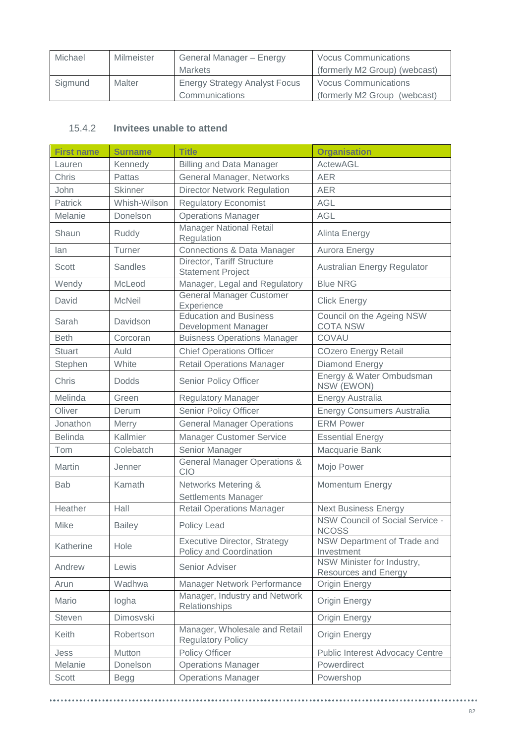| Michael | Milmeister | General Manager – Energy Markets | Vocus Communications (formerly M2 Group) (webcast) |
|---|---|---|---|
| Sigmund | Malter | Energy Strategy Analyst Focus Communications | Vocus Communications (formerly M2 Group  (webcast) |

### 15.4.2 Invitees unable to attend

| First name | Surname | Title | Organisation |
|---|---|---|---|
| Lauren | Kennedy | Billing and Data Manager | ActewAGL |
| Chris | Pattas | General Manager, Networks | AER |
| John | Skinner | Director Network Regulation | AER |
| Patrick | Whish-Wilson | Regulatory Economist | AGL |
| Melanie | Donelson | Operations Manager | AGL |
| Shaun | Ruddy | Manager National Retail Regulation | Alinta Energy |
| Ian | Turner | Connections & Data Manager | Aurora Energy |
| Scott | Sandles | Director, Tariff Structure Statement Project | Australian Energy Regulator |
| Wendy | McLeod | Manager, Legal and Regulatory | Blue NRG |
| David | McNeil | General Manager Customer Experience | Click Energy |
| Sarah | Davidson | Education and Business Development Manager | Council on the Ageing NSW COTA NSW |
| Beth | Corcoran | Buisness Operations Manager | COVAU |
| Stuart | Auld | Chief Operations Officer | COzero Energy Retail |
| Stephen | White | Retail Operations Manager | Diamond Energy |
| Chris | Dodds | Senior Policy Officer | Energy & Water Ombudsman NSW (EWON) |
| Melinda | Green | Regulatory Manager | Energy Australia |
| Oliver | Derum | Senior Policy Officer | Energy Consumers Australia |
| Jonathon | Merry | General Manager Operations | ERM Power |
| Belinda | Kallmier | Manager Customer Service | Essential Energy |
| Tom | Colebatch | Senior Manager | Macquarie Bank |
| Martin | Jenner | General Manager Operations & CIO | Mojo Power |
| Bab | Kamath | Networks Metering & Settlements Manager | Momentum Energy |
| Heather | Hall | Retail Operations Manager | Next Business Energy |
| Mike | Bailey | Policy Lead | NSW Council of Social Service - NCOSS |
| Katherine | Hole | Executive Director, Strategy Policy and Coordination | NSW Department of Trade and Investment |
| Andrew | Lewis | Senior Adviser | NSW Minister for Industry, Resources and Energy |
| Arun | Wadhwa | Manager Network Performance | Origin Energy |
| Mario | Iogha | Manager, Industry and Network Relationships | Origin Energy |
| Steven | Dimosvski | | Origin Energy |
| Keith | Robertson | Manager, Wholesale and Retail Regulatory Policy | Origin Energy |
| Jess | Mutton | Policy Officer | Public Interest Advocacy Centre |
| Melanie | Donelson | Operations Manager | Powerdirect |
| Scott | Begg | Operations Manager | Powershop |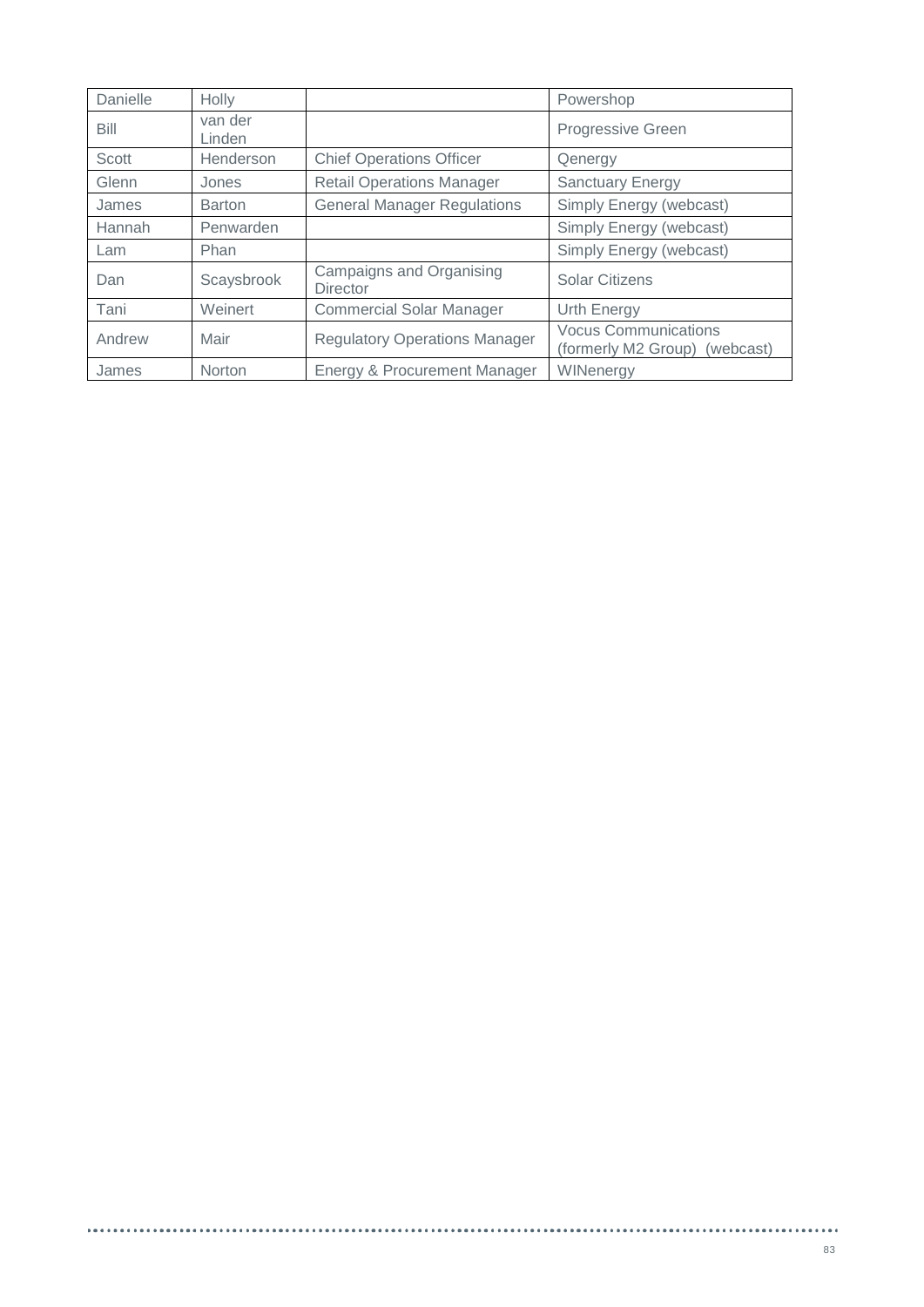| | | | |
|---|---|---|---|
| Danielle | Holly | | Powershop |
| Bill | van der Linden | | Progressive Green |
| Scott | Henderson | Chief Operations Officer | Qenergy |
| Glenn | Jones | Retail Operations Manager | Sanctuary Energy |
| James | Barton | General Manager Regulations | Simply Energy (webcast) |
| Hannah | Penwarden | | Simply Energy (webcast) |
| Lam | Phan | | Simply Energy (webcast) |
| Dan | Scaysbrook | Campaigns and Organising Director | Solar Citizens |
| Tani | Weinert | Commercial Solar Manager | Urth Energy |
| Andrew | Mair | Regulatory Operations Manager | Vocus Communications (formerly M2 Group) (webcast) |
| James | Norton | Energy & Procurement Manager | WINenergy |